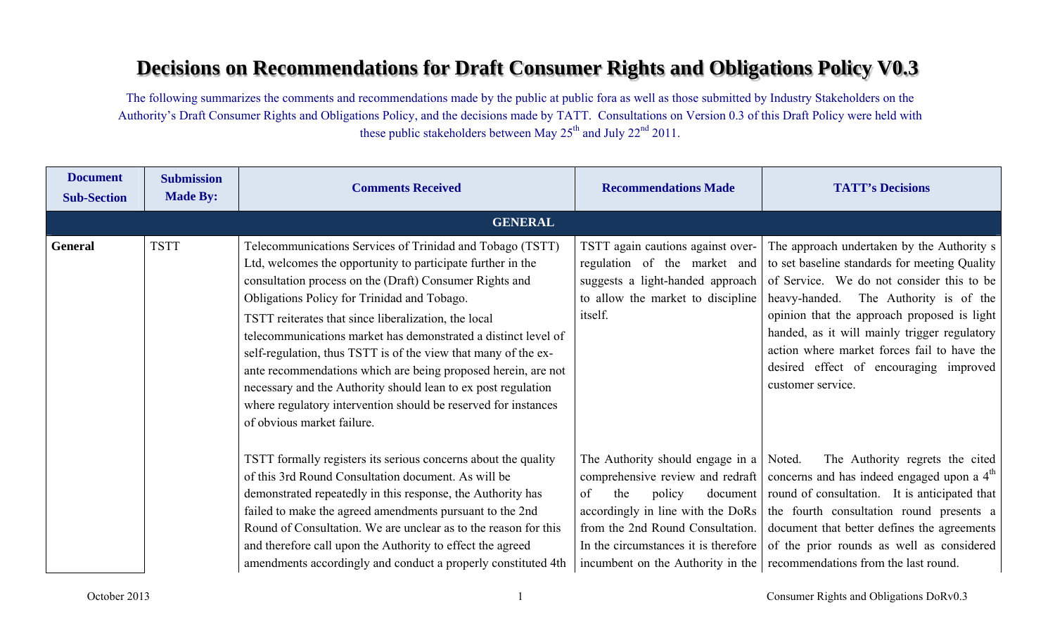# Decisions on Recommendations for Draft Consumer Rights and Obligations Policy V0.3

The following summarizes the comments and recommendations made by the public at public fora as well as those submitted by Industry Stakeholders on the Authority's Draft Consumer Rights and Obligations Policy, and the decisions made by TATT. Consultations on Version 0.3 of this Draft Policy were held with these public stakeholders between May 25th and July 22nd 2011.

| Document Sub-Section | Submission Made By: | Comments Received | Recommendations Made | TATT's Decisions |
|---|---|---|---|---|
| **GENERAL** | | | | |
| **General** | TSTT | Telecommunications Services of Trinidad and Tobago (TSTT) Ltd, welcomes the opportunity to participate further in the consultation process on the (Draft) Consumer Rights and Obligations Policy for Trinidad and Tobago.<br>TSTT reiterates that since liberalization, the local telecommunications market has demonstrated a distinct level of self-regulation, thus TSTT is of the view that many of the ex-ante recommendations which are being proposed herein, are not necessary and the Authority should lean to ex post regulation where regulatory intervention should be reserved for instances of obvious market failure. | TSTT again cautions against over-regulation of the market and suggests a light-handed approach to allow the market to discipline itself. | The approach undertaken by the Authority s to set baseline standards for meeting Quality of Service. We do not consider this to be heavy-handed. The Authority is of the opinion that the approach proposed is light handed, as it will mainly trigger regulatory action where market forces fail to have the desired effect of encouraging improved customer service. |
| | | TSTT formally registers its serious concerns about the quality of this 3rd Round Consultation document. As will be demonstrated repeatedly in this response, the Authority has failed to make the agreed amendments pursuant to the 2nd Round of Consultation. We are unclear as to the reason for this and therefore call upon the Authority to effect the agreed amendments accordingly and conduct a properly constituted 4th | The Authority should engage in a comprehensive review and redraft of the policy document accordingly in line with the DoRs from the 2nd Round Consultation. In the circumstances it is therefore incumbent on the Authority in the | Noted. The Authority regrets the cited concerns and has indeed engaged upon a 4th round of consultation. It is anticipated that the fourth consultation round presents a document that better defines the agreements of the prior rounds as well as considered recommendations from the last round. |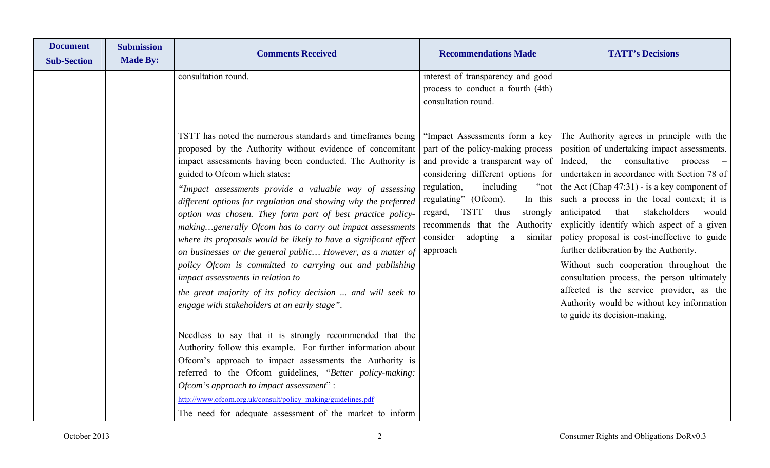| Document Sub-Section | Submission Made By: | Comments Received | Recommendations Made | TATT's Decisions |
|---|---|---|---|---|
| | | consultation round. | interest of transparency and good process to conduct a fourth (4th) consultation round. | |
| | | TSTT has noted the numerous standards and timeframes being proposed by the Authority without evidence of concomitant impact assessments having been conducted. The Authority is guided to Ofcom which states:<br>*"Impact assessments provide a valuable way of assessing different options for regulation and showing why the preferred option was chosen. They form part of best practice policy-making…generally Ofcom has to carry out impact assessments where its proposals would be likely to have a significant effect on businesses or the general public… However, as a matter of policy Ofcom is committed to carrying out and publishing impact assessments in relation to*<br>*the great majority of its policy decision ... and will seek to engage with stakeholders at an early stage".*<br><br>Needless to say that it is strongly recommended that the Authority follow this example. For further information about Ofcom's approach to impact assessments the Authority is referred to the Ofcom guidelines, *"Better policy-making: Ofcom's approach to impact assessment*" :<br>http://www.ofcom.org.uk/consult/policy_making/guidelines.pdf<br>The need for adequate assessment of the market to inform | "Impact Assessments form a key part of the policy-making process and provide a transparent way of considering different options for regulation, including "not regulating" (Ofcom). In this regard, TSTT thus strongly recommends that the Authority consider adopting a similar approach | The Authority agrees in principle with the position of undertaking impact assessments. Indeed, the consultative process – undertaken in accordance with Section 78 of the Act (Chap 47:31) - is a key component of such a process in the local context; it is anticipated that stakeholders would explicitly identify which aspect of a given policy proposal is cost-ineffective to guide further deliberation by the Authority.<br>Without such cooperation throughout the consultation process, the person ultimately affected is the service provider, as the Authority would be without key information to guide its decision-making. |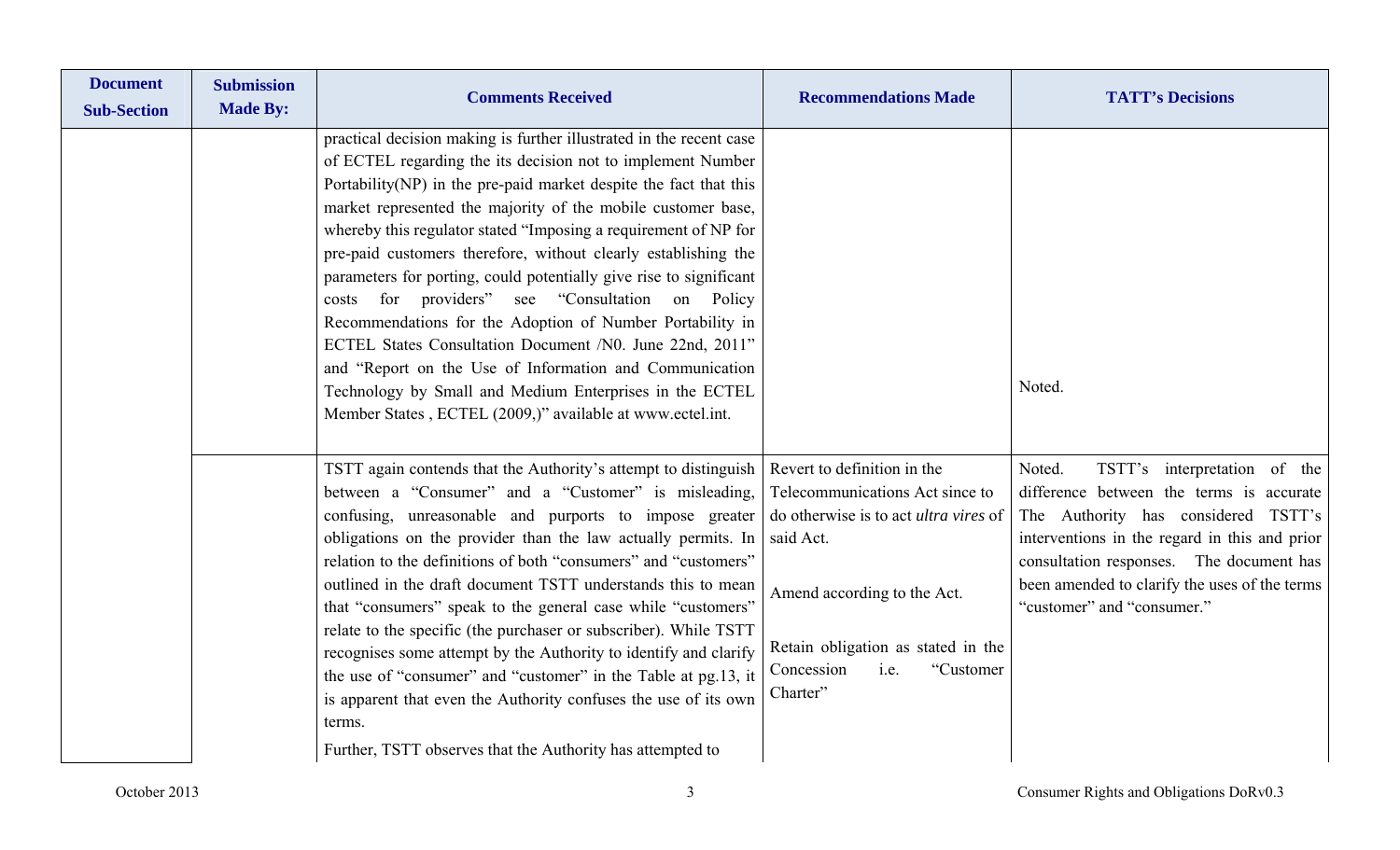| Document Sub-Section | Submission Made By: | Comments Received | Recommendations Made | TATT's Decisions |
|---|---|---|---|---|
| | | practical decision making is further illustrated in the recent case of ECTEL regarding the its decision not to implement Number Portability(NP) in the pre-paid market despite the fact that this market represented the majority of the mobile customer base, whereby this regulator stated "Imposing a requirement of NP for pre-paid customers therefore, without clearly establishing the parameters for porting, could potentially give rise to significant costs for providers" see "Consultation on Policy Recommendations for the Adoption of Number Portability in ECTEL States Consultation Document /N0. June 22nd, 2011" and "Report on the Use of Information and Communication Technology by Small and Medium Enterprises in the ECTEL Member States , ECTEL (2009,)" available at www.ectel.int. | | Noted. |
| | | TSTT again contends that the Authority's attempt to distinguish between a "Consumer" and a "Customer" is misleading, confusing, unreasonable and purports to impose greater obligations on the provider than the law actually permits. In relation to the definitions of both "consumers" and "customers" outlined in the draft document TSTT understands this to mean that "consumers" speak to the general case while "customers" relate to the specific (the purchaser or subscriber). While TSTT recognises some attempt by the Authority to identify and clarify the use of "consumer" and "customer" in the Table at pg.13, it is apparent that even the Authority confuses the use of its own terms.<br><br>Further, TSTT observes that the Authority has attempted to | Revert to definition in the Telecommunications Act since to do otherwise is to act *ultra vires* of said Act.<br><br>Amend according to the Act.<br><br>Retain obligation as stated in the Concession i.e. "Customer Charter" | Noted. TSTT's interpretation of the difference between the terms is accurate The Authority has considered TSTT's interventions in the regard in this and prior consultation responses. The document has been amended to clarify the uses of the terms "customer" and "consumer." |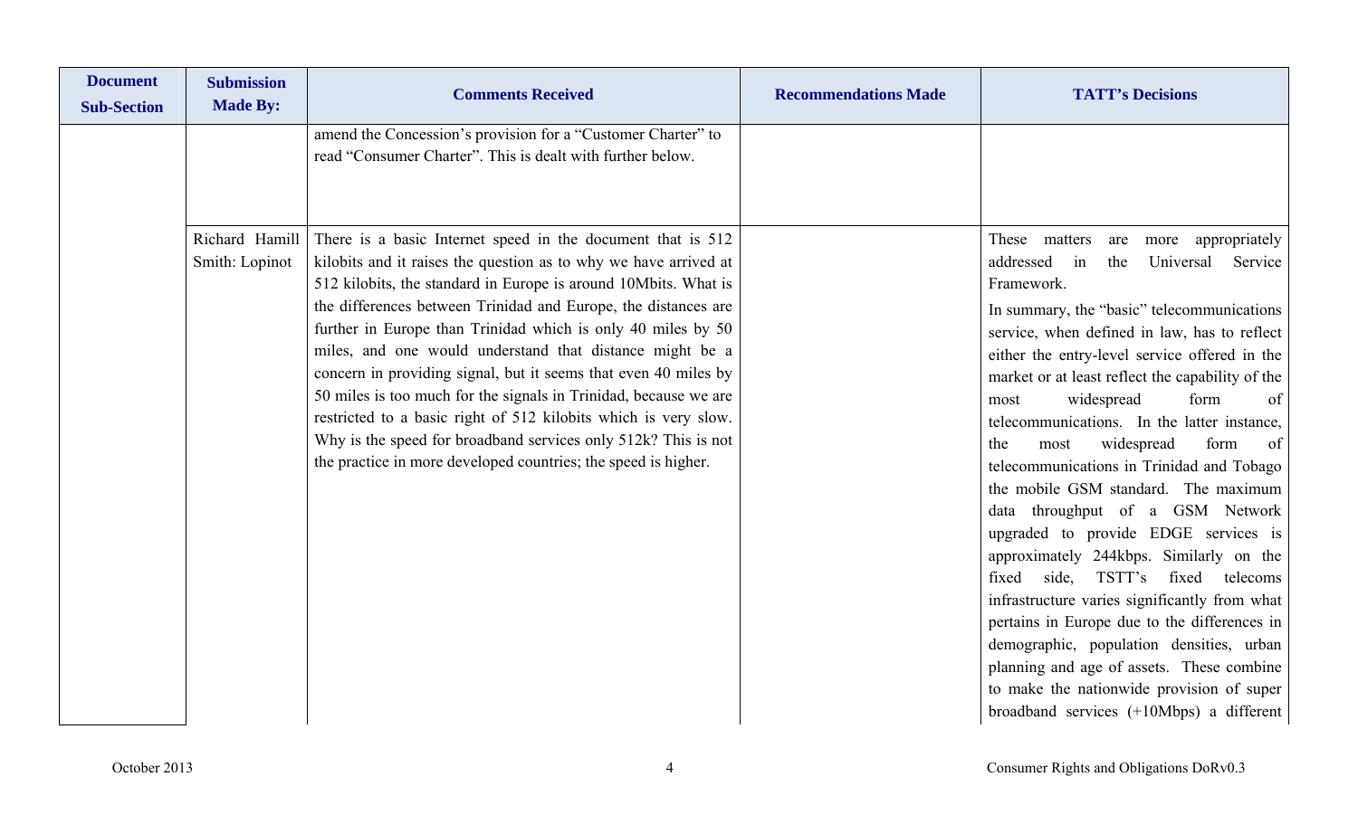| Document Sub-Section | Submission Made By: | Comments Received | Recommendations Made | TATT's Decisions |
|---|---|---|---|---|
| | | amend the Concession's provision for a "Customer Charter" to read "Consumer Charter". This is dealt with further below. | | |
| | Richard Hamill Smith: Lopinot | There is a basic Internet speed in the document that is 512 kilobits and it raises the question as to why we have arrived at 512 kilobits, the standard in Europe is around 10Mbits. What is the differences between Trinidad and Europe, the distances are further in Europe than Trinidad which is only 40 miles by 50 miles, and one would understand that distance might be a concern in providing signal, but it seems that even 40 miles by 50 miles is too much for the signals in Trinidad, because we are restricted to a basic right of 512 kilobits which is very slow. Why is the speed for broadband services only 512k? This is not the practice in more developed countries; the speed is higher. | | These matters are more appropriately addressed in the Universal Service Framework.<br>In summary, the "basic" telecommunications service, when defined in law, has to reflect either the entry-level service offered in the market or at least reflect the capability of the most widespread form of telecommunications. In the latter instance, the most widespread form of telecommunications in Trinidad and Tobago the mobile GSM standard. The maximum data throughput of a GSM Network upgraded to provide EDGE services is approximately 244kbps. Similarly on the fixed side, TSTT's fixed telecoms infrastructure varies significantly from what pertains in Europe due to the differences in demographic, population densities, urban planning and age of assets. These combine to make the nationwide provision of super broadband services (+10Mbps) a different |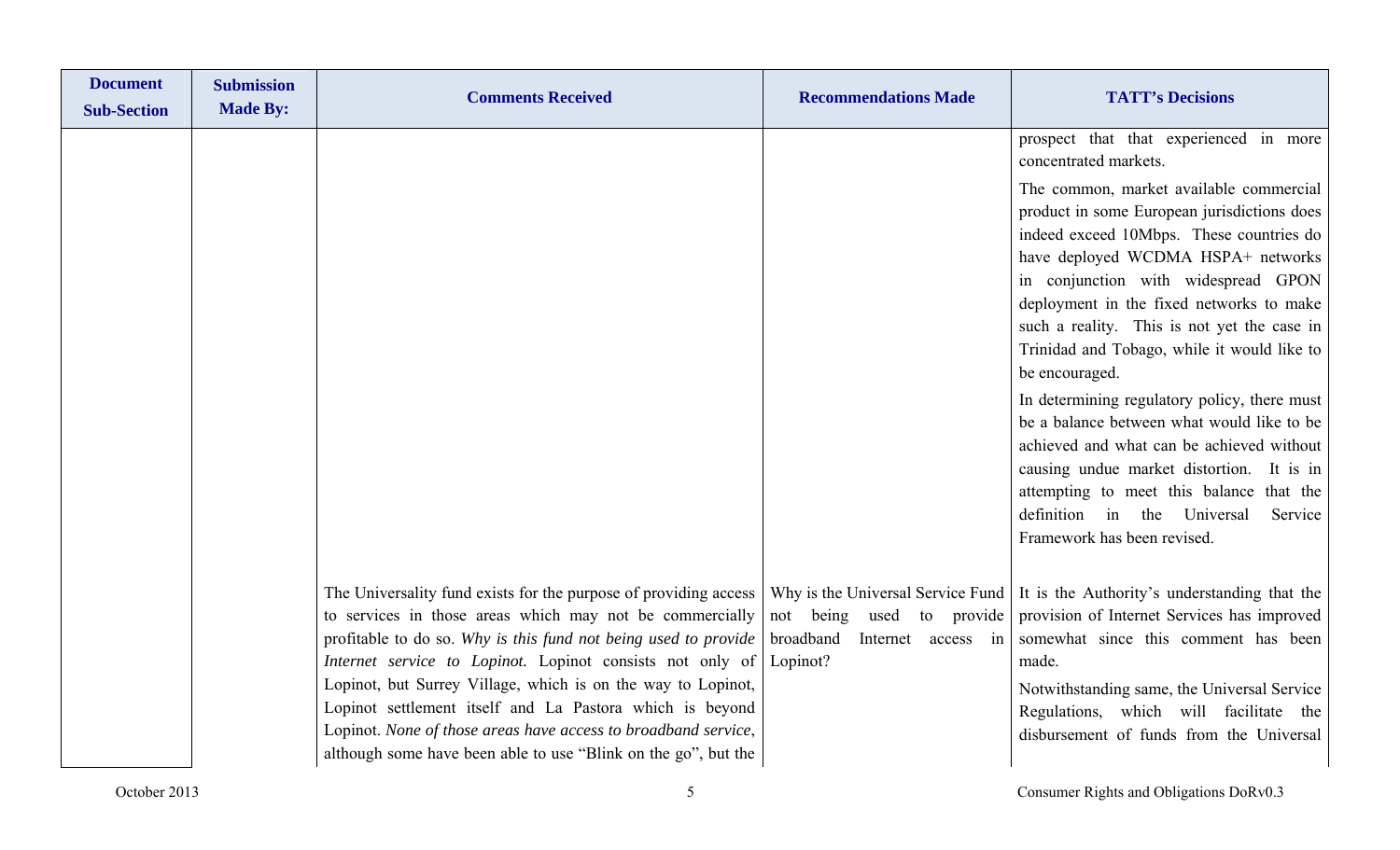| Document Sub-Section | Submission Made By: | Comments Received | Recommendations Made | TATT's Decisions |
|---|---|---|---|---|
| | | | | prospect that that experienced in more concentrated markets.<br>The common, market available commercial product in some European jurisdictions does indeed exceed 10Mbps. These countries do have deployed WCDMA HSPA+ networks in conjunction with widespread GPON deployment in the fixed networks to make such a reality. This is not yet the case in Trinidad and Tobago, while it would like to be encouraged.<br>In determining regulatory policy, there must be a balance between what would like to be achieved and what can be achieved without causing undue market distortion. It is in attempting to meet this balance that the definition in the Universal Service Framework has been revised. |
| | | The Universality fund exists for the purpose of providing access to services in those areas which may not be commercially profitable to do so. *Why is this fund not being used to provide Internet service to Lopinot.* Lopinot consists not only of Lopinot, but Surrey Village, which is on the way to Lopinot, Lopinot settlement itself and La Pastora which is beyond Lopinot. *None of those areas have access to broadband service*, although some have been able to use "Blink on the go", but the | Why is the Universal Service Fund not being used to provide broadband Internet access in Lopinot? | It is the Authority's understanding that the provision of Internet Services has improved somewhat since this comment has been made.<br>Notwithstanding same, the Universal Service Regulations, which will facilitate the disbursement of funds from the Universal |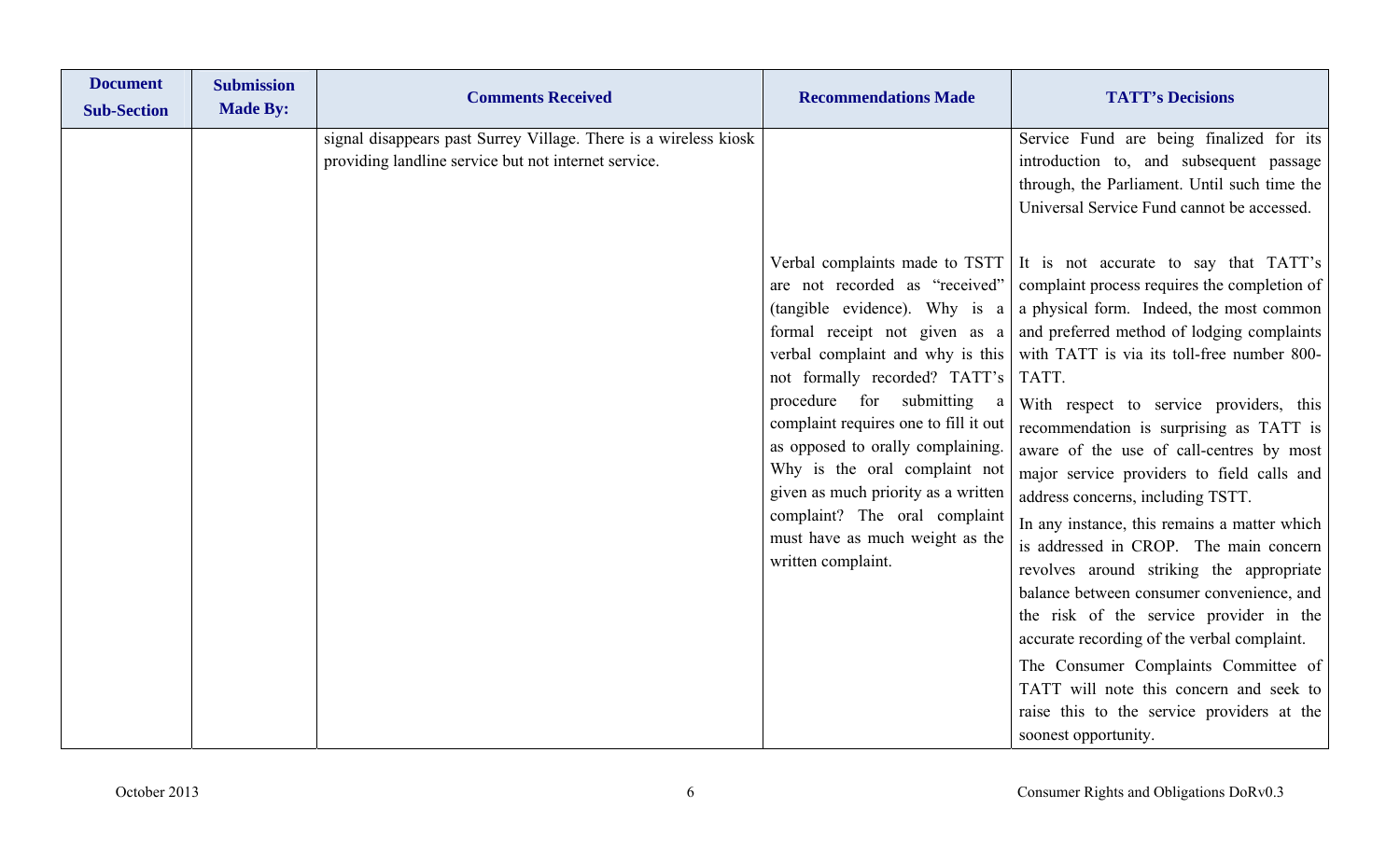| Document Sub-Section | Submission Made By: | Comments Received | Recommendations Made | TATT's Decisions |
|---|---|---|---|---|
| | | signal disappears past Surrey Village. There is a wireless kiosk providing landline service but not internet service. | | Service Fund are being finalized for its introduction to, and subsequent passage through, the Parliament. Until such time the Universal Service Fund cannot be accessed. |
| | | | Verbal complaints made to TSTT are not recorded as "received" (tangible evidence). Why is a formal receipt not given as a verbal complaint and why is this not formally recorded? TATT's procedure for submitting a complaint requires one to fill it out as opposed to orally complaining. Why is the oral complaint not given as much priority as a written complaint? The oral complaint must have as much weight as the written complaint. | It is not accurate to say that TATT's complaint process requires the completion of a physical form. Indeed, the most common and preferred method of lodging complaints with TATT is via its toll-free number 800-TATT.<br>With respect to service providers, this recommendation is surprising as TATT is aware of the use of call-centres by most major service providers to field calls and address concerns, including TSTT.<br>In any instance, this remains a matter which is addressed in CROP. The main concern revolves around striking the appropriate balance between consumer convenience, and the risk of the service provider in the accurate recording of the verbal complaint.<br>The Consumer Complaints Committee of TATT will note this concern and seek to raise this to the service providers at the soonest opportunity. |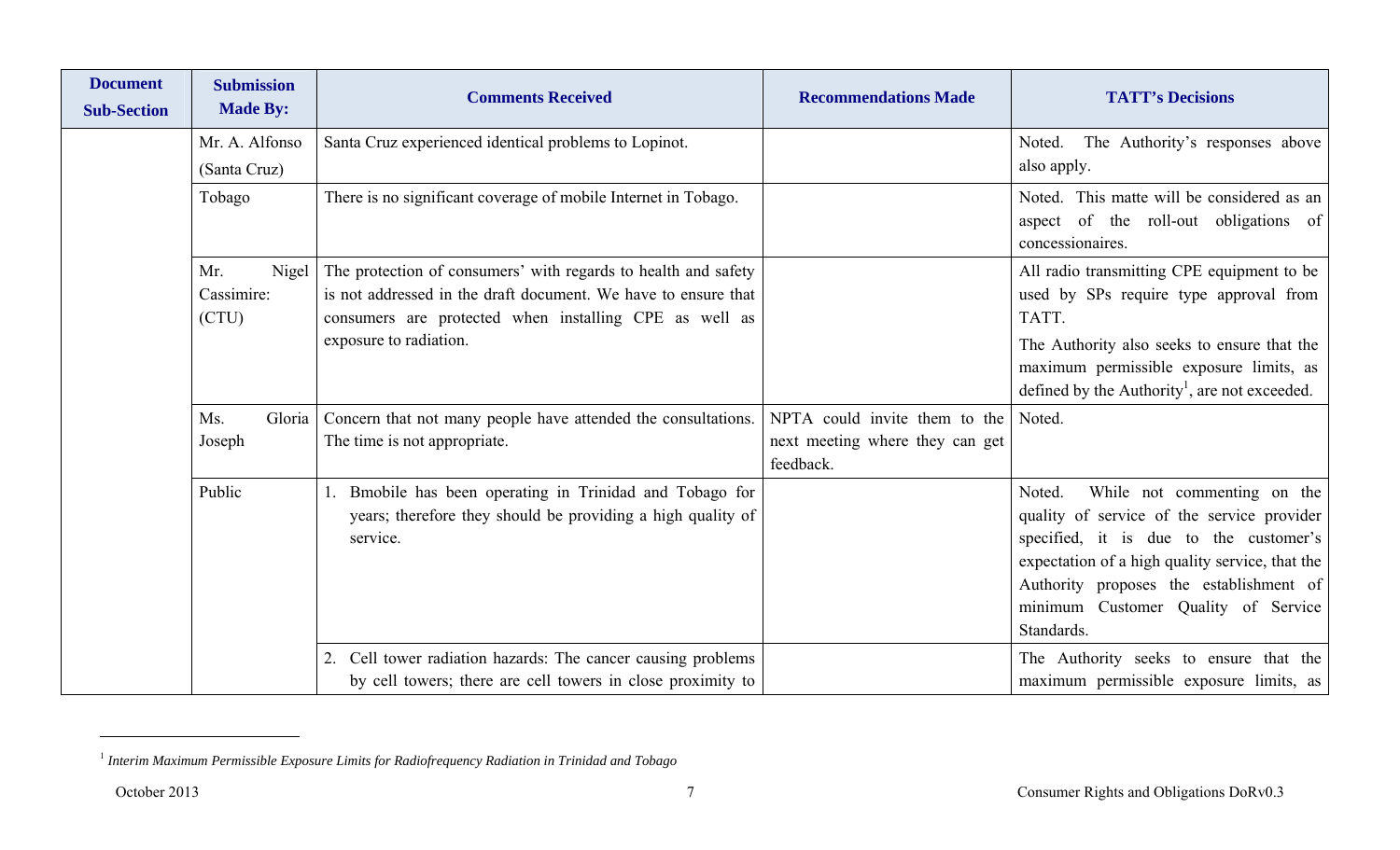| Document Sub-Section | Submission Made By: | Comments Received | Recommendations Made | TATT's Decisions |
|---|---|---|---|---|
| | Mr. A. Alfonso (Santa Cruz) | Santa Cruz experienced identical problems to Lopinot. | | Noted. The Authority's responses above also apply. |
| | Tobago | There is no significant coverage of mobile Internet in Tobago. | | Noted. This matte will be considered as an aspect of the roll-out obligations of concessionaires. |
| | Mr. Nigel Cassimire: (CTU) | The protection of consumers' with regards to health and safety is not addressed in the draft document. We have to ensure that consumers are protected when installing CPE as well as exposure to radiation. | | All radio transmitting CPE equipment to be used by SPs require type approval from TATT.<br>The Authority also seeks to ensure that the maximum permissible exposure limits, as defined by the Authority[1], are not exceeded. |
| | Ms. Gloria Joseph | Concern that not many people have attended the consultations. The time is not appropriate. | NPTA could invite them to the next meeting where they can get feedback. | Noted. |
| | Public | 1. Bmobile has been operating in Trinidad and Tobago for years; therefore they should be providing a high quality of service. | | Noted. While not commenting on the quality of service of the service provider specified, it is due to the customer's expectation of a high quality service, that the Authority proposes the establishment of minimum Customer Quality of Service Standards. |
| | | 2. Cell tower radiation hazards: The cancer causing problems by cell towers; there are cell towers in close proximity to | | The Authority seeks to ensure that the maximum permissible exposure limits, as |

[1] *Interim Maximum Permissible Exposure Limits for Radiofrequency Radiation in Trinidad and Tobago*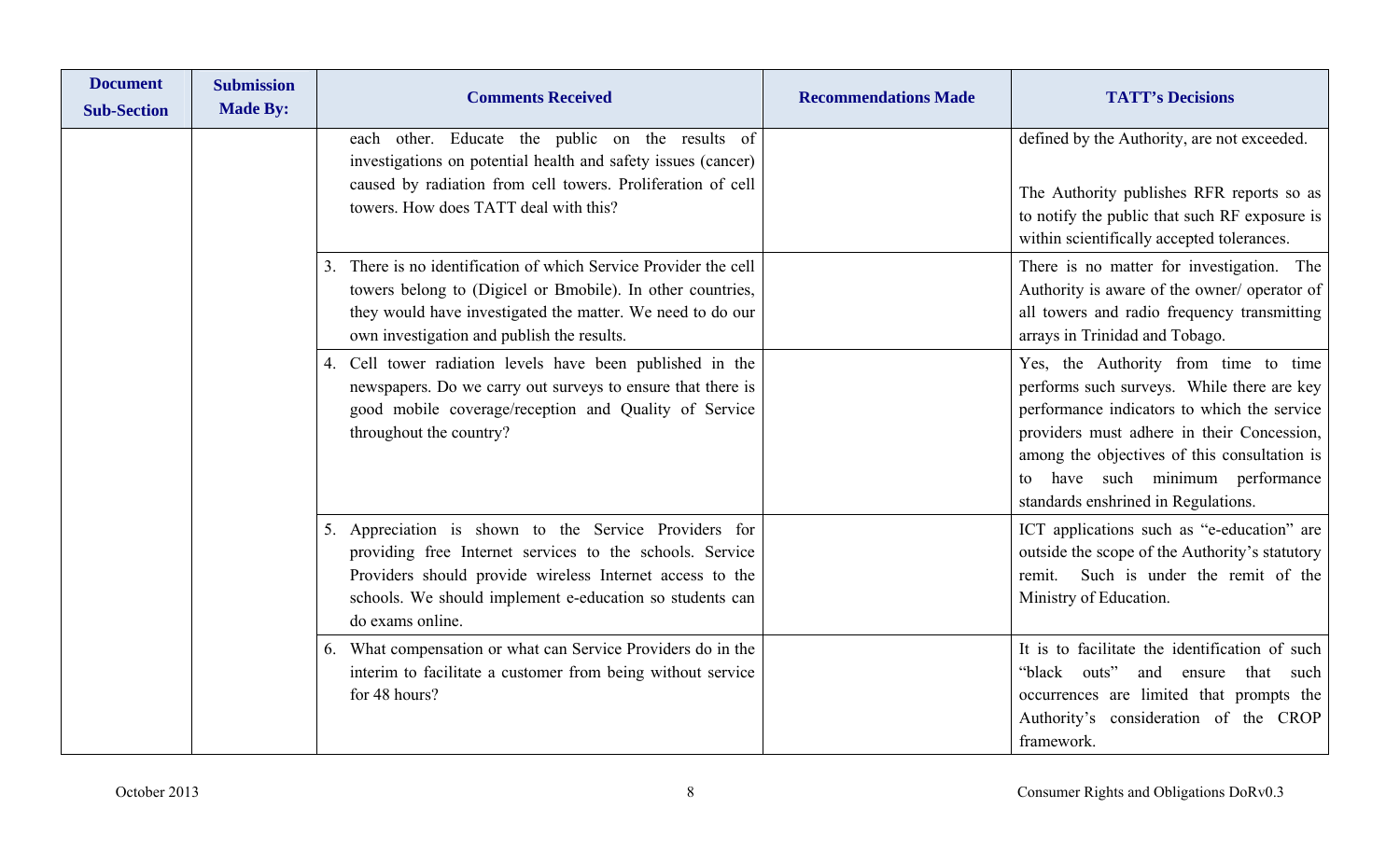| Document Sub-Section | Submission Made By: | Comments Received | Recommendations Made | TATT's Decisions |
|---|---|---|---|---|
| | | each other. Educate the public on the results of investigations on potential health and safety issues (cancer) caused by radiation from cell towers. Proliferation of cell towers. How does TATT deal with this? | | defined by the Authority, are not exceeded.<br><br>The Authority publishes RFR reports so as to notify the public that such RF exposure is within scientifically accepted tolerances. |
| | | 3. There is no identification of which Service Provider the cell towers belong to (Digicel or Bmobile). In other countries, they would have investigated the matter. We need to do our own investigation and publish the results. | | There is no matter for investigation. The Authority is aware of the owner/ operator of all towers and radio frequency transmitting arrays in Trinidad and Tobago. |
| | | 4. Cell tower radiation levels have been published in the newspapers. Do we carry out surveys to ensure that there is good mobile coverage/reception and Quality of Service throughout the country? | | Yes, the Authority from time to time performs such surveys. While there are key performance indicators to which the service providers must adhere in their Concession, among the objectives of this consultation is to have such minimum performance standards enshrined in Regulations. |
| | | 5. Appreciation is shown to the Service Providers for providing free Internet services to the schools. Service Providers should provide wireless Internet access to the schools. We should implement e-education so students can do exams online. | | ICT applications such as "e-education" are outside the scope of the Authority's statutory remit. Such is under the remit of the Ministry of Education. |
| | | 6. What compensation or what can Service Providers do in the interim to facilitate a customer from being without service for 48 hours? | | It is to facilitate the identification of such "black outs" and ensure that such occurrences are limited that prompts the Authority's consideration of the CROP framework. |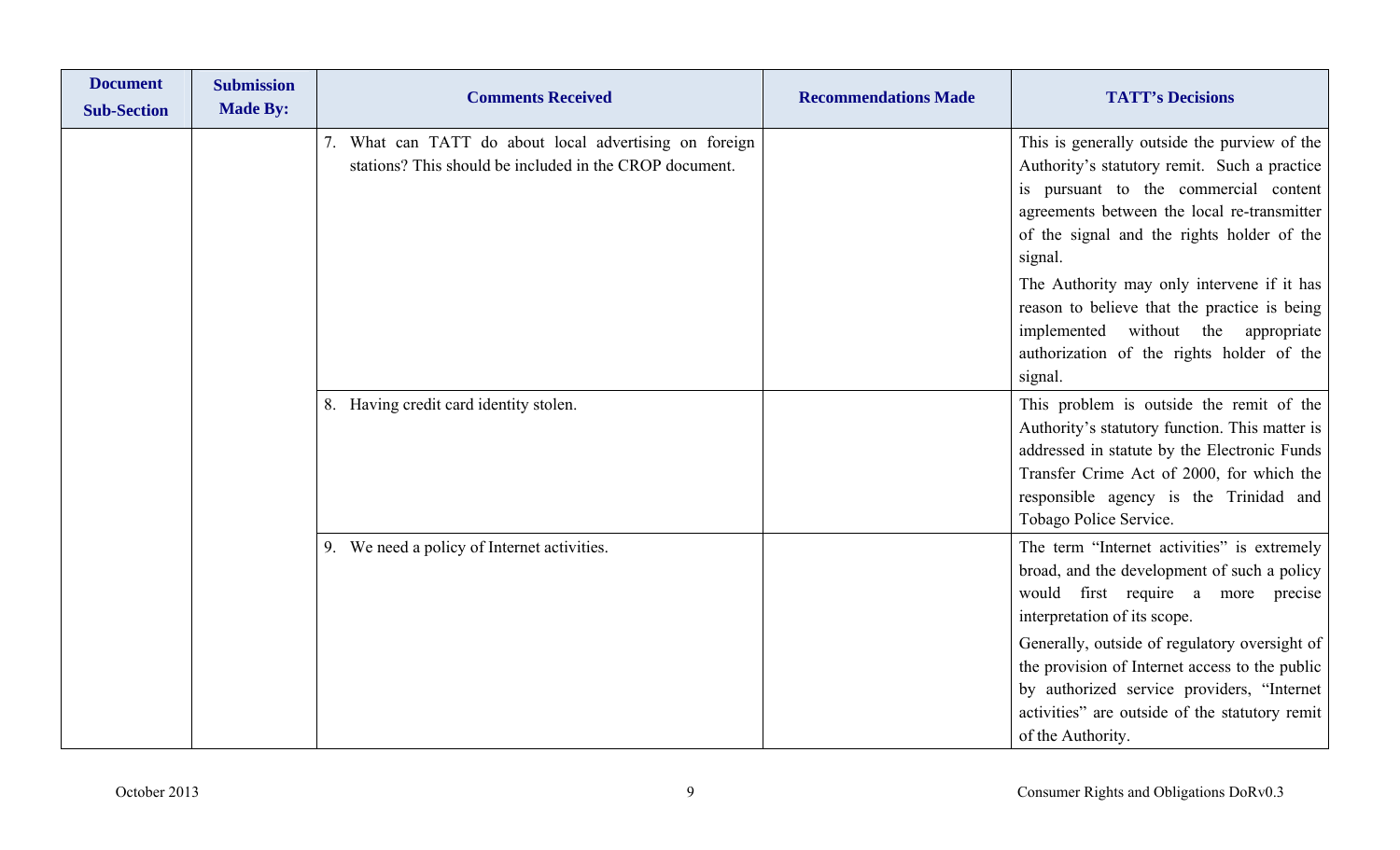| Document Sub-Section | Submission Made By: | Comments Received | Recommendations Made | TATT's Decisions |
|---|---|---|---|---|
| | | 7. What can TATT do about local advertising on foreign stations? This should be included in the CROP document. | | This is generally outside the purview of the Authority's statutory remit. Such a practice is pursuant to the commercial content agreements between the local re-transmitter of the signal and the rights holder of the signal.<br><br>The Authority may only intervene if it has reason to believe that the practice is being implemented without the appropriate authorization of the rights holder of the signal. |
| | | 8. Having credit card identity stolen. | | This problem is outside the remit of the Authority's statutory function. This matter is addressed in statute by the Electronic Funds Transfer Crime Act of 2000, for which the responsible agency is the Trinidad and Tobago Police Service. |
| | | 9. We need a policy of Internet activities. | | The term "Internet activities" is extremely broad, and the development of such a policy would first require a more precise interpretation of its scope.<br><br>Generally, outside of regulatory oversight of the provision of Internet access to the public by authorized service providers, "Internet activities" are outside of the statutory remit of the Authority. |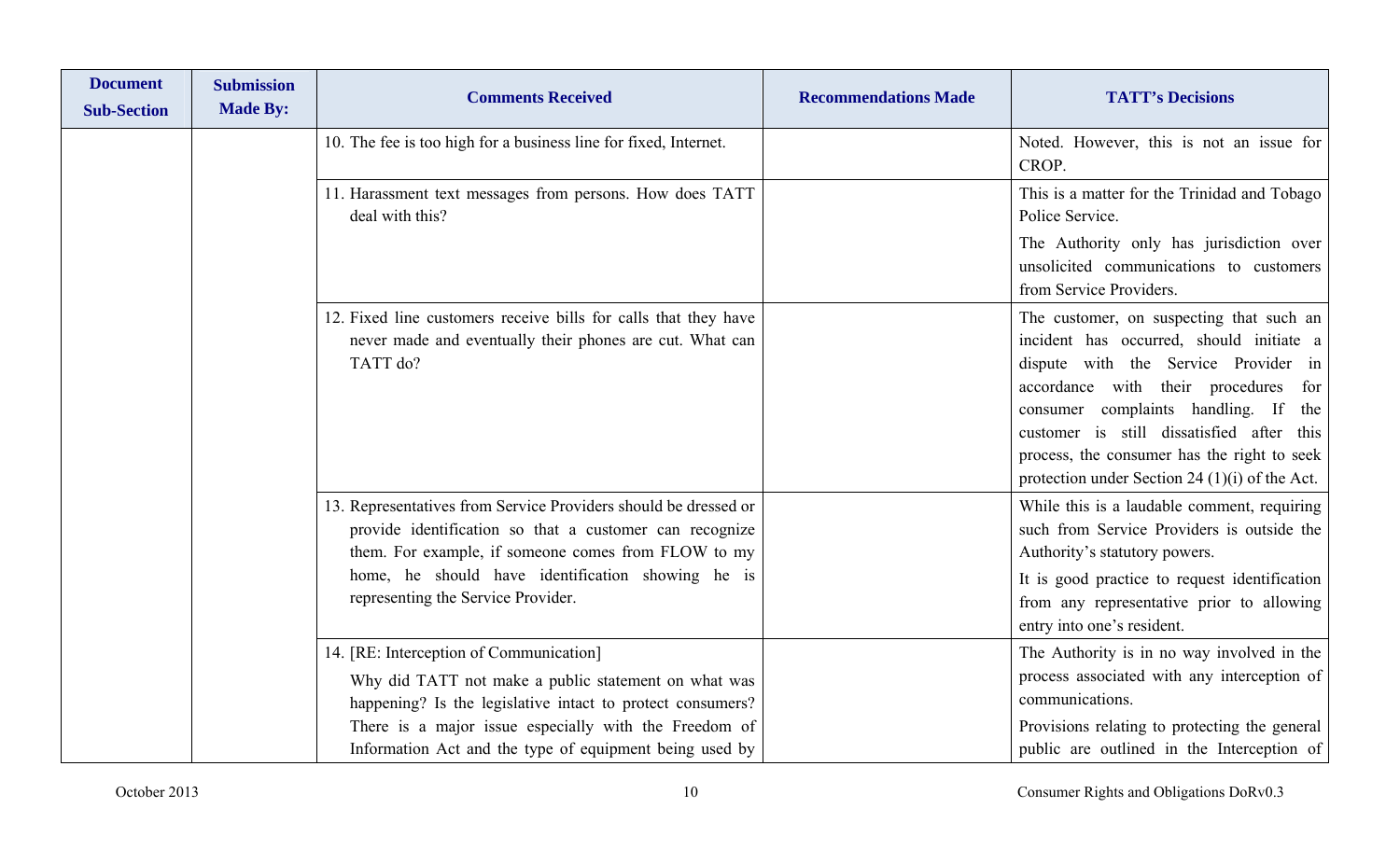| Document Sub-Section | Submission Made By: | Comments Received | Recommendations Made | TATT's Decisions |
|---|---|---|---|---|
| | | 10. The fee is too high for a business line for fixed, Internet. | | Noted. However, this is not an issue for CROP. |
| | | 11. Harassment text messages from persons. How does TATT deal with this? | | This is a matter for the Trinidad and Tobago Police Service.<br>The Authority only has jurisdiction over unsolicited communications to customers from Service Providers. |
| | | 12. Fixed line customers receive bills for calls that they have never made and eventually their phones are cut. What can TATT do? | | The customer, on suspecting that such an incident has occurred, should initiate a dispute with the Service Provider in accordance with their procedures for consumer complaints handling. If the customer is still dissatisfied after this process, the consumer has the right to seek protection under Section 24 (1)(i) of the Act. |
| | | 13. Representatives from Service Providers should be dressed or provide identification so that a customer can recognize them. For example, if someone comes from FLOW to my home, he should have identification showing he is representing the Service Provider. | | While this is a laudable comment, requiring such from Service Providers is outside the Authority's statutory powers.<br>It is good practice to request identification from any representative prior to allowing entry into one's resident. |
| | | 14. [RE: Interception of Communication]<br>Why did TATT not make a public statement on what was happening? Is the legislative intact to protect consumers? There is a major issue especially with the Freedom of Information Act and the type of equipment being used by | | The Authority is in no way involved in the process associated with any interception of communications.<br>Provisions relating to protecting the general public are outlined in the Interception of |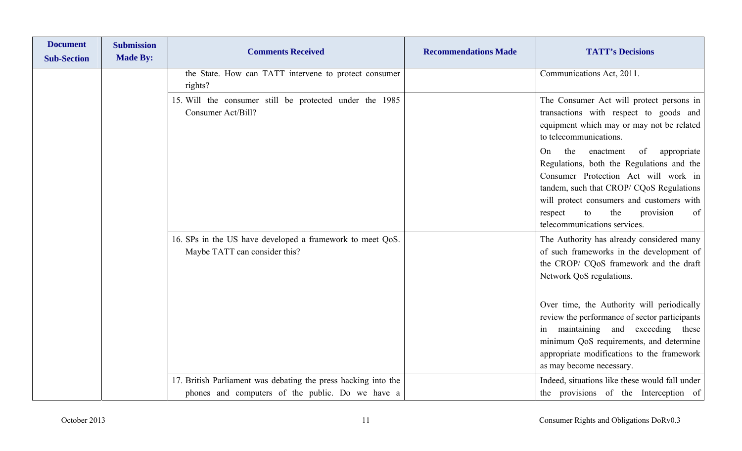| Document Sub-Section | Submission Made By: | Comments Received | Recommendations Made | TATT's Decisions |
|---|---|---|---|---|
| | | the State. How can TATT intervene to protect consumer rights? | | Communications Act, 2011. |
| | | 15. Will the consumer still be protected under the 1985 Consumer Act/Bill? | | The Consumer Act will protect persons in transactions with respect to goods and equipment which may or may not be related to telecommunications.<br>On the enactment of appropriate Regulations, both the Regulations and the Consumer Protection Act will work in tandem, such that CROP/ CQoS Regulations will protect consumers and customers with respect to the provision of telecommunications services. |
| | | 16. SPs in the US have developed a framework to meet QoS. Maybe TATT can consider this? | | The Authority has already considered many of such frameworks in the development of the CROP/ CQoS framework and the draft Network QoS regulations.<br><br>Over time, the Authority will periodically review the performance of sector participants in maintaining and exceeding these minimum QoS requirements, and determine appropriate modifications to the framework as may become necessary. |
| | | 17. British Parliament was debating the press hacking into the phones and computers of the public. Do we have a | | Indeed, situations like these would fall under the provisions of the Interception of |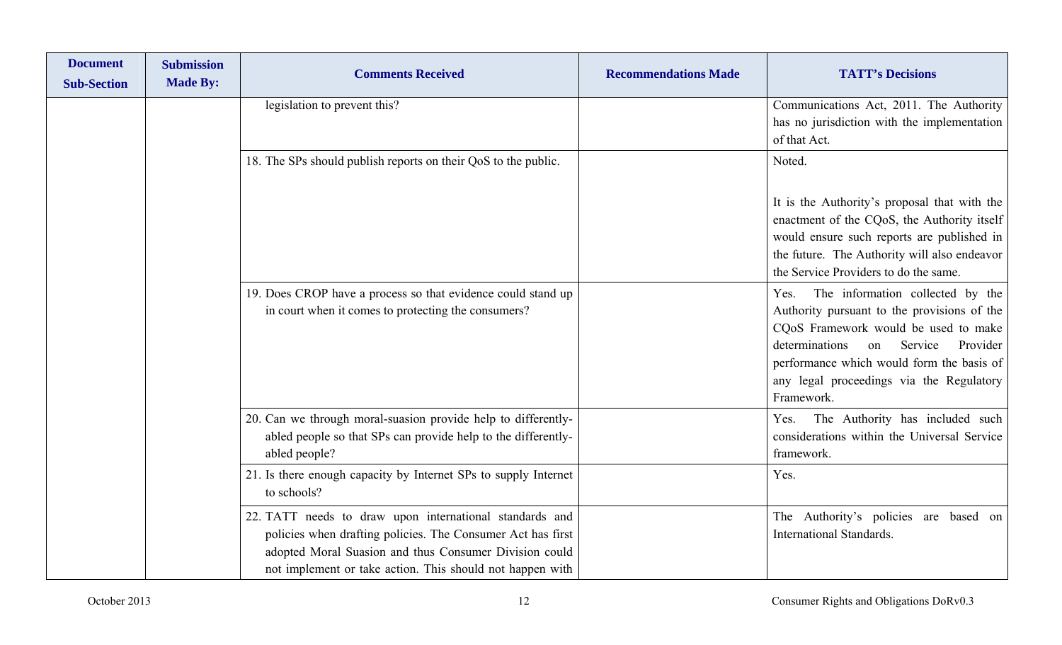| Document Sub-Section | Submission Made By: | Comments Received | Recommendations Made | TATT's Decisions |
|---|---|---|---|---|
| | | legislation to prevent this? | | Communications Act, 2011. The Authority has no jurisdiction with the implementation of that Act. |
| | | 18. The SPs should publish reports on their QoS to the public. | | Noted.<br><br>It is the Authority's proposal that with the enactment of the CQoS, the Authority itself would ensure such reports are published in the future. The Authority will also endeavor the Service Providers to do the same. |
| | | 19. Does CROP have a process so that evidence could stand up in court when it comes to protecting the consumers? | | Yes. The information collected by the Authority pursuant to the provisions of the CQoS Framework would be used to make determinations on Service Provider performance which would form the basis of any legal proceedings via the Regulatory Framework. |
| | | 20. Can we through moral-suasion provide help to differently-abled people so that SPs can provide help to the differently-abled people? | | Yes. The Authority has included such considerations within the Universal Service framework. |
| | | 21. Is there enough capacity by Internet SPs to supply Internet to schools? | | Yes. |
| | | 22. TATT needs to draw upon international standards and policies when drafting policies. The Consumer Act has first adopted Moral Suasion and thus Consumer Division could not implement or take action. This should not happen with | | The Authority's policies are based on International Standards. |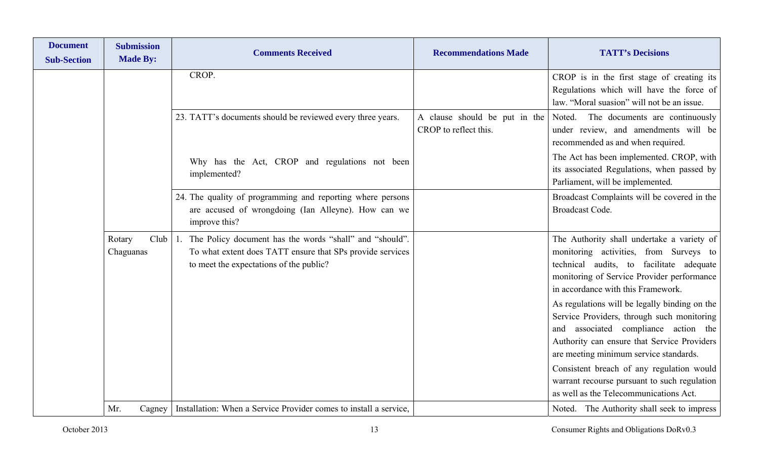| Document Sub-Section | Submission Made By: | Comments Received | Recommendations Made | TATT's Decisions |
|---|---|---|---|---|
| | | CROP. | | CROP is in the first stage of creating its Regulations which will have the force of law. "Moral suasion" will not be an issue. |
| | | 23. TATT's documents should be reviewed every three years.<br><br>Why has the Act, CROP and regulations not been implemented? | A clause should be put in the CROP to reflect this. | Noted. The documents are continuously under review, and amendments will be recommended as and when required.<br><br>The Act has been implemented. CROP, with its associated Regulations, when passed by Parliament, will be implemented. |
| | | 24. The quality of programming and reporting where persons are accused of wrongdoing (Ian Alleyne). How can we improve this? | | Broadcast Complaints will be covered in the Broadcast Code. |
| | Rotary Club Chaguanas | 1. The Policy document has the words "shall" and "should". To what extent does TATT ensure that SPs provide services to meet the expectations of the public? | | The Authority shall undertake a variety of monitoring activities, from Surveys to technical audits, to facilitate adequate monitoring of Service Provider performance in accordance with this Framework.<br><br>As regulations will be legally binding on the Service Providers, through such monitoring and associated compliance action the Authority can ensure that Service Providers are meeting minimum service standards.<br><br>Consistent breach of any regulation would warrant recourse pursuant to such regulation as well as the Telecommunications Act. |
| | Mr. Cagney | Installation: When a Service Provider comes to install a service, | | Noted. The Authority shall seek to impress |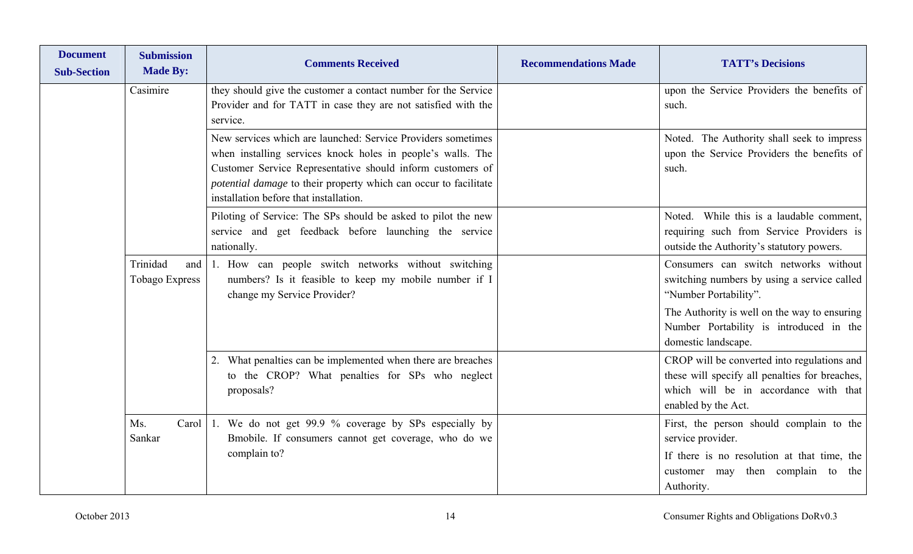| Document Sub-Section | Submission Made By: | Comments Received | Recommendations Made | TATT's Decisions |
|---|---|---|---|---|
| | Casimire | they should give the customer a contact number for the Service Provider and for TATT in case they are not satisfied with the service. | | upon the Service Providers the benefits of such. |
| | | New services which are launched: Service Providers sometimes when installing services knock holes in people's walls. The Customer Service Representative should inform customers of *potential damage* to their property which can occur to facilitate installation before that installation. | | Noted. The Authority shall seek to impress upon the Service Providers the benefits of such. |
| | | Piloting of Service: The SPs should be asked to pilot the new service and get feedback before launching the service nationally. | | Noted. While this is a laudable comment, requiring such from Service Providers is outside the Authority's statutory powers. |
| | Trinidad and Tobago Express | 1. How can people switch networks without switching numbers? Is it feasible to keep my mobile number if I change my Service Provider? | | Consumers can switch networks without switching numbers by using a service called "Number Portability".<br><br>The Authority is well on the way to ensuring Number Portability is introduced in the domestic landscape. |
| | | 2. What penalties can be implemented when there are breaches to the CROP? What penalties for SPs who neglect proposals? | | CROP will be converted into regulations and these will specify all penalties for breaches, which will be in accordance with that enabled by the Act. |
| | Ms. Carol Sankar | 1. We do not get 99.9 % coverage by SPs especially by Bmobile. If consumers cannot get coverage, who do we complain to? | | First, the person should complain to the service provider.<br><br>If there is no resolution at that time, the customer may then complain to the Authority. |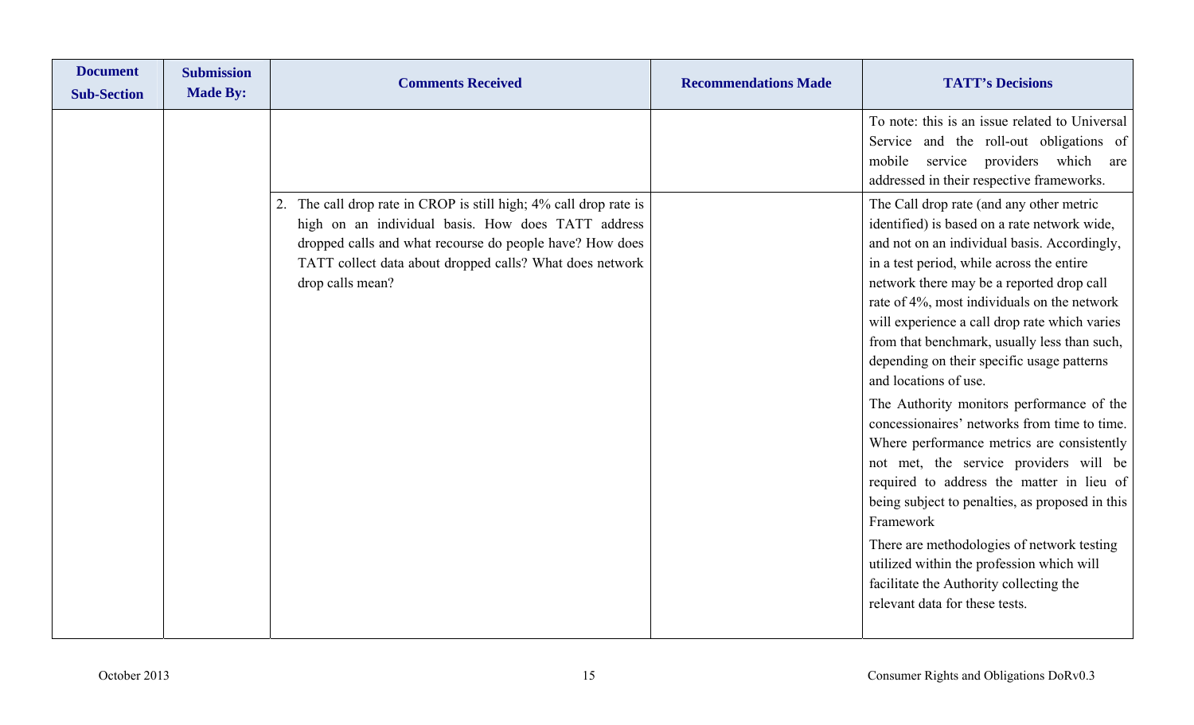| Document Sub-Section | Submission Made By: | Comments Received | Recommendations Made | TATT's Decisions |
|---|---|---|---|---|
| | | | | To note: this is an issue related to Universal Service and the roll-out obligations of mobile service providers which are addressed in their respective frameworks. |
| | | 2. The call drop rate in CROP is still high; 4% call drop rate is high on an individual basis. How does TATT address dropped calls and what recourse do people have? How does TATT collect data about dropped calls? What does network drop calls mean? | | The Call drop rate (and any other metric identified) is based on a rate network wide, and not on an individual basis. Accordingly, in a test period, while across the entire network there may be a reported drop call rate of 4%, most individuals on the network will experience a call drop rate which varies from that benchmark, usually less than such, depending on their specific usage patterns and locations of use.<br><br>The Authority monitors performance of the concessionaires' networks from time to time. Where performance metrics are consistently not met, the service providers will be required to address the matter in lieu of being subject to penalties, as proposed in this Framework<br><br>There are methodologies of network testing utilized within the profession which will facilitate the Authority collecting the relevant data for these tests. |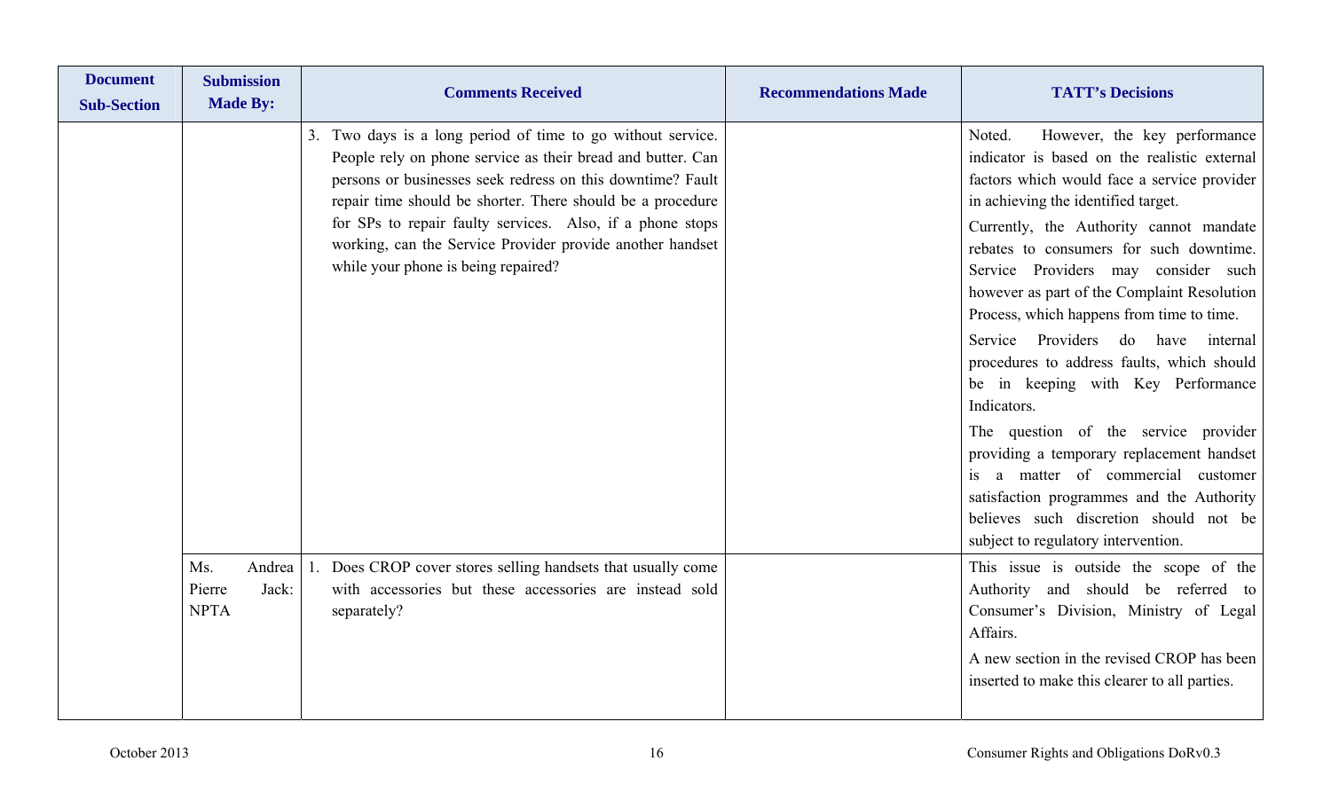| Document Sub-Section | Submission Made By: | Comments Received | Recommendations Made | TATT's Decisions |
|---|---|---|---|---|
| | | 3. Two days is a long period of time to go without service. People rely on phone service as their bread and butter. Can persons or businesses seek redress on this downtime? Fault repair time should be shorter. There should be a procedure for SPs to repair faulty services. Also, if a phone stops working, can the Service Provider provide another handset while your phone is being repaired? | | Noted. However, the key performance indicator is based on the realistic external factors which would face a service provider in achieving the identified target.<br>Currently, the Authority cannot mandate rebates to consumers for such downtime. Service Providers may consider such however as part of the Complaint Resolution Process, which happens from time to time.<br>Service Providers do have internal procedures to address faults, which should be in keeping with Key Performance Indicators.<br>The question of the service provider providing a temporary replacement handset is a matter of commercial customer satisfaction programmes and the Authority believes such discretion should not be subject to regulatory intervention. |
| | Ms. Andrea Pierre Jack: NPTA | 1. Does CROP cover stores selling handsets that usually come with accessories but these accessories are instead sold separately? | | This issue is outside the scope of the Authority and should be referred to Consumer's Division, Ministry of Legal Affairs.<br>A new section in the revised CROP has been inserted to make this clearer to all parties. |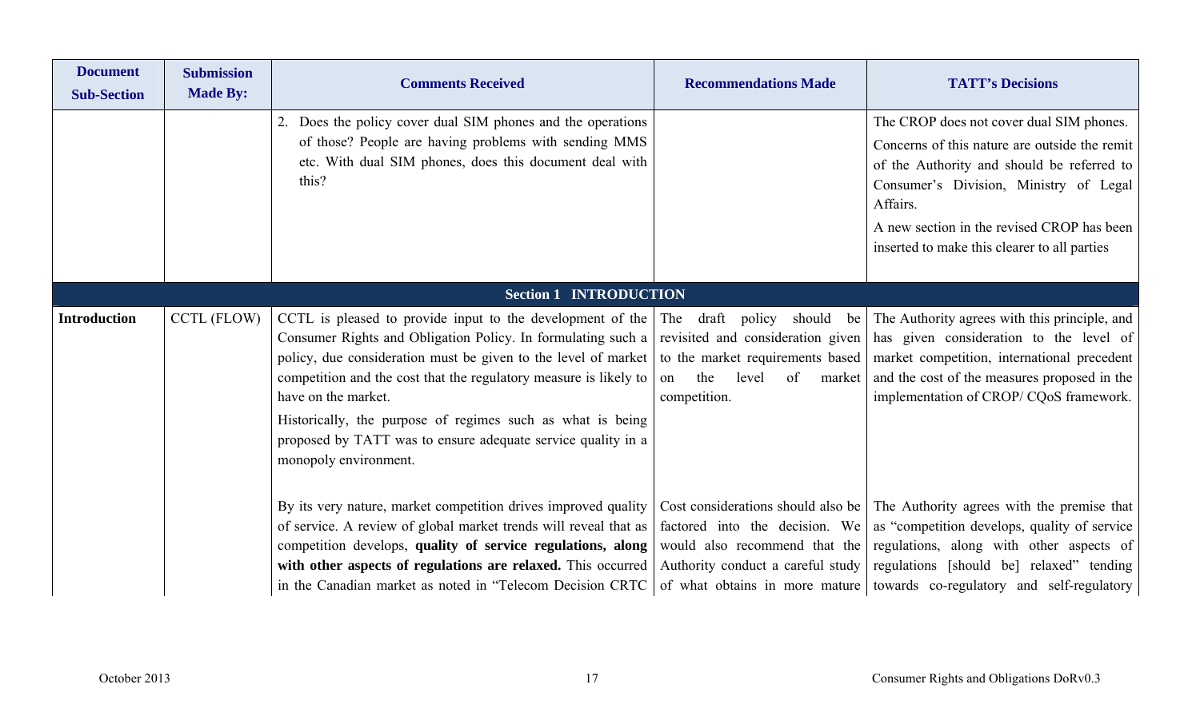| Document Sub-Section | Submission Made By: | Comments Received | Recommendations Made | TATT's Decisions |
|---|---|---|---|---|
| | | 2. Does the policy cover dual SIM phones and the operations of those? People are having problems with sending MMS etc. With dual SIM phones, does this document deal with this? | | The CROP does not cover dual SIM phones.<br>Concerns of this nature are outside the remit of the Authority and should be referred to Consumer's Division, Ministry of Legal Affairs.<br>A new section in the revised CROP has been inserted to make this clearer to all parties |
| **Section 1 INTRODUCTION** | | | | |
| **Introduction** | CCTL (FLOW) | CCTL is pleased to provide input to the development of the Consumer Rights and Obligation Policy. In formulating such a policy, due consideration must be given to the level of market competition and the cost that the regulatory measure is likely to have on the market.<br>Historically, the purpose of regimes such as what is being proposed by TATT was to ensure adequate service quality in a monopoly environment. | The draft policy should be revisited and consideration given to the market requirements based on the level of market competition. | The Authority agrees with this principle, and has given consideration to the level of market competition, international precedent and the cost of the measures proposed in the implementation of CROP/ CQoS framework. |
| | | By its very nature, market competition drives improved quality of service. A review of global market trends will reveal that as competition develops, **quality of service regulations, along with other aspects of regulations are relaxed.** This occurred in the Canadian market as noted in "Telecom Decision CRTC | Cost considerations should also be factored into the decision. We would also recommend that the Authority conduct a careful study of what obtains in more mature | The Authority agrees with the premise that as "competition develops, quality of service regulations, along with other aspects of regulations [should be] relaxed" tending towards co-regulatory and self-regulatory |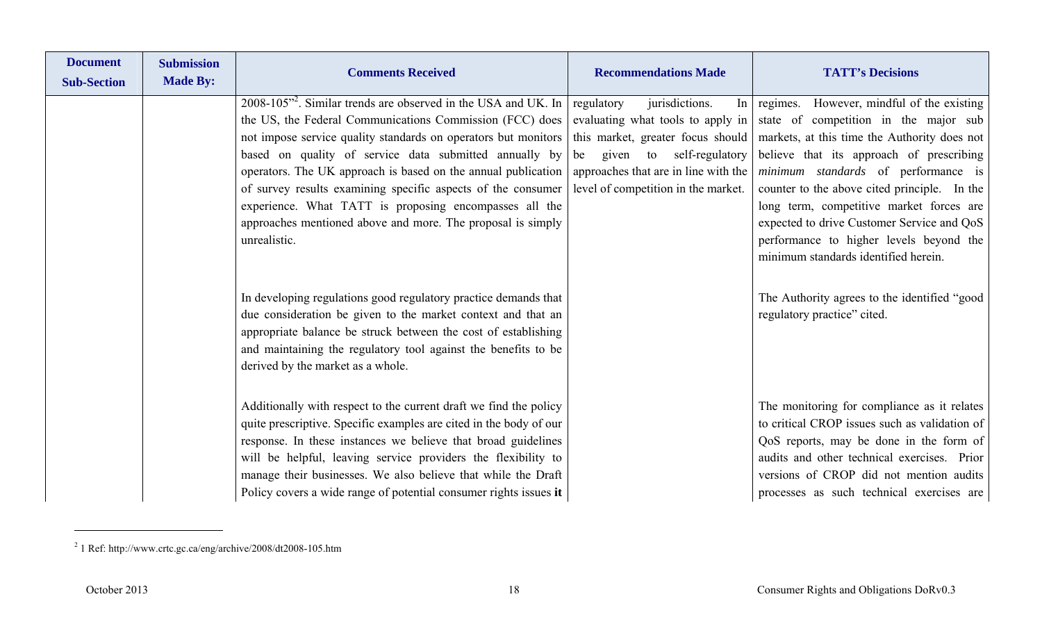| Document Sub-Section | Submission Made By: | Comments Received | Recommendations Made | TATT's Decisions |
|---|---|---|---|---|
| | | 2008-105"[2]. Similar trends are observed in the USA and UK. In the US, the Federal Communications Commission (FCC) does not impose service quality standards on operators but monitors based on quality of service data submitted annually by operators. The UK approach is based on the annual publication of survey results examining specific aspects of the consumer experience. What TATT is proposing encompasses all the approaches mentioned above and more. The proposal is simply unrealistic. | regulatory jurisdictions. In evaluating what tools to apply in this market, greater focus should be given to self-regulatory approaches that are in line with the level of competition in the market. | regimes. However, mindful of the existing state of competition in the major sub markets, at this time the Authority does not believe that its approach of prescribing *minimum standards* of performance is counter to the above cited principle. In the long term, competitive market forces are expected to drive Customer Service and QoS performance to higher levels beyond the minimum standards identified herein. |
| | | In developing regulations good regulatory practice demands that due consideration be given to the market context and that an appropriate balance be struck between the cost of establishing and maintaining the regulatory tool against the benefits to be derived by the market as a whole. | | The Authority agrees to the identified "good regulatory practice" cited. |
| | | Additionally with respect to the current draft we find the policy quite prescriptive. Specific examples are cited in the body of our response. In these instances we believe that broad guidelines will be helpful, leaving service providers the flexibility to manage their businesses. We also believe that while the Draft Policy covers a wide range of potential consumer rights issues **it** | | The monitoring for compliance as it relates to critical CROP issues such as validation of QoS reports, may be done in the form of audits and other technical exercises. Prior versions of CROP did not mention audits processes as such technical exercises are |

[2] 1 Ref: http://www.crtc.gc.ca/eng/archive/2008/dt2008-105.htm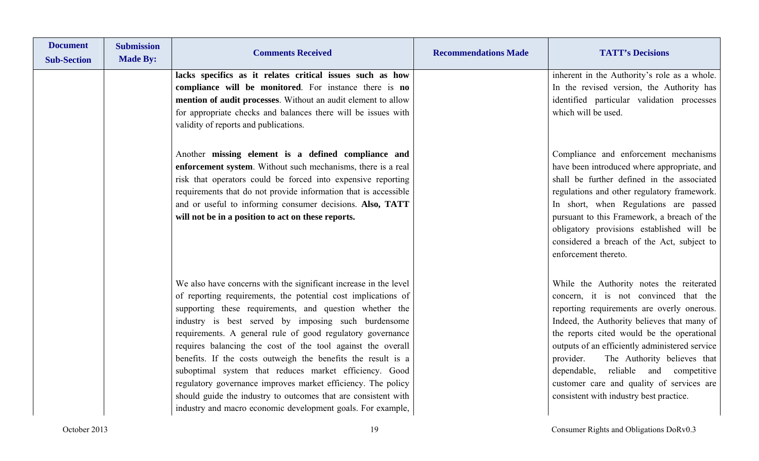| Document Sub-Section | Submission Made By: | Comments Received | Recommendations Made | TATT's Decisions |
|---|---|---|---|---|
| | | **lacks specifics as it relates critical issues such as how compliance will be monitored**. For instance there is **no mention of audit processes**. Without an audit element to allow for appropriate checks and balances there will be issues with validity of reports and publications. | | inherent in the Authority's role as a whole. In the revised version, the Authority has identified particular validation processes which will be used. |
| | | Another **missing element is a defined compliance and enforcement system**. Without such mechanisms, there is a real risk that operators could be forced into expensive reporting requirements that do not provide information that is accessible and or useful to informing consumer decisions. **Also, TATT will not be in a position to act on these reports.** | | Compliance and enforcement mechanisms have been introduced where appropriate, and shall be further defined in the associated regulations and other regulatory framework. In short, when Regulations are passed pursuant to this Framework, a breach of the obligatory provisions established will be considered a breach of the Act, subject to enforcement thereto. |
| | | We also have concerns with the significant increase in the level of reporting requirements, the potential cost implications of supporting these requirements, and question whether the industry is best served by imposing such burdensome requirements. A general rule of good regulatory governance requires balancing the cost of the tool against the overall benefits. If the costs outweigh the benefits the result is a suboptimal system that reduces market efficiency. Good regulatory governance improves market efficiency. The policy should guide the industry to outcomes that are consistent with industry and macro economic development goals. For example, | | While the Authority notes the reiterated concern, it is not convinced that the reporting requirements are overly onerous. Indeed, the Authority believes that many of the reports cited would be the operational outputs of an efficiently administered service provider. The Authority believes that dependable, reliable and competitive customer care and quality of services are consistent with industry best practice. |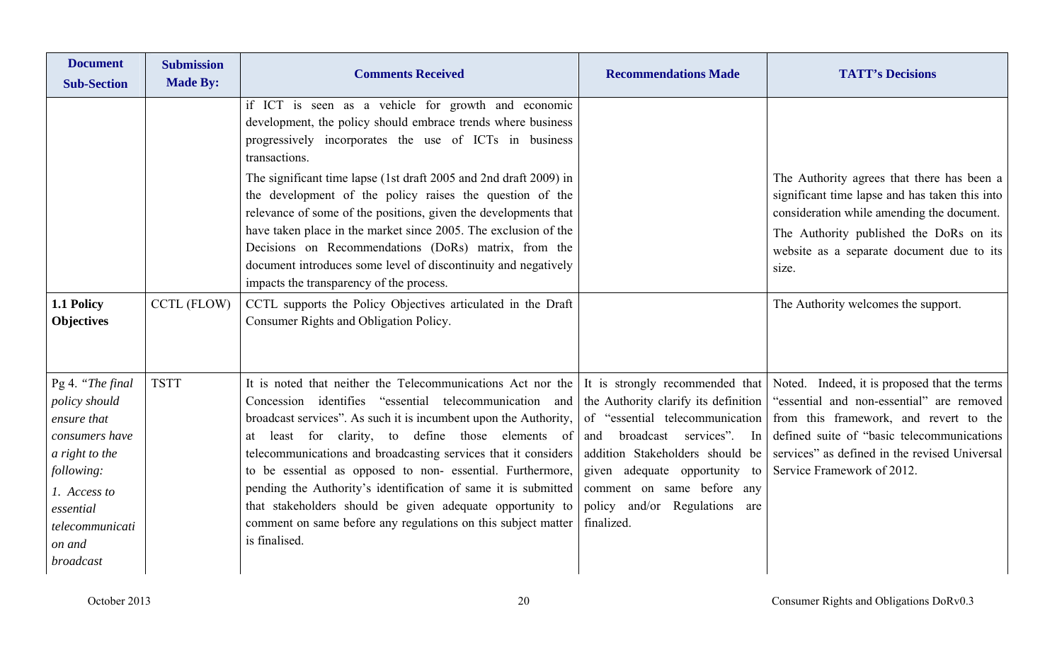| Document Sub-Section | Submission Made By: | Comments Received | Recommendations Made | TATT's Decisions |
|---|---|---|---|---|
| | | if ICT is seen as a vehicle for growth and economic development, the policy should embrace trends where business progressively incorporates the use of ICTs in business transactions.<br>The significant time lapse (1st draft 2005 and 2nd draft 2009) in the development of the policy raises the question of the relevance of some of the positions, given the developments that have taken place in the market since 2005. The exclusion of the Decisions on Recommendations (DoRs) matrix, from the document introduces some level of discontinuity and negatively impacts the transparency of the process. | | The Authority agrees that there has been a significant time lapse and has taken this into consideration while amending the document.<br>The Authority published the DoRs on its website as a separate document due to its size. |
| **1.1 Policy Objectives** | CCTL (FLOW) | CCTL supports the Policy Objectives articulated in the Draft Consumer Rights and Obligation Policy. | | The Authority welcomes the support. |
| Pg 4. *"The final policy should ensure that consumers have a right to the following:*<br>*1. Access to essential telecommunication and broadcast* | TSTT | It is noted that neither the Telecommunications Act nor the Concession identifies "essential telecommunication and broadcast services". As such it is incumbent upon the Authority, at least for clarity, to define those elements of telecommunications and broadcasting services that it considers to be essential as opposed to non- essential. Furthermore, pending the Authority's identification of same it is submitted that stakeholders should be given adequate opportunity to comment on same before any regulations on this subject matter is finalised. | It is strongly recommended that the Authority clarify its definition of "essential telecommunication and broadcast services". In addition Stakeholders should be given adequate opportunity to comment on same before any policy and/or Regulations are finalized. | Noted. Indeed, it is proposed that the terms "essential and non-essential" are removed from this framework, and revert to the defined suite of "basic telecommunications services" as defined in the revised Universal Service Framework of 2012. |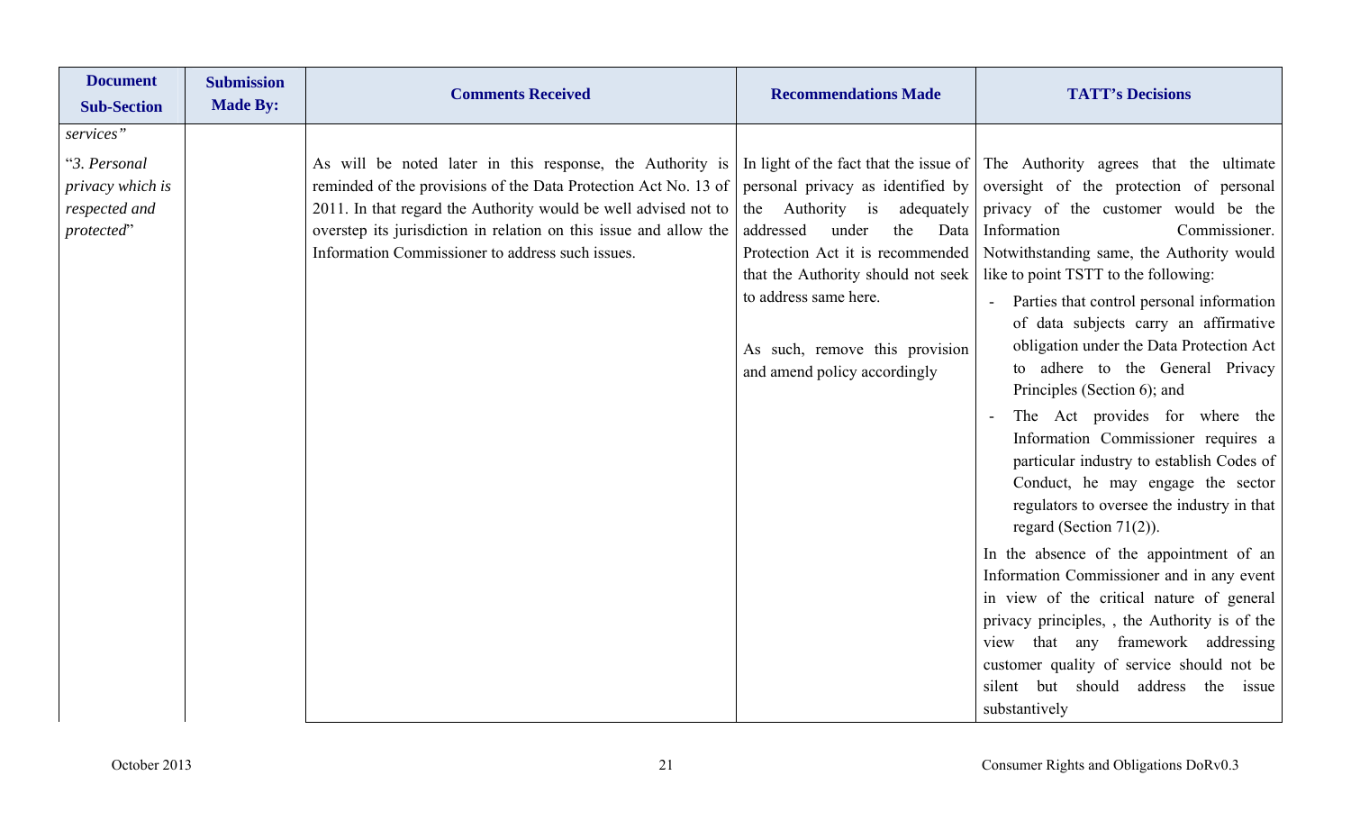| Document Sub-Section | Submission Made By: | Comments Received | Recommendations Made | TATT's Decisions |
|---|---|---|---|---|
| *services"* | | | | |
| "*3. Personal privacy which is respected and protected*" | | As will be noted later in this response, the Authority is reminded of the provisions of the Data Protection Act No. 13 of 2011. In that regard the Authority would be well advised not to overstep its jurisdiction in relation on this issue and allow the Information Commissioner to address such issues. | In light of the fact that the issue of personal privacy as identified by the Authority is adequately addressed under the Data Protection Act it is recommended that the Authority should not seek to address same here.<br><br>As such, remove this provision and amend policy accordingly | The Authority agrees that the ultimate oversight of the protection of personal privacy of the customer would be the Information Commissioner. Notwithstanding same, the Authority would like to point TSTT to the following:<br>- Parties that control personal information of data subjects carry an affirmative obligation under the Data Protection Act to adhere to the General Privacy Principles (Section 6); and<br>- The Act provides for where the Information Commissioner requires a particular industry to establish Codes of Conduct, he may engage the sector regulators to oversee the industry in that regard (Section 71(2)).<br><br>In the absence of the appointment of an Information Commissioner and in any event in view of the critical nature of general privacy principles, , the Authority is of the view that any framework addressing customer quality of service should not be silent but should address the issue substantively |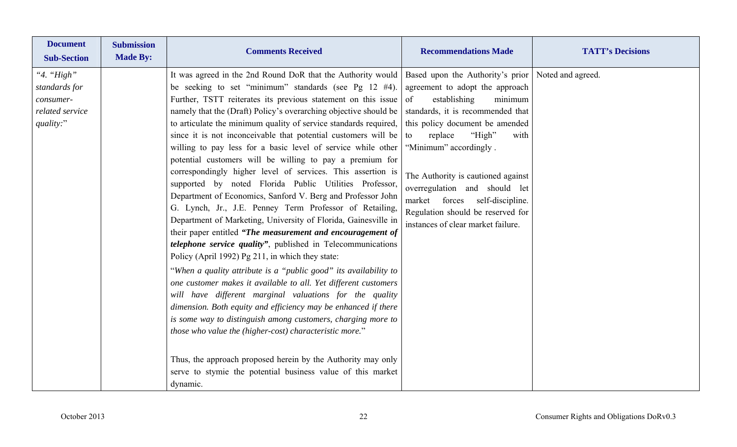| Document Sub-Section | Submission Made By: | Comments Received | Recommendations Made | TATT's Decisions |
|---|---|---|---|---|
| *"4. "High" standards for consumer-related service quality:"* | | It was agreed in the 2nd Round DoR that the Authority would be seeking to set "minimum" standards (see Pg 12 #4). Further, TSTT reiterates its previous statement on this issue namely that the (Draft) Policy's overarching objective should be to articulate the minimum quality of service standards required, since it is not inconceivable that potential customers will be willing to pay less for a basic level of service while other potential customers will be willing to pay a premium for correspondingly higher level of services. This assertion is supported by noted Florida Public Utilities Professor, Department of Economics, Sanford V. Berg and Professor John G. Lynch, Jr., J.E. Penney Term Professor of Retailing, Department of Marketing, University of Florida, Gainesville in their paper entitled ***"The measurement and encouragement of telephone service quality"***, published in Telecommunications Policy (April 1992) Pg 211, in which they state:<br><br>"*When a quality attribute is a "public good" its availability to one customer makes it available to all. Yet different customers will have different marginal valuations for the quality dimension. Both equity and efficiency may be enhanced if there is some way to distinguish among customers, charging more to those who value the (higher-cost) characteristic more.*"<br><br>Thus, the approach proposed herein by the Authority may only serve to stymie the potential business value of this market dynamic. | Based upon the Authority's prior agreement to adopt the approach of establishing minimum standards, it is recommended that this policy document be amended to replace "High" with "Minimum" accordingly .<br><br>The Authority is cautioned against overregulation and should let market forces self-discipline. Regulation should be reserved for instances of clear market failure. | Noted and agreed. |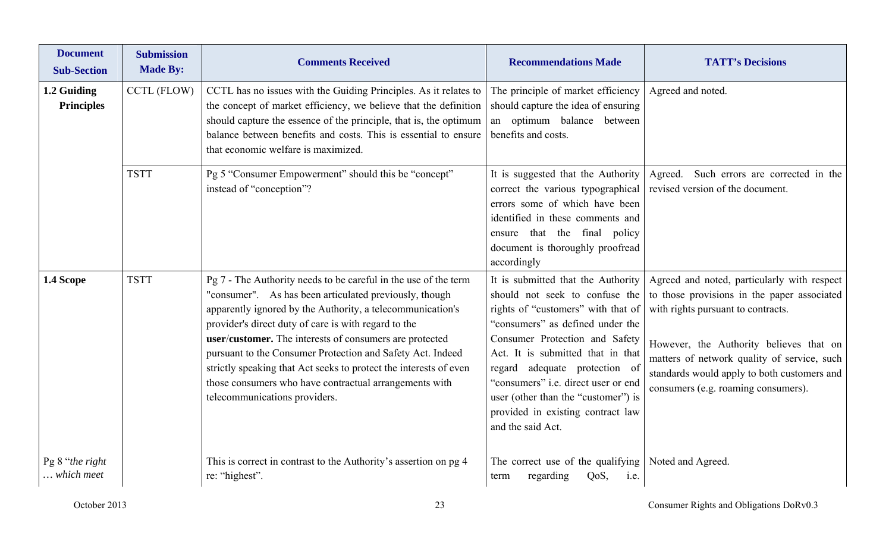| Document Sub-Section | Submission Made By: | Comments Received | Recommendations Made | TATT's Decisions |
|---|---|---|---|---|
| **1.2 Guiding Principles** | CCTL (FLOW) | CCTL has no issues with the Guiding Principles. As it relates to the concept of market efficiency, we believe that the definition should capture the essence of the principle, that is, the optimum balance between benefits and costs. This is essential to ensure that economic welfare is maximized. | The principle of market efficiency should capture the idea of ensuring an optimum balance between benefits and costs. | Agreed and noted. |
| | TSTT | Pg 5 "Consumer Empowerment" should this be "concept" instead of "conception"? | It is suggested that the Authority correct the various typographical errors some of which have been identified in these comments and ensure that the final policy document is thoroughly proofread accordingly | Agreed. Such errors are corrected in the revised version of the document. |
| **1.4 Scope** | TSTT | Pg 7 - The Authority needs to be careful in the use of the term "consumer". As has been articulated previously, though apparently ignored by the Authority, a telecommunication's provider's direct duty of care is with regard to the **user/customer.** The interests of consumers are protected pursuant to the Consumer Protection and Safety Act. Indeed strictly speaking that Act seeks to protect the interests of even those consumers who have contractual arrangements with telecommunications providers. | It is submitted that the Authority should not seek to confuse the rights of "customers" with that of "consumers" as defined under the Consumer Protection and Safety Act. It is submitted that in that regard adequate protection of "consumers" i.e. direct user or end user (other than the "customer") is provided in existing contract law and the said Act. | Agreed and noted, particularly with respect to those provisions in the paper associated with rights pursuant to contracts.<br><br>However, the Authority believes that on matters of network quality of service, such standards would apply to both customers and consumers (e.g. roaming consumers). |
| Pg 8 "*the right … which meet* | | This is correct in contrast to the Authority's assertion on pg 4 re: "highest". | The correct use of the qualifying term regarding QoS, i.e. | Noted and Agreed. |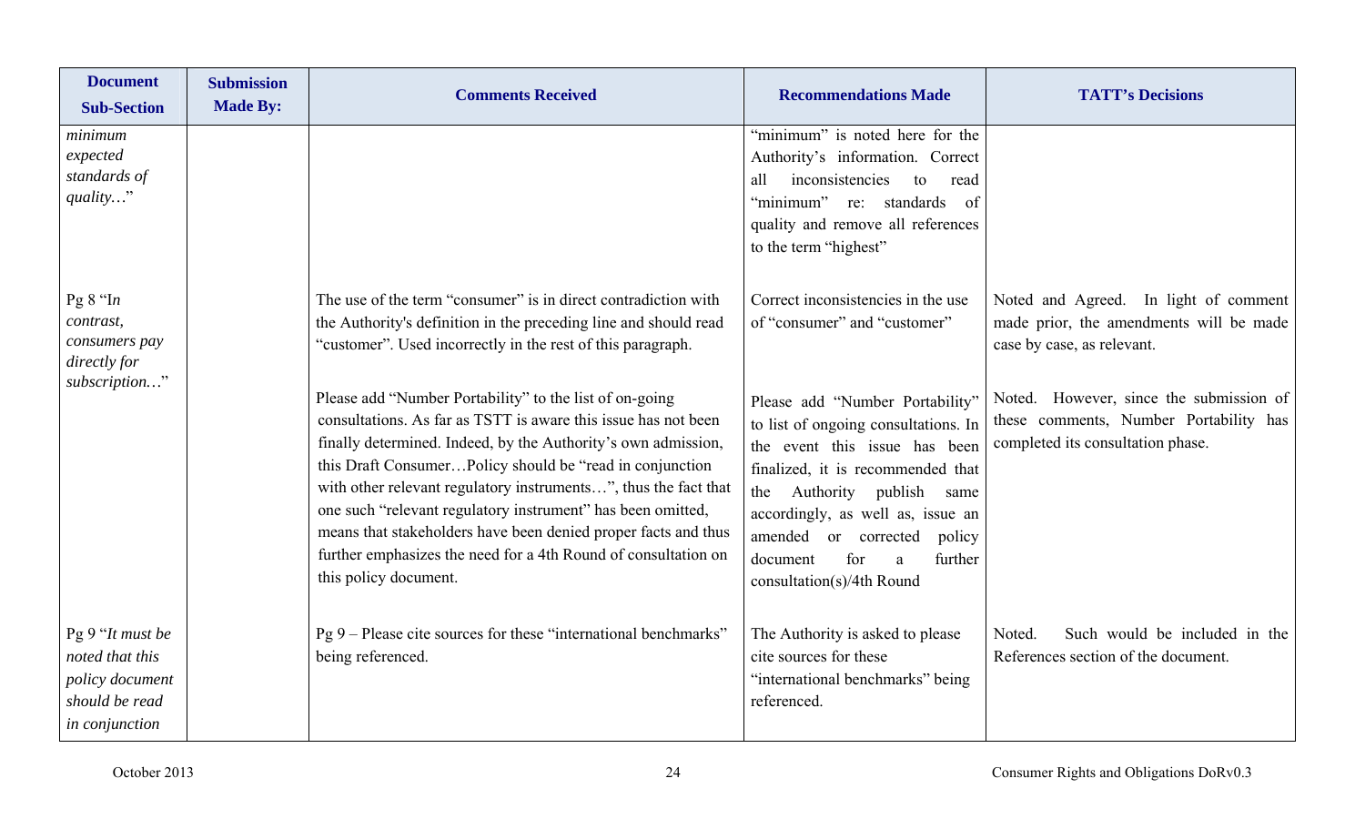| Document Sub-Section | Submission Made By: | Comments Received | Recommendations Made | TATT's Decisions |
|---|---|---|---|---|
| *minimum expected standards of quality…*" | | | "minimum" is noted here for the Authority's information. Correct all inconsistencies to read "minimum" re: standards of quality and remove all references to the term "highest" | |
| Pg 8 "*In contrast, consumers pay directly for subscription…*" | | The use of the term "consumer" is in direct contradiction with the Authority's definition in the preceding line and should read "customer". Used incorrectly in the rest of this paragraph. | Correct inconsistencies in the use of "consumer" and "customer" | Noted and Agreed. In light of comment made prior, the amendments will be made case by case, as relevant. |
| | | Please add "Number Portability" to the list of on-going consultations. As far as TSTT is aware this issue has not been finally determined. Indeed, by the Authority's own admission, this Draft Consumer…Policy should be "read in conjunction with other relevant regulatory instruments…", thus the fact that one such "relevant regulatory instrument" has been omitted, means that stakeholders have been denied proper facts and thus further emphasizes the need for a 4th Round of consultation on this policy document. | Please add "Number Portability" to list of ongoing consultations. In the event this issue has been finalized, it is recommended that the Authority publish same accordingly, as well as, issue an amended or corrected policy document for a further consultation(s)/4th Round | Noted. However, since the submission of these comments, Number Portability has completed its consultation phase. |
| Pg 9 "*It must be noted that this policy document should be read in conjunction* | | Pg 9 – Please cite sources for these "international benchmarks" being referenced. | The Authority is asked to please cite sources for these "international benchmarks" being referenced. | Noted. Such would be included in the References section of the document. |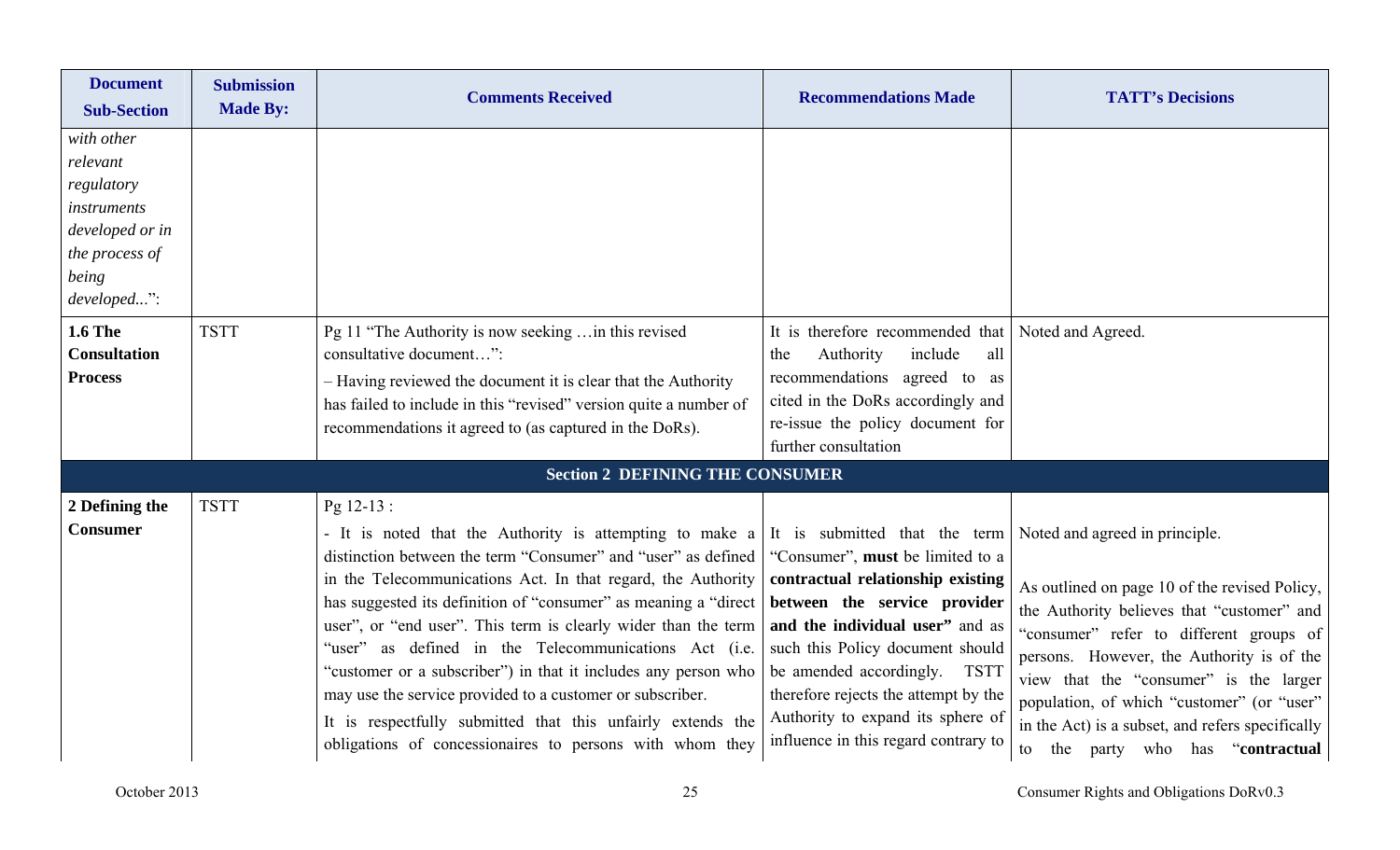| Document Sub-Section | Submission Made By: | Comments Received | Recommendations Made | TATT's Decisions |
|---|---|---|---|---|
| *with other relevant regulatory instruments developed or in the process of being developed...*": | | | | |
| **1.6 The Consultation Process** | TSTT | Pg 11 "The Authority is now seeking …in this revised consultative document…": – Having reviewed the document it is clear that the Authority has failed to include in this "revised" version quite a number of recommendations it agreed to (as captured in the DoRs). | It is therefore recommended that the Authority include all recommendations agreed to as cited in the DoRs accordingly and re-issue the policy document for further consultation | Noted and Agreed. |
| **Section 2 DEFINING THE CONSUMER** | | | | |
| **2 Defining the Consumer** | TSTT | Pg 12-13 : - It is noted that the Authority is attempting to make a distinction between the term "Consumer" and "user" as defined in the Telecommunications Act. In that regard, the Authority has suggested its definition of "consumer" as meaning a "direct user", or "end user". This term is clearly wider than the term "user" as defined in the Telecommunications Act (i.e. "customer or a subscriber") in that it includes any person who may use the service provided to a customer or subscriber. It is respectfully submitted that this unfairly extends the obligations of concessionaires to persons with whom they | It is submitted that the term "Consumer", **must** be limited to a **contractual relationship existing between the service provider and the individual user"** and as such this Policy document should be amended accordingly. TSTT therefore rejects the attempt by the Authority to expand its sphere of influence in this regard contrary to | Noted and agreed in principle. As outlined on page 10 of the revised Policy, the Authority believes that "customer" and "consumer" refer to different groups of persons. However, the Authority is of the view that the "consumer" is the larger population, of which "customer" (or "user" in the Act) is a subset, and refers specifically to the party who has "**contractual** |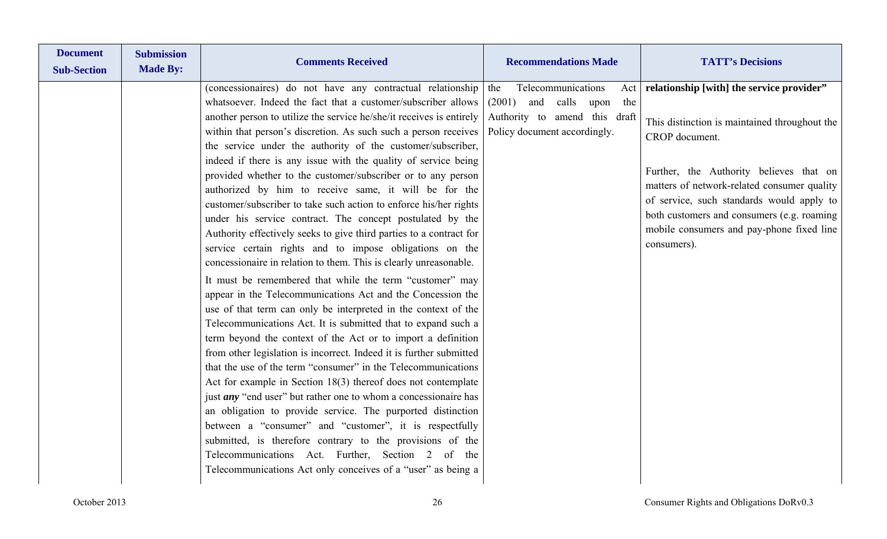| Document Sub-Section | Submission Made By: | Comments Received | Recommendations Made | TATT's Decisions |
|---|---|---|---|---|
| | | (concessionaires) do not have any contractual relationship whatsoever. Indeed the fact that a customer/subscriber allows another person to utilize the service he/she/it receives is entirely within that person's discretion. As such such a person receives the service under the authority of the customer/subscriber, indeed if there is any issue with the quality of service being provided whether to the customer/subscriber or to any person authorized by him to receive same, it will be for the customer/subscriber to take such action to enforce his/her rights under his service contract. The concept postulated by the Authority effectively seeks to give third parties to a contract for service certain rights and to impose obligations on the concessionaire in relation to them. This is clearly unreasonable.<br><br>It must be remembered that while the term "customer" may appear in the Telecommunications Act and the Concession the use of that term can only be interpreted in the context of the Telecommunications Act. It is submitted that to expand such a term beyond the context of the Act or to import a definition from other legislation is incorrect. Indeed it is further submitted that the use of the term "consumer" in the Telecommunications Act for example in Section 18(3) thereof does not contemplate just ***any*** "end user" but rather one to whom a concessionaire has an obligation to provide service. The purported distinction between a "consumer" and "customer", it is respectfully submitted, is therefore contrary to the provisions of the Telecommunications Act. Further, Section 2 of the Telecommunications Act only conceives of a "user" as being a | the Telecommunications Act (2001) and calls upon the Authority to amend this draft Policy document accordingly. | **relationship [with] the service provider"**<br><br>This distinction is maintained throughout the CROP document.<br><br>Further, the Authority believes that on matters of network-related consumer quality of service, such standards would apply to both customers and consumers (e.g. roaming mobile consumers and pay-phone fixed line consumers). |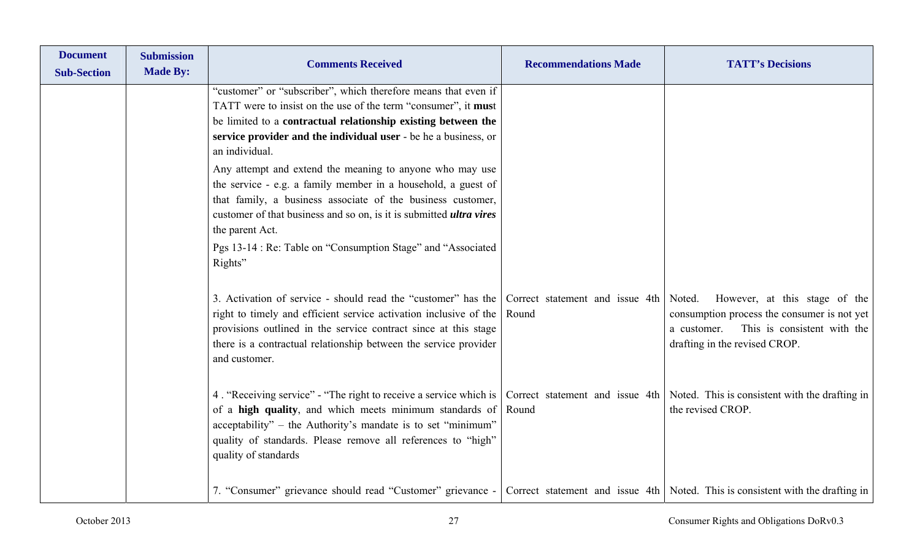| Document Sub-Section | Submission Made By: | Comments Received | Recommendations Made | TATT's Decisions |
|---|---|---|---|---|
| | | "customer" or "subscriber", which therefore means that even if TATT were to insist on the use of the term "consumer", it **mus**t be limited to a **contractual relationship existing between the service provider and the individual user** - be he a business, or an individual.<br><br>Any attempt and extend the meaning to anyone who may use the service - e.g. a family member in a household, a guest of that family, a business associate of the business customer, customer of that business and so on, is it is submitted ***ultra vires*** the parent Act.<br><br>Pgs 13-14 : Re: Table on "Consumption Stage" and "Associated Rights" | | |
| | | 3. Activation of service - should read the "customer" has the right to timely and efficient service activation inclusive of the provisions outlined in the service contract since at this stage there is a contractual relationship between the service provider and customer. | Correct statement and issue 4th Round | Noted. However, at this stage of the consumption process the consumer is not yet a customer. This is consistent with the drafting in the revised CROP. |
| | | 4 . "Receiving service" - "The right to receive a service which is of a **high quality**, and which meets minimum standards of acceptability" – the Authority's mandate is to set "minimum" quality of standards. Please remove all references to "high" quality of standards | Correct statement and issue 4th Round | Noted. This is consistent with the drafting in the revised CROP. |
| | | 7. "Consumer" grievance should read "Customer" grievance - | Correct statement and issue 4th | Noted. This is consistent with the drafting in |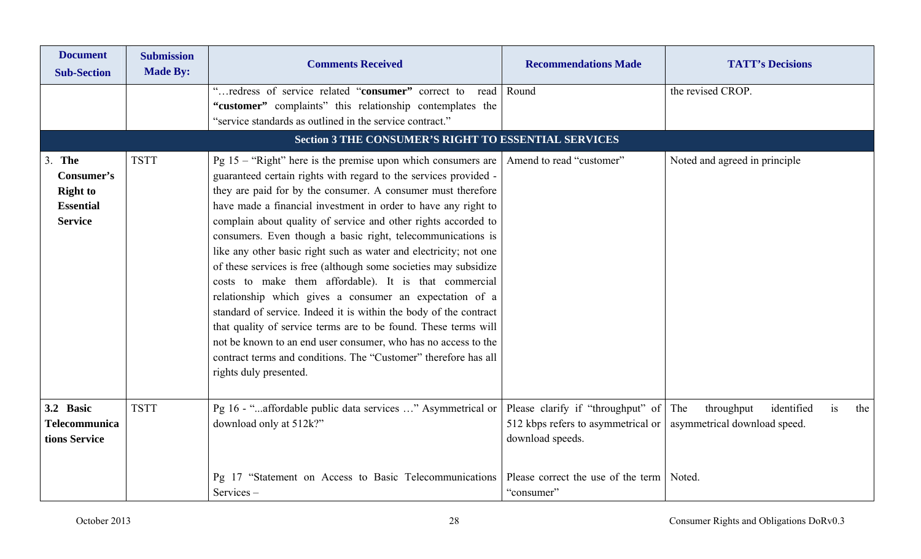| Document Sub-Section | Submission Made By: | Comments Received | Recommendations Made | TATT's Decisions |
|---|---|---|---|---|
| | | "…redress of service related "**consumer"** correct to read **"customer"** complaints" this relationship contemplates the "service standards as outlined in the service contract." | Round | the revised CROP. |
| **Section 3 THE CONSUMER'S RIGHT TO ESSENTIAL SERVICES** | | | | |
| 3. **The Consumer's Right to Essential Service** | TSTT | Pg 15 – "Right" here is the premise upon which consumers are guaranteed certain rights with regard to the services provided - they are paid for by the consumer. A consumer must therefore have made a financial investment in order to have any right to complain about quality of service and other rights accorded to consumers. Even though a basic right, telecommunications is like any other basic right such as water and electricity; not one of these services is free (although some societies may subsidize costs to make them affordable). It is that commercial relationship which gives a consumer an expectation of a standard of service. Indeed it is within the body of the contract that quality of service terms are to be found. These terms will not be known to an end user consumer, who has no access to the contract terms and conditions. The "Customer" therefore has all rights duly presented. | Amend to read "customer" | Noted and agreed in principle |
| **3.2 Basic Telecommunications Service** | TSTT | Pg 16 - "...affordable public data services …" Asymmetrical or download only at 512k?" | Please clarify if "throughput" of 512 kbps refers to asymmetrical or download speeds. | The throughput identified is the asymmetrical download speed. |
| | | Pg 17 "Statement on Access to Basic Telecommunications Services – | Please correct the use of the term "consumer" | Noted. |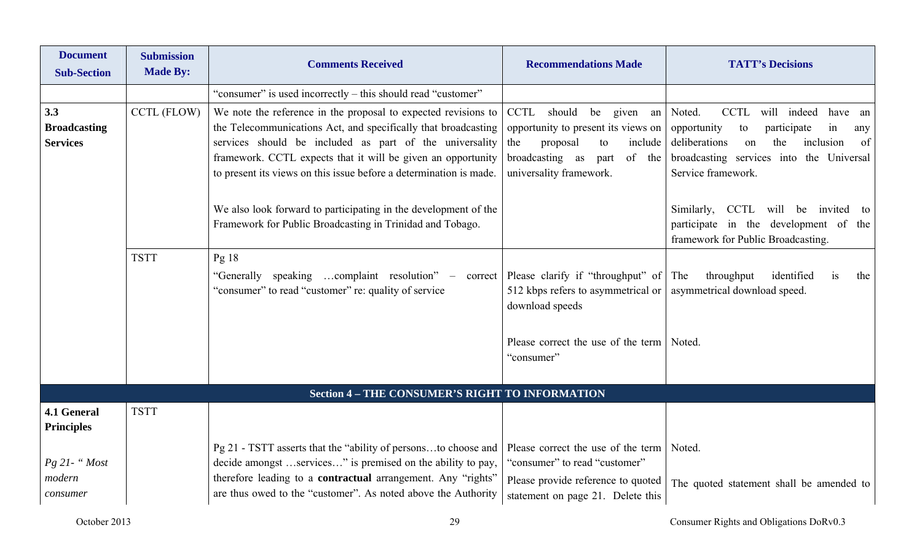| Document Sub-Section | Submission Made By: | Comments Received | Recommendations Made | TATT's Decisions |
|---|---|---|---|---|
| | | "consumer" is used incorrectly – this should read "customer" | | |
| **3.3 Broadcasting Services** | CCTL (FLOW) | We note the reference in the proposal to expected revisions to the Telecommunications Act, and specifically that broadcasting services should be included as part of the universality framework. CCTL expects that it will be given an opportunity to present its views on this issue before a determination is made.<br><br>We also look forward to participating in the development of the Framework for Public Broadcasting in Trinidad and Tobago. | CCTL should be given an opportunity to present its views on the proposal to include broadcasting as part of the universality framework. | Noted. CCTL will indeed have an opportunity to participate in any deliberations on the inclusion of broadcasting services into the Universal Service framework.<br><br>Similarly, CCTL will be invited to participate in the development of the framework for Public Broadcasting. |
| | TSTT | Pg 18<br>"Generally speaking …complaint resolution" – correct "consumer" to read "customer" re: quality of service | Please clarify if "throughput" of 512 kbps refers to asymmetrical or download speeds<br><br>Please correct the use of the term "consumer" | The throughput identified is the asymmetrical download speed.<br><br>Noted. |
| **Section 4 – THE CONSUMER'S RIGHT TO INFORMATION** | | | | |
| **4.1 General Principles**<br><br>*Pg 21- " Most modern consumer* | TSTT | Pg 21 - TSTT asserts that the "ability of persons…to choose and decide amongst …services…" is premised on the ability to pay, therefore leading to a **contractual** arrangement. Any "rights" are thus owed to the "customer". As noted above the Authority | Please correct the use of the term "consumer" to read "customer"<br>Please provide reference to quoted statement on page 21. Delete this | Noted.<br><br>The quoted statement shall be amended to |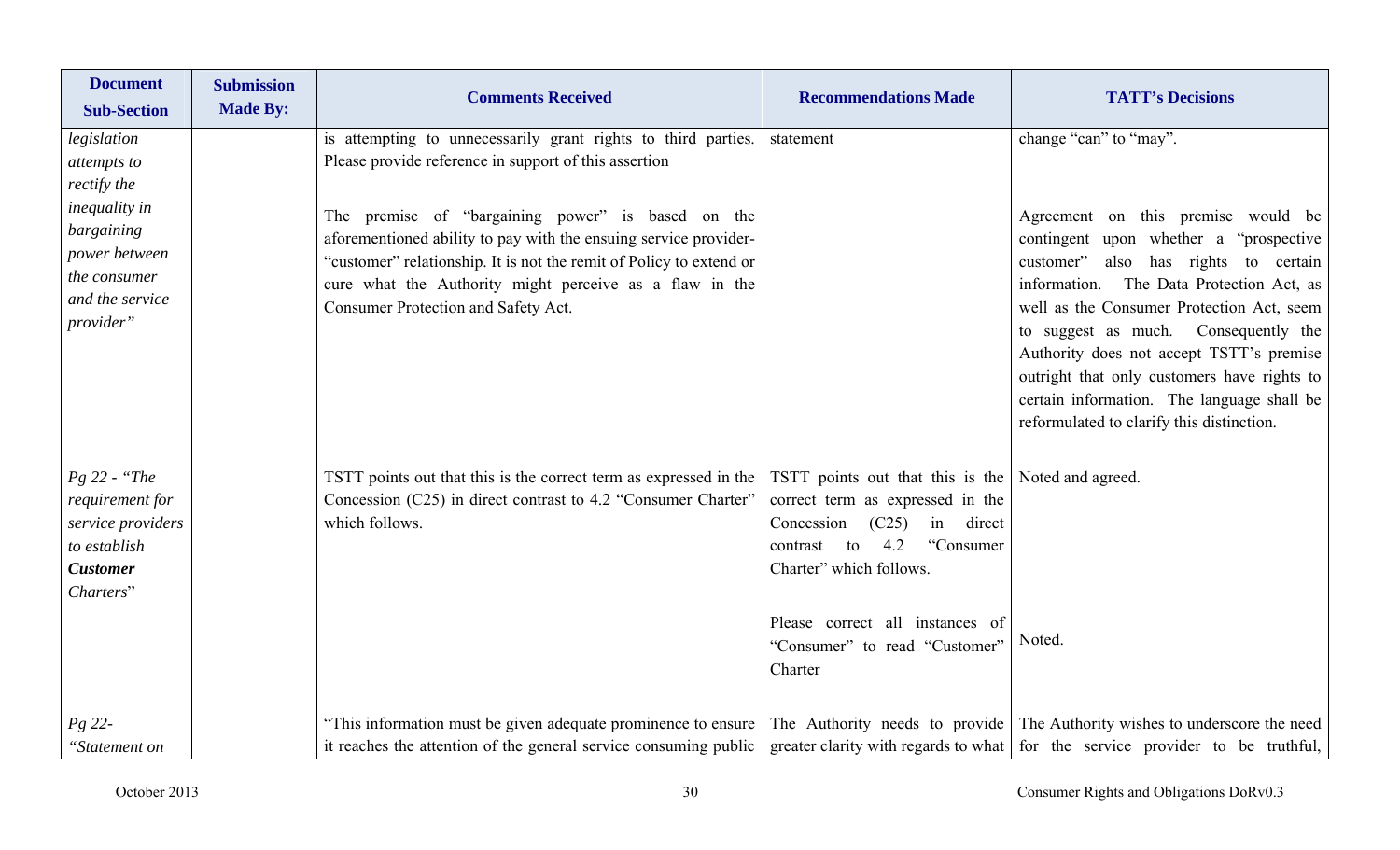| Document Sub-Section | Submission Made By: | Comments Received | Recommendations Made | TATT's Decisions |
|---|---|---|---|---|
| *legislation attempts to rectify the inequality in bargaining power between the consumer and the service provider"* | | is attempting to unnecessarily grant rights to third parties. Please provide reference in support of this assertion<br><br>The premise of "bargaining power" is based on the aforementioned ability to pay with the ensuing service provider-"customer" relationship. It is not the remit of Policy to extend or cure what the Authority might perceive as a flaw in the Consumer Protection and Safety Act. | statement | change "can" to "may".<br><br>Agreement on this premise would be contingent upon whether a "prospective customer" also has rights to certain information. The Data Protection Act, as well as the Consumer Protection Act, seem to suggest as much. Consequently the Authority does not accept TSTT's premise outright that only customers have rights to certain information. The language shall be reformulated to clarify this distinction. |
| *Pg 22 - "The requirement for service providers to establish **Customer** Charters*" | | TSTT points out that this is the correct term as expressed in the Concession (C25) in direct contrast to 4.2 "Consumer Charter" which follows. | TSTT points out that this is the correct term as expressed in the Concession (C25) in direct contrast to 4.2 "Consumer Charter" which follows.<br><br>Please correct all instances of "Consumer" to read "Customer" Charter | Noted and agreed.<br><br>Noted. |
| *Pg 22- "Statement on* | | "This information must be given adequate prominence to ensure it reaches the attention of the general service consuming public | The Authority needs to provide greater clarity with regards to what | The Authority wishes to underscore the need for the service provider to be truthful, |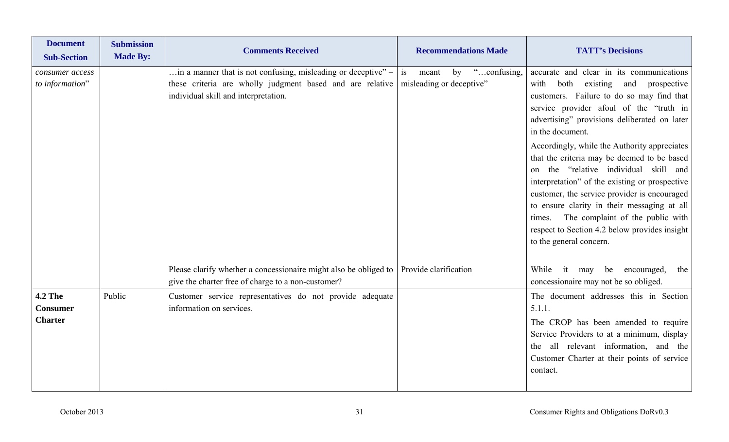| Document Sub-Section | Submission Made By: | Comments Received | Recommendations Made | TATT's Decisions |
|---|---|---|---|---|
| *consumer access to information*" | | …in a manner that is not confusing, misleading or deceptive" – these criteria are wholly judgment based and are relative individual skill and interpretation. | is meant by "…confusing, misleading or deceptive" | accurate and clear in its communications with both existing and prospective customers. Failure to do so may find that service provider afoul of the "truth in advertising" provisions deliberated on later in the document.<br><br>Accordingly, while the Authority appreciates that the criteria may be deemed to be based on the "relative individual skill and interpretation" of the existing or prospective customer, the service provider is encouraged to ensure clarity in their messaging at all times. The complaint of the public with respect to Section 4.2 below provides insight to the general concern. |
| | | Please clarify whether a concessionaire might also be obliged to give the charter free of charge to a non-customer? | Provide clarification | While it may be encouraged, the concessionaire may not be so obliged. |
| **4.2 The Consumer Charter** | Public | Customer service representatives do not provide adequate information on services. | | The document addresses this in Section 5.1.1.<br><br>The CROP has been amended to require Service Providers to at a minimum, display the all relevant information, and the Customer Charter at their points of service contact. |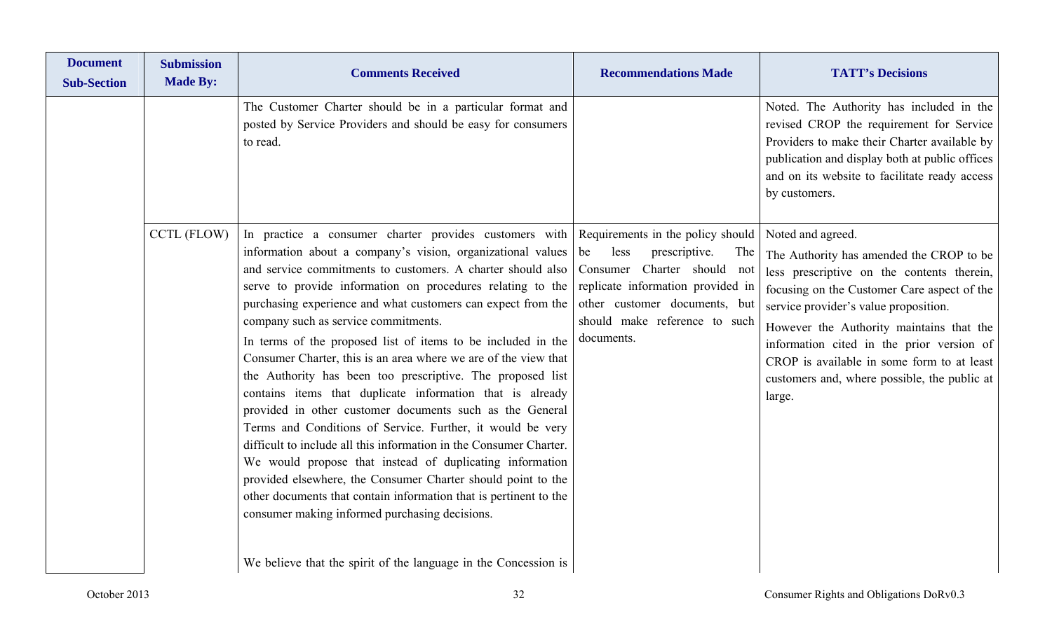| Document Sub-Section | Submission Made By: | Comments Received | Recommendations Made | TATT's Decisions |
|---|---|---|---|---|
| | | The Customer Charter should be in a particular format and posted by Service Providers and should be easy for consumers to read. | | Noted. The Authority has included in the revised CROP the requirement for Service Providers to make their Charter available by publication and display both at public offices and on its website to facilitate ready access by customers. |
| | CCTL (FLOW) | In practice a consumer charter provides customers with information about a company's vision, organizational values and service commitments to customers. A charter should also serve to provide information on procedures relating to the purchasing experience and what customers can expect from the company such as service commitments.<br>In terms of the proposed list of items to be included in the Consumer Charter, this is an area where we are of the view that the Authority has been too prescriptive. The proposed list contains items that duplicate information that is already provided in other customer documents such as the General Terms and Conditions of Service. Further, it would be very difficult to include all this information in the Consumer Charter. We would propose that instead of duplicating information provided elsewhere, the Consumer Charter should point to the other documents that contain information that is pertinent to the consumer making informed purchasing decisions.<br><br>We believe that the spirit of the language in the Concession is | Requirements in the policy should be less prescriptive. The Consumer Charter should not replicate information provided in other customer documents, but should make reference to such documents. | Noted and agreed.<br>The Authority has amended the CROP to be less prescriptive on the contents therein, focusing on the Customer Care aspect of the service provider's value proposition.<br>However the Authority maintains that the information cited in the prior version of CROP is available in some form to at least customers and, where possible, the public at large. |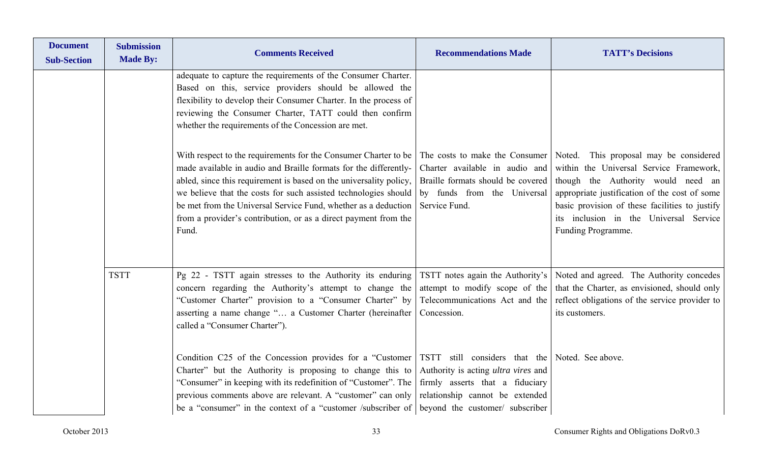| Document Sub-Section | Submission Made By: | Comments Received | Recommendations Made | TATT's Decisions |
|---|---|---|---|---|
| | | adequate to capture the requirements of the Consumer Charter. Based on this, service providers should be allowed the flexibility to develop their Consumer Charter. In the process of reviewing the Consumer Charter, TATT could then confirm whether the requirements of the Concession are met. | | |
| | | With respect to the requirements for the Consumer Charter to be made available in audio and Braille formats for the differently-abled, since this requirement is based on the universality policy, we believe that the costs for such assisted technologies should be met from the Universal Service Fund, whether as a deduction from a provider's contribution, or as a direct payment from the Fund. | The costs to make the Consumer Charter available in audio and Braille formats should be covered by funds from the Universal Service Fund. | Noted. This proposal may be considered within the Universal Service Framework, though the Authority would need an appropriate justification of the cost of some basic provision of these facilities to justify its inclusion in the Universal Service Funding Programme. |
| | TSTT | Pg 22 - TSTT again stresses to the Authority its enduring concern regarding the Authority's attempt to change the "Customer Charter" provision to a "Consumer Charter" by asserting a name change "… a Customer Charter (hereinafter called a "Consumer Charter"). | TSTT notes again the Authority's attempt to modify scope of the Telecommunications Act and the Concession. | Noted and agreed. The Authority concedes that the Charter, as envisioned, should only reflect obligations of the service provider to its customers. |
| | | Condition C25 of the Concession provides for a "Customer Charter" but the Authority is proposing to change this to "Consumer" in keeping with its redefinition of "Customer". The previous comments above are relevant. A "customer" can only be a "consumer" in the context of a "customer /subscriber of | TSTT still considers that the Authority is acting *ultra vires* and firmly asserts that a fiduciary relationship cannot be extended beyond the customer/ subscriber | Noted. See above. |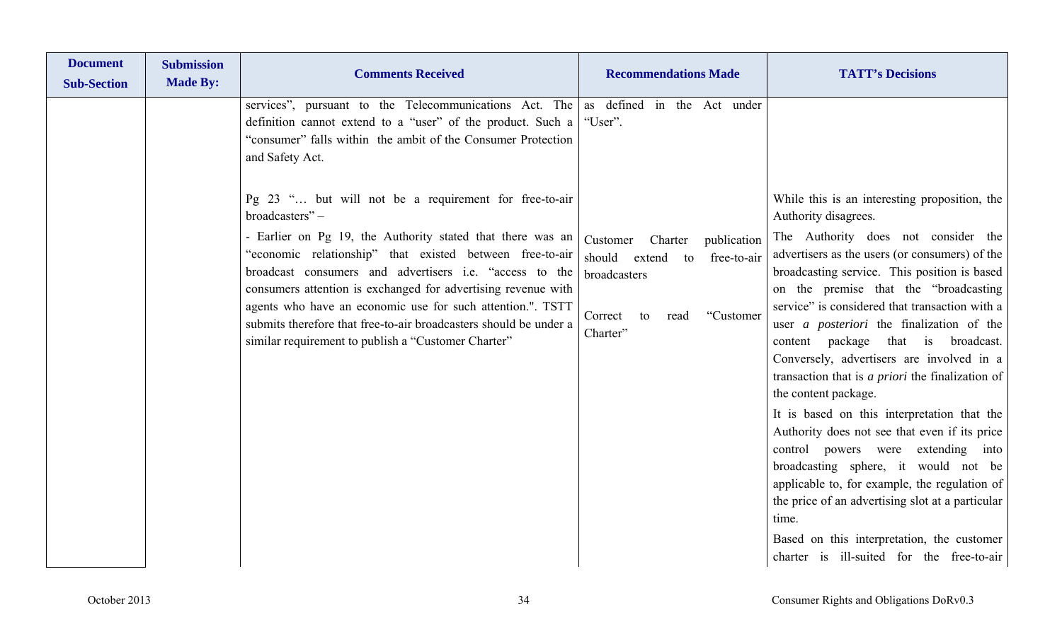| Document Sub-Section | Submission Made By: | Comments Received | Recommendations Made | TATT's Decisions |
|---|---|---|---|---|
| | | services", pursuant to the Telecommunications Act. The definition cannot extend to a "user" of the product. Such a "consumer" falls within the ambit of the Consumer Protection and Safety Act. | as defined in the Act under "User". | |
| | | Pg 23 "… but will not be a requirement for free-to-air broadcasters" –<br><br>- Earlier on Pg 19, the Authority stated that there was an "economic relationship" that existed between free-to-air broadcast consumers and advertisers i.e. "access to the consumers attention is exchanged for advertising revenue with agents who have an economic use for such attention.". TSTT submits therefore that free-to-air broadcasters should be under a similar requirement to publish a "Customer Charter" | Customer Charter publication should extend to free-to-air broadcasters<br><br>Correct to read "Customer Charter" | While this is an interesting proposition, the Authority disagrees.<br><br>The Authority does not consider the advertisers as the users (or consumers) of the broadcasting service. This position is based on the premise that the "broadcasting service" is considered that transaction with a user *a posteriori* the finalization of the content package that is broadcast. Conversely, advertisers are involved in a transaction that is *a priori* the finalization of the content package.<br><br>It is based on this interpretation that the Authority does not see that even if its price control powers were extending into broadcasting sphere, it would not be applicable to, for example, the regulation of the price of an advertising slot at a particular time.<br><br>Based on this interpretation, the customer charter is ill-suited for the free-to-air |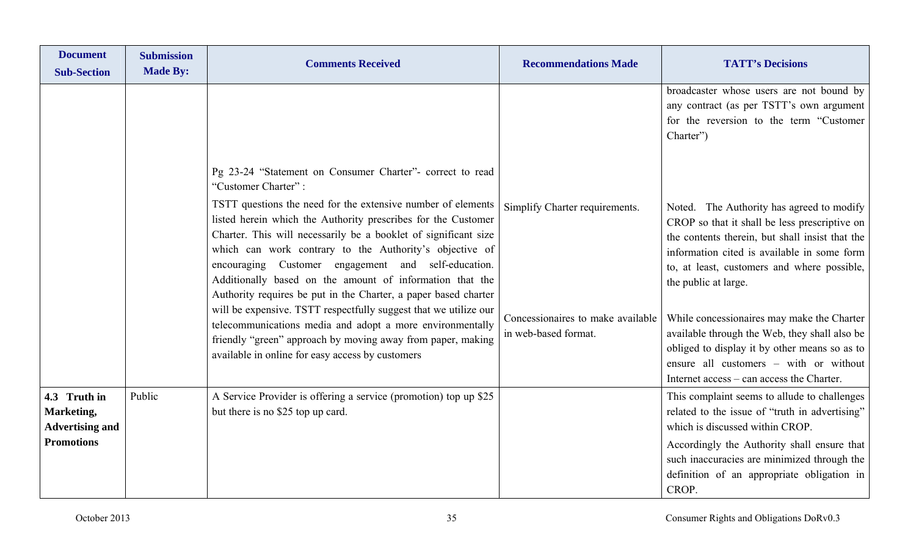| Document Sub-Section | Submission Made By: | Comments Received | Recommendations Made | TATT's Decisions |
|---|---|---|---|---|
| | | | | broadcaster whose users are not bound by any contract (as per TSTT's own argument for the reversion to the term "Customer Charter") |
| | | Pg 23-24 "Statement on Consumer Charter"- correct to read "Customer Charter" : TSTT questions the need for the extensive number of elements listed herein which the Authority prescribes for the Customer Charter. This will necessarily be a booklet of significant size which can work contrary to the Authority's objective of encouraging Customer engagement and self-education. Additionally based on the amount of information that the Authority requires be put in the Charter, a paper based charter will be expensive. TSTT respectfully suggest that we utilize our telecommunications media and adopt a more environmentally friendly "green" approach by moving away from paper, making available in online for easy access by customers | Simplify Charter requirements.<br><br>Concessionaires to make available in web-based format. | Noted. The Authority has agreed to modify CROP so that it shall be less prescriptive on the contents therein, but shall insist that the information cited is available in some form to, at least, customers and where possible, the public at large.<br><br>While concessionaires may make the Charter available through the Web, they shall also be obliged to display it by other means so as to ensure all customers – with or without Internet access – can access the Charter. |
| **4.3 Truth in Marketing, Advertising and Promotions** | Public | A Service Provider is offering a service (promotion) top up $25 but there is no $25 top up card. | | This complaint seems to allude to challenges related to the issue of "truth in advertising" which is discussed within CROP.<br><br>Accordingly the Authority shall ensure that such inaccuracies are minimized through the definition of an appropriate obligation in CROP. |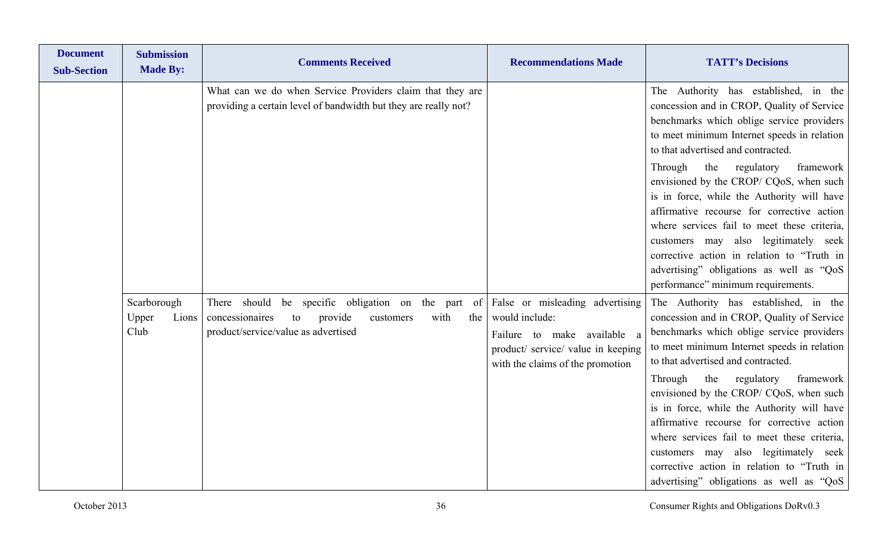| Document Sub-Section | Submission Made By: | Comments Received | Recommendations Made | TATT's Decisions |
|---|---|---|---|---|
| | | What can we do when Service Providers claim that they are providing a certain level of bandwidth but they are really not? | | The Authority has established, in the concession and in CROP, Quality of Service benchmarks which oblige service providers to meet minimum Internet speeds in relation to that advertised and contracted.<br><br>Through the regulatory framework envisioned by the CROP/ CQoS, when such is in force, while the Authority will have affirmative recourse for corrective action where services fail to meet these criteria, customers may also legitimately seek corrective action in relation to "Truth in advertising" obligations as well as "QoS performance" minimum requirements. |
| | Scarborough Upper Lions Club | There should be specific obligation on the part of concessionaires to provide customers with the product/service/value as advertised | False or misleading advertising would include:<br><br>Failure to make available a product/ service/ value in keeping with the claims of the promotion | The Authority has established, in the concession and in CROP, Quality of Service benchmarks which oblige service providers to meet minimum Internet speeds in relation to that advertised and contracted.<br><br>Through the regulatory framework envisioned by the CROP/ CQoS, when such is in force, while the Authority will have affirmative recourse for corrective action where services fail to meet these criteria, customers may also legitimately seek corrective action in relation to "Truth in advertising" obligations as well as "QoS |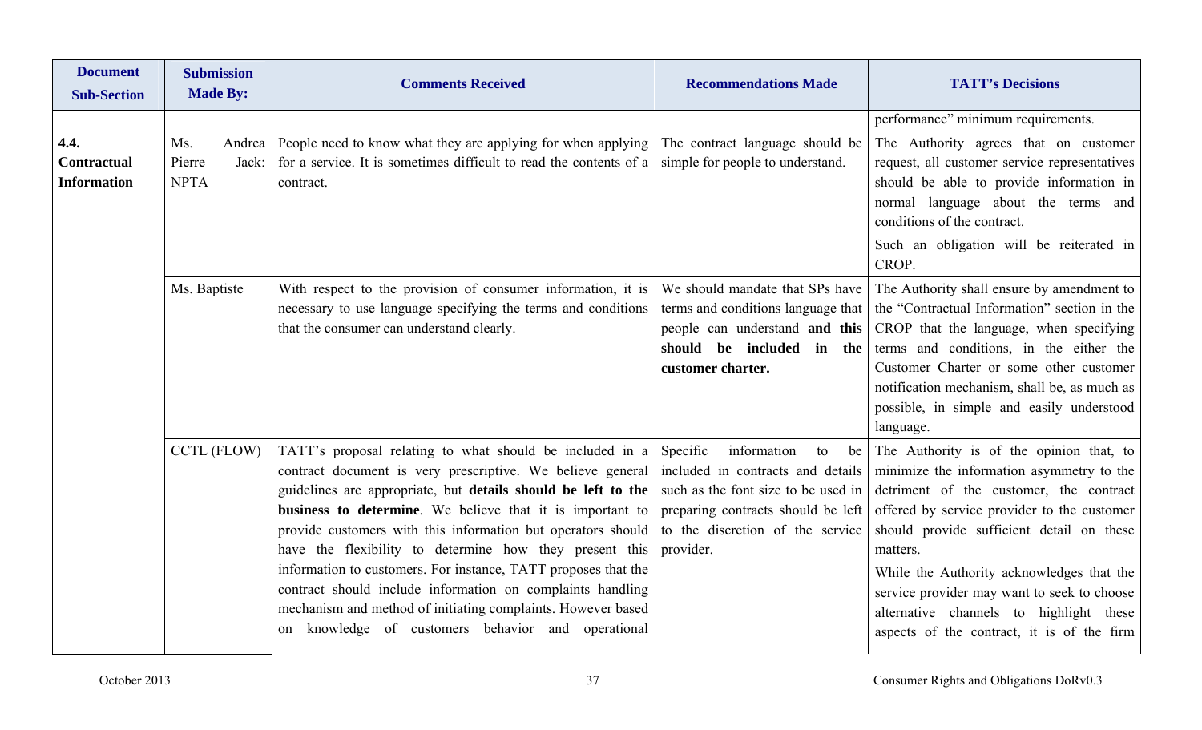| Document Sub-Section | Submission Made By: | Comments Received | Recommendations Made | TATT's Decisions |
|---|---|---|---|---|
| | | | | performance" minimum requirements. |
| **4.4. Contractual Information** | Ms. Andrea Pierre Jack: NPTA | People need to know what they are applying for when applying for a service. It is sometimes difficult to read the contents of a contract. | The contract language should be simple for people to understand. | The Authority agrees that on customer request, all customer service representatives should be able to provide information in normal language about the terms and conditions of the contract.<br><br>Such an obligation will be reiterated in CROP. |
| | Ms. Baptiste | With respect to the provision of consumer information, it is necessary to use language specifying the terms and conditions that the consumer can understand clearly. | We should mandate that SPs have terms and conditions language that people can understand **and this should be included in the customer charter.** | The Authority shall ensure by amendment to the "Contractual Information" section in the CROP that the language, when specifying terms and conditions, in the either the Customer Charter or some other customer notification mechanism, shall be, as much as possible, in simple and easily understood language. |
| | CCTL (FLOW) | TATT's proposal relating to what should be included in a contract document is very prescriptive. We believe general guidelines are appropriate, but **details should be left to the business to determine**. We believe that it is important to provide customers with this information but operators should have the flexibility to determine how they present this information to customers. For instance, TATT proposes that the contract should include information on complaints handling mechanism and method of initiating complaints. However based on knowledge of customers behavior and operational | Specific information to be included in contracts and details such as the font size to be used in preparing contracts should be left to the discretion of the service provider. | The Authority is of the opinion that, to minimize the information asymmetry to the detriment of the customer, the contract offered by service provider to the customer should provide sufficient detail on these matters.<br><br>While the Authority acknowledges that the service provider may want to seek to choose alternative channels to highlight these aspects of the contract, it is of the firm |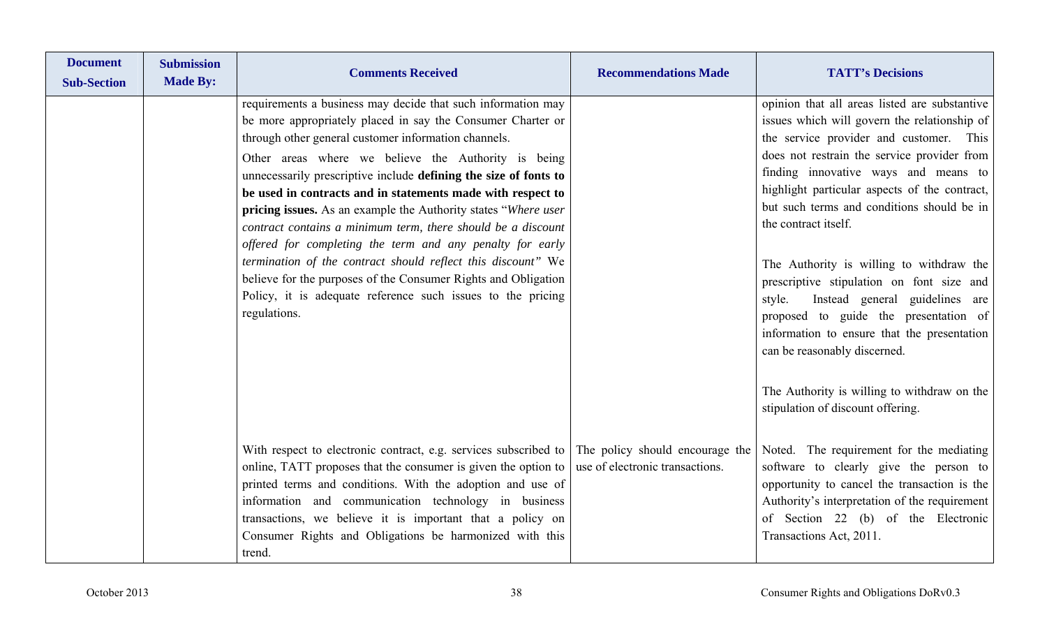| Document Sub-Section | Submission Made By: | Comments Received | Recommendations Made | TATT's Decisions |
|---|---|---|---|---|
| | | requirements a business may decide that such information may be more appropriately placed in say the Consumer Charter or through other general customer information channels.<br>Other areas where we believe the Authority is being unnecessarily prescriptive include **defining the size of fonts to be used in contracts and in statements made with respect to pricing issues.** As an example the Authority states "*Where user contract contains a minimum term, there should be a discount offered for completing the term and any penalty for early termination of the contract should reflect this discount"* We believe for the purposes of the Consumer Rights and Obligation Policy, it is adequate reference such issues to the pricing regulations. | | opinion that all areas listed are substantive issues which will govern the relationship of the service provider and customer. This does not restrain the service provider from finding innovative ways and means to highlight particular aspects of the contract, but such terms and conditions should be in the contract itself.<br><br>The Authority is willing to withdraw the prescriptive stipulation on font size and style. Instead general guidelines are proposed to guide the presentation of information to ensure that the presentation can be reasonably discerned.<br><br>The Authority is willing to withdraw on the stipulation of discount offering. |
| | | With respect to electronic contract, e.g. services subscribed to online, TATT proposes that the consumer is given the option to printed terms and conditions. With the adoption and use of information and communication technology in business transactions, we believe it is important that a policy on Consumer Rights and Obligations be harmonized with this trend. | The policy should encourage the use of electronic transactions. | Noted. The requirement for the mediating software to clearly give the person to opportunity to cancel the transaction is the Authority's interpretation of the requirement of Section 22 (b) of the Electronic Transactions Act, 2011. |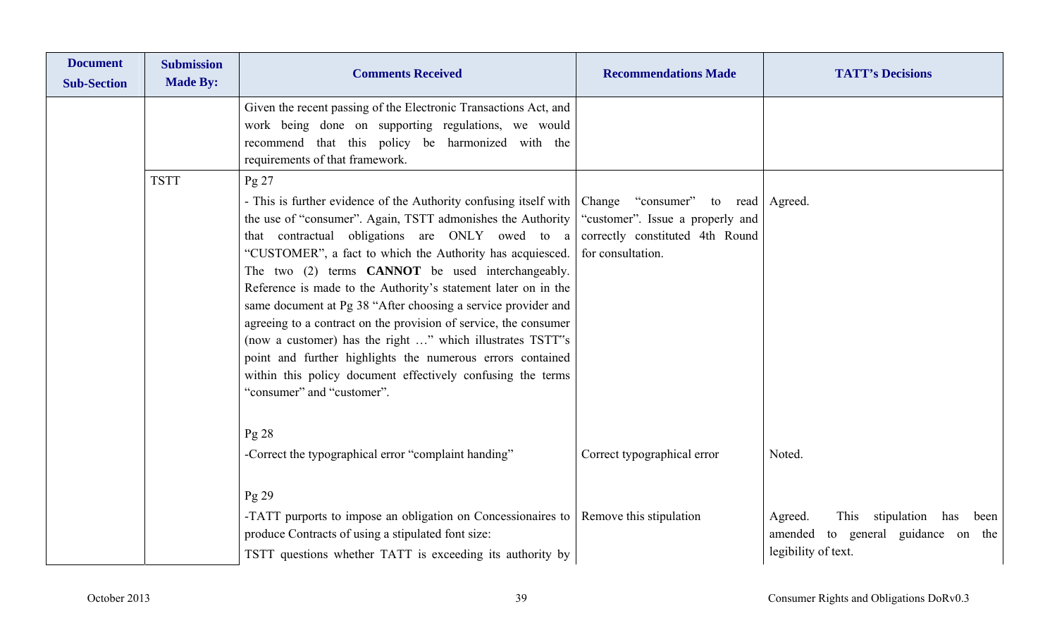| Document Sub-Section | Submission Made By: | Comments Received | Recommendations Made | TATT's Decisions |
|---|---|---|---|---|
| | | Given the recent passing of the Electronic Transactions Act, and work being done on supporting regulations, we would recommend that this policy be harmonized with the requirements of that framework. | | |
| | TSTT | Pg 27<br>- This is further evidence of the Authority confusing itself with the use of "consumer". Again, TSTT admonishes the Authority that contractual obligations are ONLY owed to a "CUSTOMER", a fact to which the Authority has acquiesced. The two (2) terms **CANNOT** be used interchangeably. Reference is made to the Authority's statement later on in the same document at Pg 38 "After choosing a service provider and agreeing to a contract on the provision of service, the consumer (now a customer) has the right …" which illustrates TSTT"s point and further highlights the numerous errors contained within this policy document effectively confusing the terms "consumer" and "customer". | Change "consumer" to read "customer". Issue a properly and correctly constituted 4th Round for consultation. | Agreed. |
| | | Pg 28<br>-Correct the typographical error "complaint handing" | Correct typographical error | Noted. |
| | | Pg 29<br>-TATT purports to impose an obligation on Concessionaires to produce Contracts of using a stipulated font size:<br>TSTT questions whether TATT is exceeding its authority by | Remove this stipulation | Agreed. This stipulation has been amended to general guidance on the legibility of text. |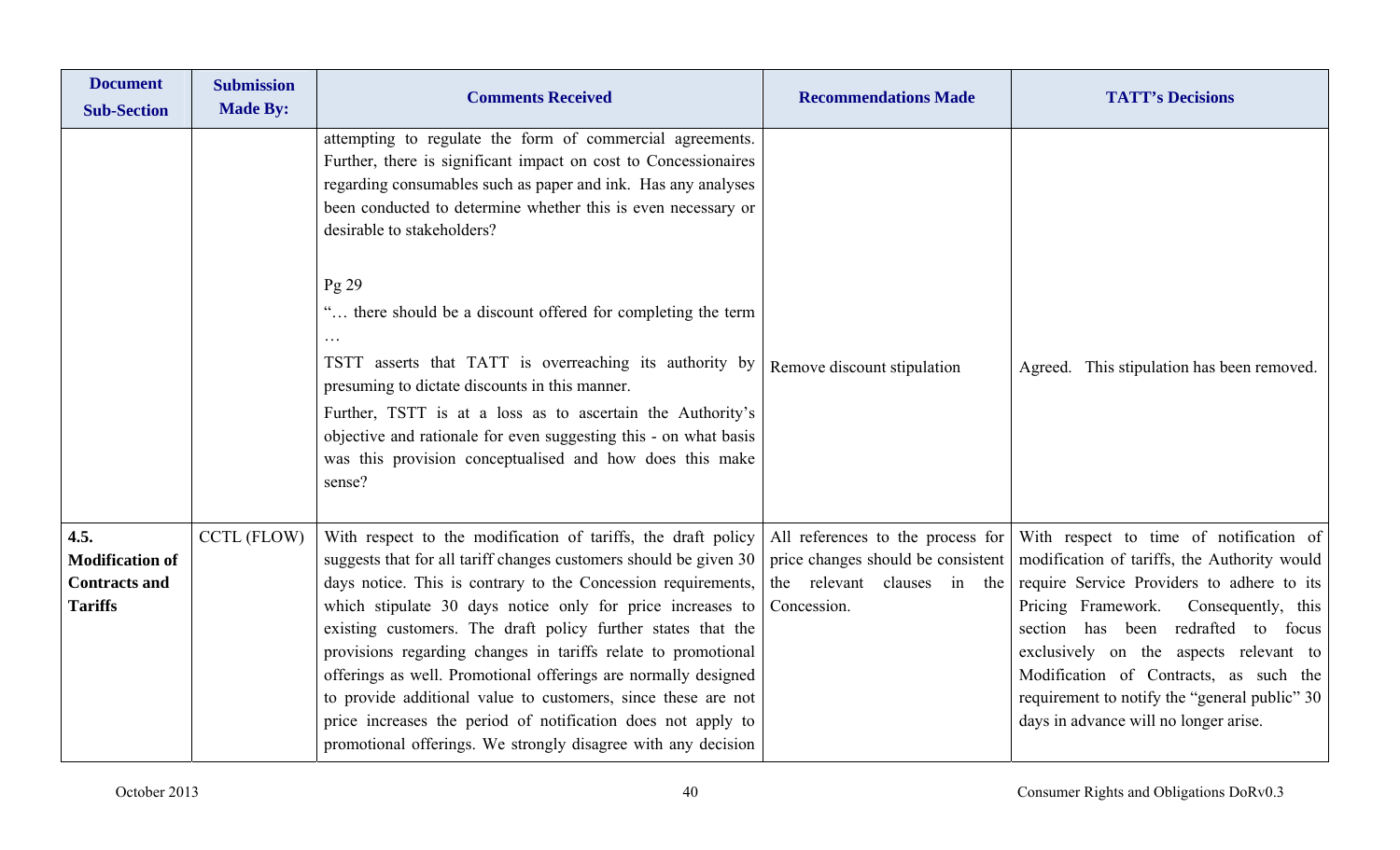| Document Sub-Section | Submission Made By: | Comments Received | Recommendations Made | TATT's Decisions |
|---|---|---|---|---|
| | | attempting to regulate the form of commercial agreements. Further, there is significant impact on cost to Concessionaires regarding consumables such as paper and ink. Has any analyses been conducted to determine whether this is even necessary or desirable to stakeholders?<br><br>Pg 29<br>"… there should be a discount offered for completing the term …<br>TSTT asserts that TATT is overreaching its authority by presuming to dictate discounts in this manner.<br>Further, TSTT is at a loss as to ascertain the Authority's objective and rationale for even suggesting this - on what basis was this provision conceptualised and how does this make sense? | Remove discount stipulation | Agreed. This stipulation has been removed. |
| **4.5. Modification of Contracts and Tariffs** | CCTL (FLOW) | With respect to the modification of tariffs, the draft policy suggests that for all tariff changes customers should be given 30 days notice. This is contrary to the Concession requirements, which stipulate 30 days notice only for price increases to existing customers. The draft policy further states that the provisions regarding changes in tariffs relate to promotional offerings as well. Promotional offerings are normally designed to provide additional value to customers, since these are not price increases the period of notification does not apply to promotional offerings. We strongly disagree with any decision | All references to the process for price changes should be consistent the relevant clauses in the Concession. | With respect to time of notification of modification of tariffs, the Authority would require Service Providers to adhere to its Pricing Framework. Consequently, this section has been redrafted to focus exclusively on the aspects relevant to Modification of Contracts, as such the requirement to notify the "general public" 30 days in advance will no longer arise. |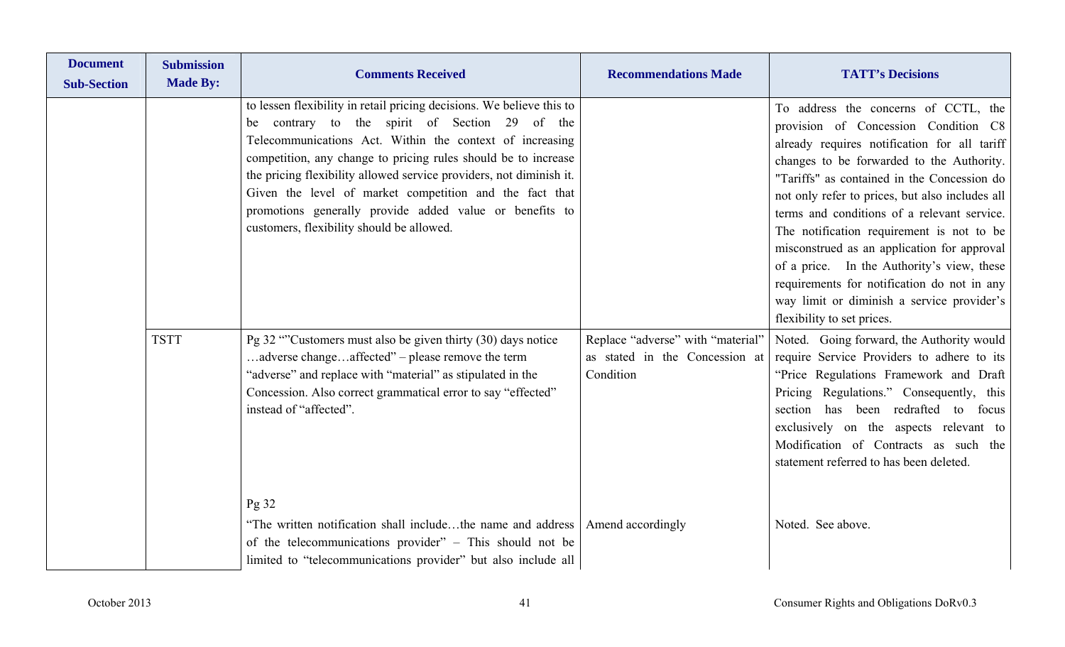| Document Sub-Section | Submission Made By: | Comments Received | Recommendations Made | TATT's Decisions |
|---|---|---|---|---|
| | | to lessen flexibility in retail pricing decisions. We believe this to be contrary to the spirit of Section 29 of the Telecommunications Act. Within the context of increasing competition, any change to pricing rules should be to increase the pricing flexibility allowed service providers, not diminish it. Given the level of market competition and the fact that promotions generally provide added value or benefits to customers, flexibility should be allowed. | | To address the concerns of CCTL, the provision of Concession Condition C8 already requires notification for all tariff changes to be forwarded to the Authority. "Tariffs" as contained in the Concession do not only refer to prices, but also includes all terms and conditions of a relevant service. The notification requirement is not to be misconstrued as an application for approval of a price. In the Authority's view, these requirements for notification do not in any way limit or diminish a service provider's flexibility to set prices. |
| | TSTT | Pg 32 ""Customers must also be given thirty (30) days notice …adverse change…affected" – please remove the term "adverse" and replace with "material" as stipulated in the Concession. Also correct grammatical error to say "effected" instead of "affected". | Replace "adverse" with "material" as stated in the Concession at Condition | Noted. Going forward, the Authority would require Service Providers to adhere to its "Price Regulations Framework and Draft Pricing Regulations." Consequently, this section has been redrafted to focus exclusively on the aspects relevant to Modification of Contracts as such the statement referred to has been deleted. |
| | | Pg 32<br>"The written notification shall include…the name and address of the telecommunications provider" – This should not be limited to "telecommunications provider" but also include all | Amend accordingly | Noted. See above. |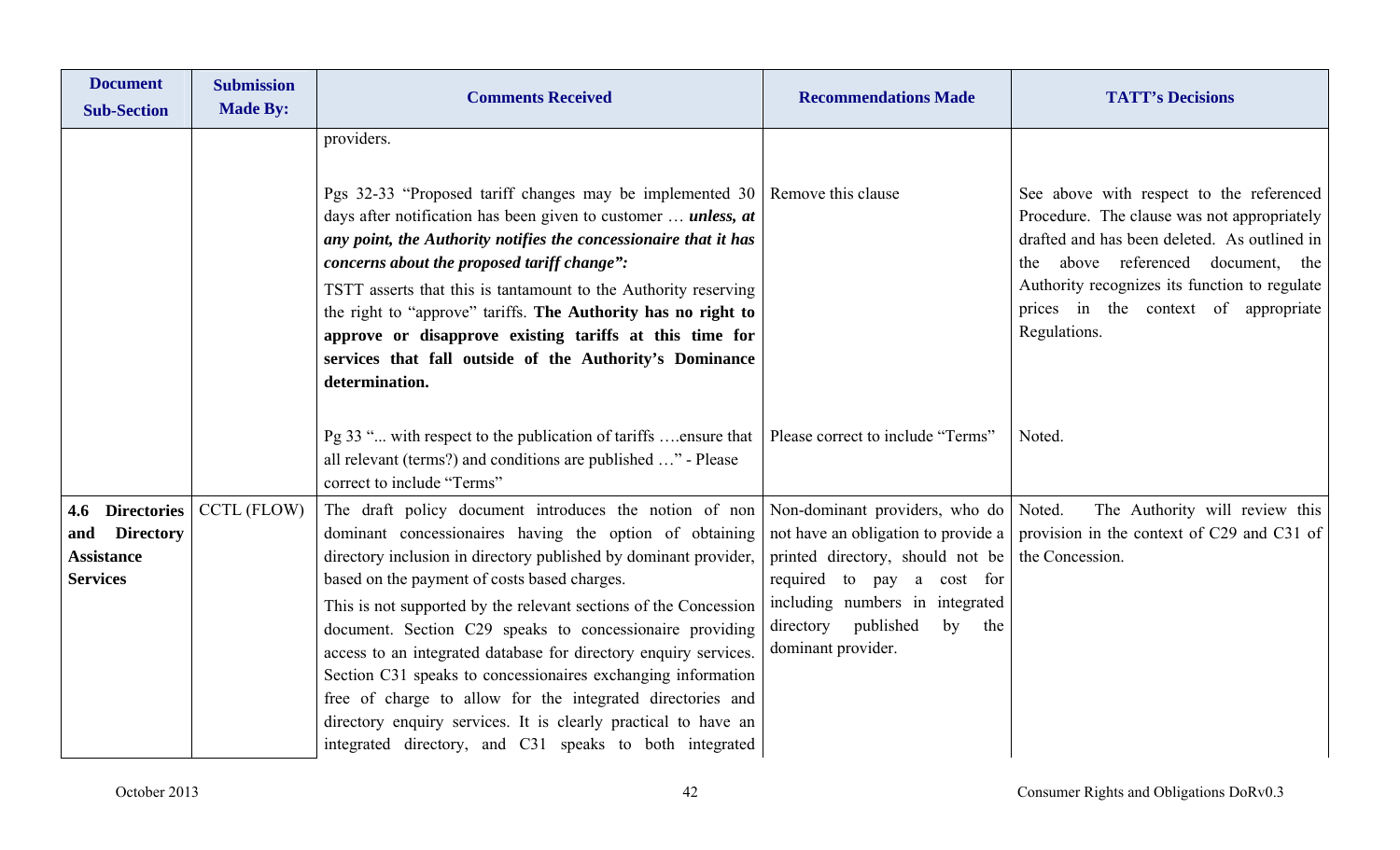| Document Sub-Section | Submission Made By: | Comments Received | Recommendations Made | TATT's Decisions |
|---|---|---|---|---|
| | | providers. | | |
| | | Pgs 32-33 "Proposed tariff changes may be implemented 30 days after notification has been given to customer … ***unless, at any point, the Authority notifies the concessionaire that it has concerns about the proposed tariff change"***:<br>TSTT asserts that this is tantamount to the Authority reserving the right to "approve" tariffs. **The Authority has no right to approve or disapprove existing tariffs at this time for services that fall outside of the Authority's Dominance determination.** | Remove this clause | See above with respect to the referenced Procedure. The clause was not appropriately drafted and has been deleted. As outlined in the above referenced document, the Authority recognizes its function to regulate prices in the context of appropriate Regulations. |
| | | Pg 33 "... with respect to the publication of tariffs ….ensure that all relevant (terms?) and conditions are published …" - Please correct to include "Terms" | Please correct to include "Terms" | Noted. |
| **4.6 Directories and Directory Assistance Services** | CCTL (FLOW) | The draft policy document introduces the notion of non dominant concessionaires having the option of obtaining directory inclusion in directory published by dominant provider, based on the payment of costs based charges.<br>This is not supported by the relevant sections of the Concession document. Section C29 speaks to concessionaire providing access to an integrated database for directory enquiry services. Section C31 speaks to concessionaires exchanging information free of charge to allow for the integrated directories and directory enquiry services. It is clearly practical to have an integrated directory, and C31 speaks to both integrated | Non-dominant providers, who do not have an obligation to provide a printed directory, should not be required to pay a cost for including numbers in integrated directory published by the dominant provider. | Noted. The Authority will review this provision in the context of C29 and C31 of the Concession. |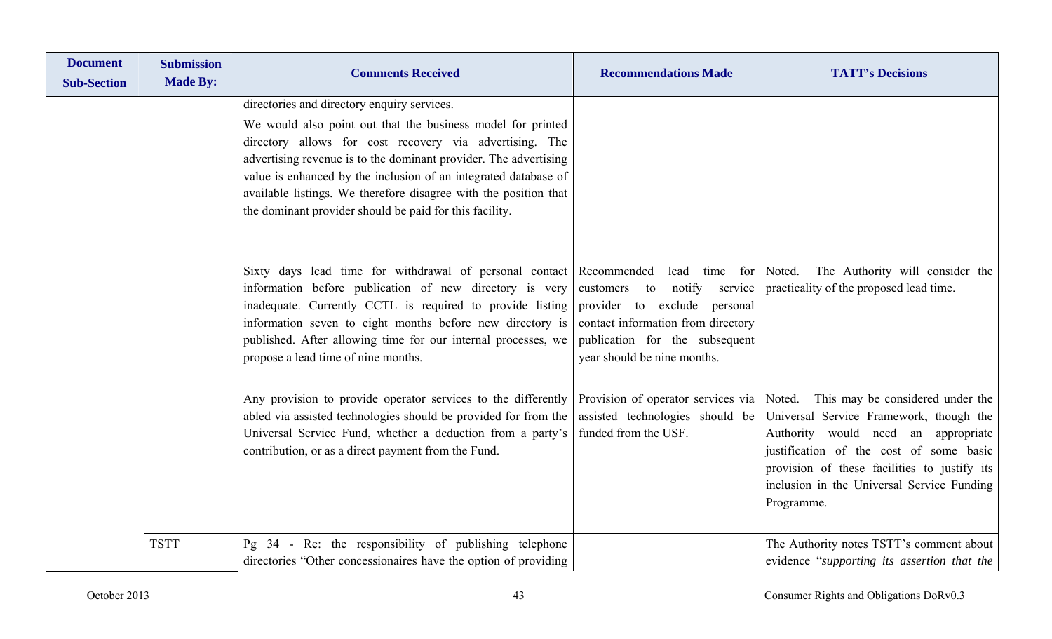| Document Sub-Section | Submission Made By: | Comments Received | Recommendations Made | TATT's Decisions |
|---|---|---|---|---|
| | | directories and directory enquiry services.<br><br>We would also point out that the business model for printed directory allows for cost recovery via advertising. The advertising revenue is to the dominant provider. The advertising value is enhanced by the inclusion of an integrated database of available listings. We therefore disagree with the position that the dominant provider should be paid for this facility. | | |
| | | Sixty days lead time for withdrawal of personal contact information before publication of new directory is very inadequate. Currently CCTL is required to provide listing information seven to eight months before new directory is published. After allowing time for our internal processes, we propose a lead time of nine months. | Recommended lead time for customers to notify service provider to exclude personal contact information from directory publication for the subsequent year should be nine months. | Noted. The Authority will consider the practicality of the proposed lead time. |
| | | Any provision to provide operator services to the differently abled via assisted technologies should be provided for from the Universal Service Fund, whether a deduction from a party's contribution, or as a direct payment from the Fund. | Provision of operator services via assisted technologies should be funded from the USF. | Noted. This may be considered under the Universal Service Framework, though the Authority would need an appropriate justification of the cost of some basic provision of these facilities to justify its inclusion in the Universal Service Funding Programme. |
| | TSTT | Pg 34 - Re: the responsibility of publishing telephone directories "Other concessionaires have the option of providing | | The Authority notes TSTT's comment about evidence "*supporting its assertion that the* |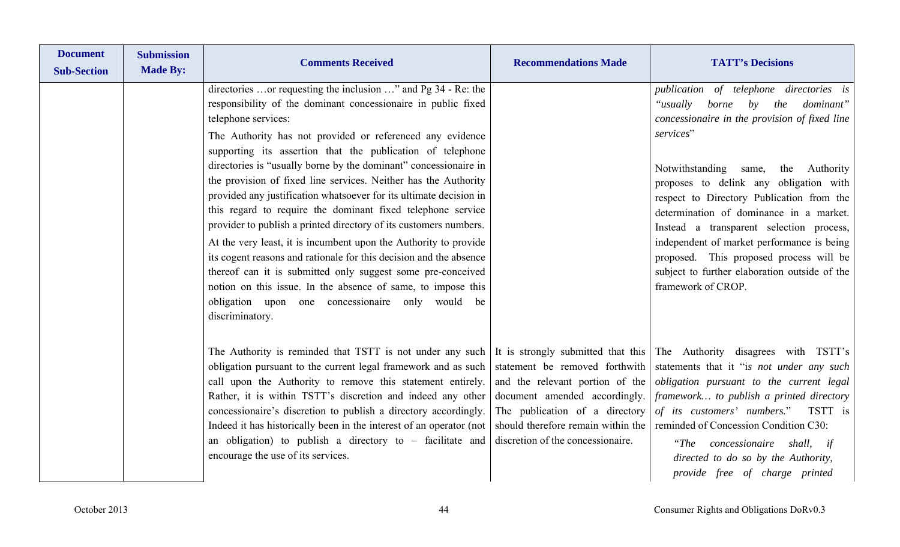| Document Sub-Section | Submission Made By: | Comments Received | Recommendations Made | TATT's Decisions |
|---|---|---|---|---|
| | | directories …or requesting the inclusion …" and Pg 34 - Re: the responsibility of the dominant concessionaire in public fixed telephone services:<br><br>The Authority has not provided or referenced any evidence supporting its assertion that the publication of telephone directories is "usually borne by the dominant" concessionaire in the provision of fixed line services. Neither has the Authority provided any justification whatsoever for its ultimate decision in this regard to require the dominant fixed telephone service provider to publish a printed directory of its customers numbers.<br><br>At the very least, it is incumbent upon the Authority to provide its cogent reasons and rationale for this decision and the absence thereof can it is submitted only suggest some pre-conceived notion on this issue. In the absence of same, to impose this obligation upon one concessionaire only would be discriminatory. | | *publication of telephone directories is "usually borne by the dominant" concessionaire in the provision of fixed line services*"<br><br>Notwithstanding same, the Authority proposes to delink any obligation with respect to Directory Publication from the determination of dominance in a market. Instead a transparent selection process, independent of market performance is being proposed. This proposed process will be subject to further elaboration outside of the framework of CROP. |
| | | The Authority is reminded that TSTT is not under any such obligation pursuant to the current legal framework and as such call upon the Authority to remove this statement entirely. Rather, it is within TSTT's discretion and indeed any other concessionaire's discretion to publish a directory accordingly. Indeed it has historically been in the interest of an operator (not an obligation) to publish a directory to – facilitate and encourage the use of its services. | It is strongly submitted that this statement be removed forthwith and the relevant portion of the document amended accordingly. The publication of a directory should therefore remain within the discretion of the concessionaire. | The Authority disagrees with TSTT's statements that it "i*s not under any such obligation pursuant to the current legal framework… to publish a printed directory of its customers' numbers.*" TSTT is reminded of Concession Condition C30:<br><br>*"The concessionaire shall, if directed to do so by the Authority, provide free of charge printed* |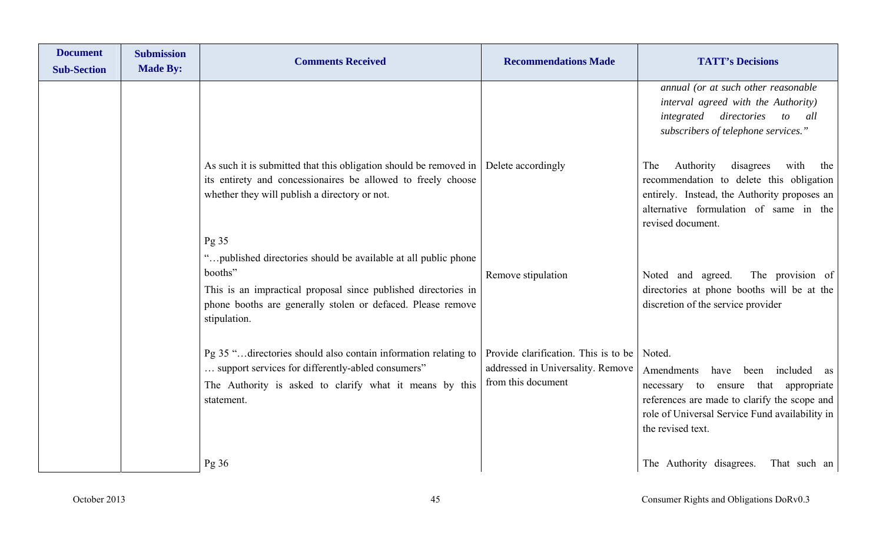| Document Sub-Section | Submission Made By: | Comments Received | Recommendations Made | TATT's Decisions |
|---|---|---|---|---|
| | | | | *annual (or at such other reasonable interval agreed with the Authority) integrated directories to all subscribers of telephone services."* |
| | | As such it is submitted that this obligation should be removed in its entirety and concessionaires be allowed to freely choose whether they will publish a directory or not. | Delete accordingly | The Authority disagrees with the recommendation to delete this obligation entirely. Instead, the Authority proposes an alternative formulation of same in the revised document. |
| | | Pg 35<br>"…published directories should be available at all public phone booths"<br>This is an impractical proposal since published directories in phone booths are generally stolen or defaced. Please remove stipulation. | Remove stipulation | Noted and agreed. The provision of directories at phone booths will be at the discretion of the service provider |
| | | Pg 35 "…directories should also contain information relating to … support services for differently-abled consumers"<br>The Authority is asked to clarify what it means by this statement. | Provide clarification. This is to be addressed in Universality. Remove from this document | Noted.<br>Amendments have been included as necessary to ensure that appropriate references are made to clarify the scope and role of Universal Service Fund availability in the revised text. |
| | | Pg 36 | | The Authority disagrees. That such an |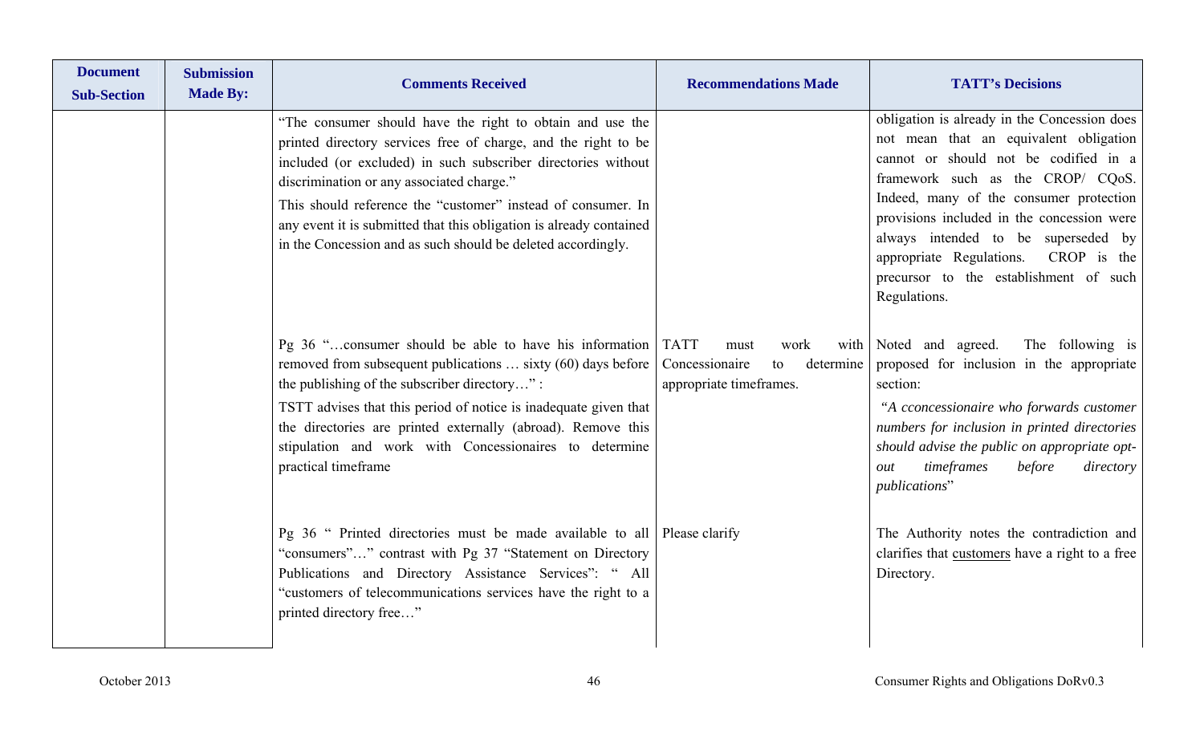| Document Sub-Section | Submission Made By: | Comments Received | Recommendations Made | TATT's Decisions |
|---|---|---|---|---|
| | | "The consumer should have the right to obtain and use the printed directory services free of charge, and the right to be included (or excluded) in such subscriber directories without discrimination or any associated charge."<br>This should reference the "customer" instead of consumer. In any event it is submitted that this obligation is already contained in the Concession and as such should be deleted accordingly. | | obligation is already in the Concession does not mean that an equivalent obligation cannot or should not be codified in a framework such as the CROP/ CQoS. Indeed, many of the consumer protection provisions included in the concession were always intended to be superseded by appropriate Regulations. CROP is the precursor to the establishment of such Regulations. |
| | | Pg 36 "…consumer should be able to have his information removed from subsequent publications … sixty (60) days before the publishing of the subscriber directory…" :<br>TSTT advises that this period of notice is inadequate given that the directories are printed externally (abroad). Remove this stipulation and work with Concessionaires to determine practical timeframe | TATT must work with Concessionaire to determine appropriate timeframes. | Noted and agreed. The following is proposed for inclusion in the appropriate section:<br>*"A cconcessionaire who forwards customer numbers for inclusion in printed directories should advise the public on appropriate opt-out timeframes before directory publications*" |
| | | Pg 36 " Printed directories must be made available to all "consumers"…" contrast with Pg 37 "Statement on Directory Publications and Directory Assistance Services": " All "customers of telecommunications services have the right to a printed directory free…" | Please clarify | The Authority notes the contradiction and clarifies that <u>customers</u> have a right to a free Directory. |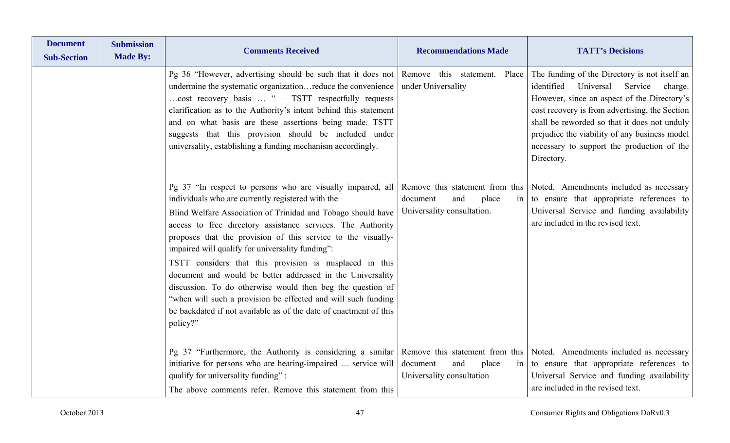| Document Sub-Section | Submission Made By: | Comments Received | Recommendations Made | TATT's Decisions |
|---|---|---|---|---|
| | | Pg 36 "However, advertising should be such that it does not undermine the systematic organization…reduce the convenience …cost recovery basis … " – TSTT respectfully requests clarification as to the Authority's intent behind this statement and on what basis are these assertions being made. TSTT suggests that this provision should be included under universality, establishing a funding mechanism accordingly. | Remove this statement. Place under Universality | The funding of the Directory is not itself an identified Universal Service charge. However, since an aspect of the Directory's cost recovery is from advertising, the Section shall be reworded so that it does not unduly prejudice the viability of any business model necessary to support the production of the Directory. |
| | | Pg 37 "In respect to persons who are visually impaired, all individuals who are currently registered with the Blind Welfare Association of Trinidad and Tobago should have access to free directory assistance services. The Authority proposes that the provision of this service to the visually-impaired will qualify for universality funding": TSTT considers that this provision is misplaced in this document and would be better addressed in the Universality discussion. To do otherwise would then beg the question of "when will such a provision be effected and will such funding be backdated if not available as of the date of enactment of this policy?" | Remove this statement from this document and place in Universality consultation. | Noted. Amendments included as necessary to ensure that appropriate references to Universal Service and funding availability are included in the revised text. |
| | | Pg 37 "Furthermore, the Authority is considering a similar initiative for persons who are hearing-impaired … service will qualify for universality funding" : The above comments refer. Remove this statement from this | Remove this statement from this document and place in Universality consultation | Noted. Amendments included as necessary to ensure that appropriate references to Universal Service and funding availability are included in the revised text. |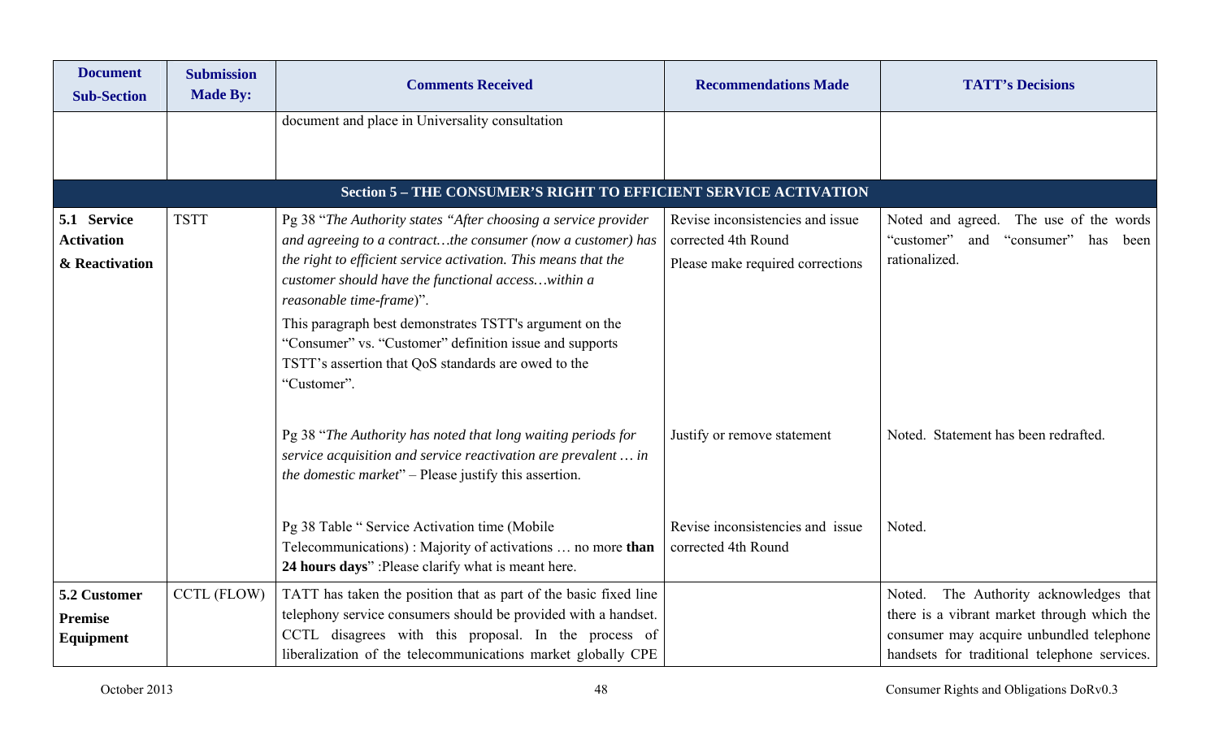| Document Sub-Section | Submission Made By: | Comments Received | Recommendations Made | TATT's Decisions |
|---|---|---|---|---|
| | | document and place in Universality consultation | | |
| **Section 5 – THE CONSUMER'S RIGHT TO EFFICIENT SERVICE ACTIVATION** | | | | |
| **5.1 Service Activation & Reactivation** | TSTT | Pg 38 "*The Authority states "After choosing a service provider and agreeing to a contract…the consumer (now a customer) has the right to efficient service activation. This means that the customer should have the functional access…within a reasonable time-frame*)". This paragraph best demonstrates TSTT's argument on the "Consumer" vs. "Customer" definition issue and supports TSTT's assertion that QoS standards are owed to the "Customer". | Revise inconsistencies and issue corrected 4th Round Please make required corrections | Noted and agreed. The use of the words "customer" and "consumer" has been rationalized. |
| | | Pg 38 "*The Authority has noted that long waiting periods for service acquisition and service reactivation are prevalent … in the domestic market*" – Please justify this assertion. | Justify or remove statement | Noted. Statement has been redrafted. |
| | | Pg 38 Table " Service Activation time (Mobile Telecommunications) : Majority of activations … no more **than 24 hours days**" :Please clarify what is meant here. | Revise inconsistencies and issue corrected 4th Round | Noted. |
| **5.2 Customer Premise Equipment** | CCTL (FLOW) | TATT has taken the position that as part of the basic fixed line telephony service consumers should be provided with a handset. CCTL disagrees with this proposal. In the process of liberalization of the telecommunications market globally CPE | | Noted. The Authority acknowledges that there is a vibrant market through which the consumer may acquire unbundled telephone handsets for traditional telephone services. |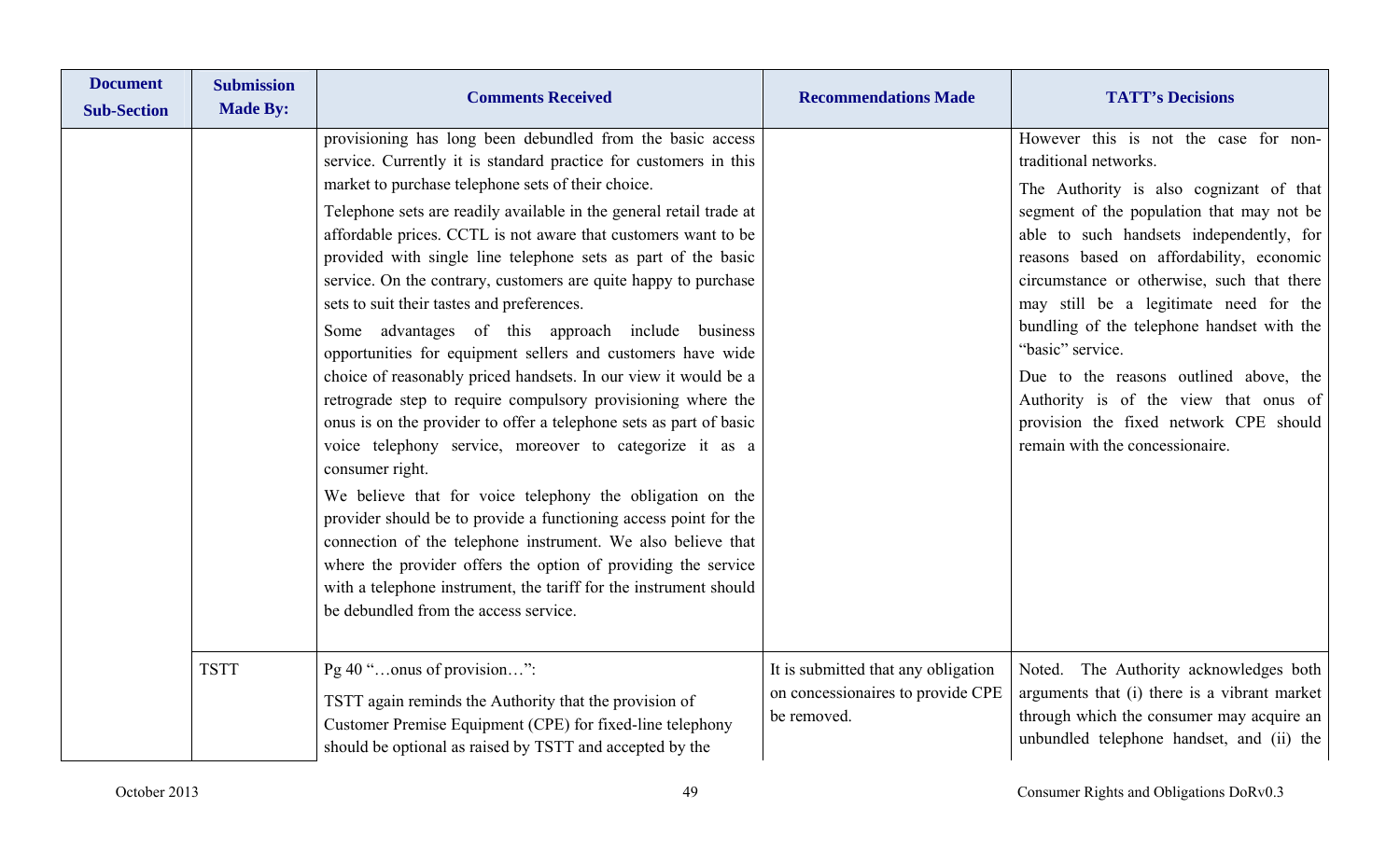| Document Sub-Section | Submission Made By: | Comments Received | Recommendations Made | TATT's Decisions |
|---|---|---|---|---|
| | | provisioning has long been debundled from the basic access service. Currently it is standard practice for customers in this market to purchase telephone sets of their choice.<br><br>Telephone sets are readily available in the general retail trade at affordable prices. CCTL is not aware that customers want to be provided with single line telephone sets as part of the basic service. On the contrary, customers are quite happy to purchase sets to suit their tastes and preferences.<br><br>Some advantages of this approach include business opportunities for equipment sellers and customers have wide choice of reasonably priced handsets. In our view it would be a retrograde step to require compulsory provisioning where the onus is on the provider to offer a telephone sets as part of basic voice telephony service, moreover to categorize it as a consumer right.<br><br>We believe that for voice telephony the obligation on the provider should be to provide a functioning access point for the connection of the telephone instrument. We also believe that where the provider offers the option of providing the service with a telephone instrument, the tariff for the instrument should be debundled from the access service. | | However this is not the case for non-traditional networks.<br><br>The Authority is also cognizant of that segment of the population that may not be able to such handsets independently, for reasons based on affordability, economic circumstance or otherwise, such that there may still be a legitimate need for the bundling of the telephone handset with the "basic" service.<br><br>Due to the reasons outlined above, the Authority is of the view that onus of provision the fixed network CPE should remain with the concessionaire. |
| | TSTT | Pg 40 "…onus of provision…":<br><br>TSTT again reminds the Authority that the provision of Customer Premise Equipment (CPE) for fixed-line telephony should be optional as raised by TSTT and accepted by the | It is submitted that any obligation on concessionaires to provide CPE be removed. | Noted. The Authority acknowledges both arguments that (i) there is a vibrant market through which the consumer may acquire an unbundled telephone handset, and (ii) the |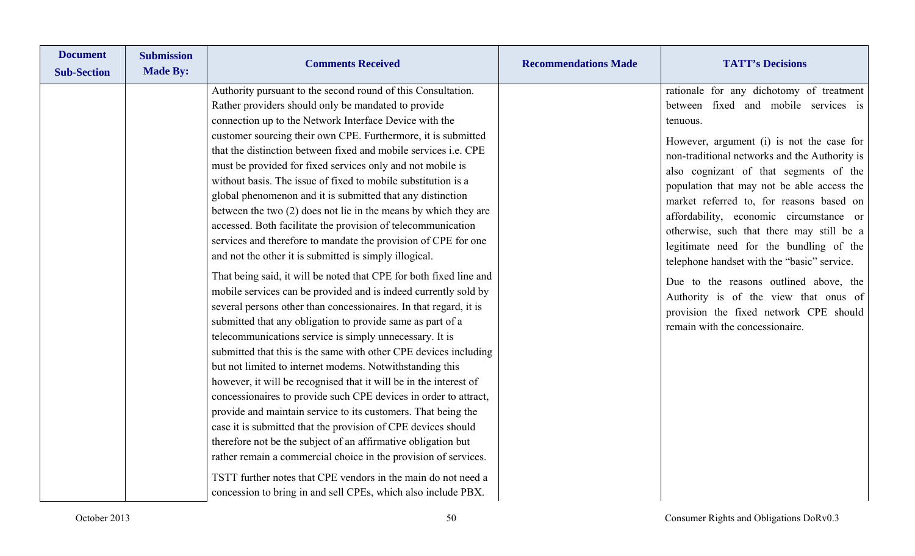| Document Sub-Section | Submission Made By: | Comments Received | Recommendations Made | TATT's Decisions |
|---|---|---|---|---|
| | | Authority pursuant to the second round of this Consultation. Rather providers should only be mandated to provide connection up to the Network Interface Device with the customer sourcing their own CPE. Furthermore, it is submitted that the distinction between fixed and mobile services i.e. CPE must be provided for fixed services only and not mobile is without basis. The issue of fixed to mobile substitution is a global phenomenon and it is submitted that any distinction between the two (2) does not lie in the means by which they are accessed. Both facilitate the provision of telecommunication services and therefore to mandate the provision of CPE for one and not the other it is submitted is simply illogical.<br><br>That being said, it will be noted that CPE for both fixed line and mobile services can be provided and is indeed currently sold by several persons other than concessionaires. In that regard, it is submitted that any obligation to provide same as part of a telecommunications service is simply unnecessary. It is submitted that this is the same with other CPE devices including but not limited to internet modems. Notwithstanding this however, it will be recognised that it will be in the interest of concessionaires to provide such CPE devices in order to attract, provide and maintain service to its customers. That being the case it is submitted that the provision of CPE devices should therefore not be the subject of an affirmative obligation but rather remain a commercial choice in the provision of services.<br><br>TSTT further notes that CPE vendors in the main do not need a concession to bring in and sell CPEs, which also include PBX. | | rationale for any dichotomy of treatment between fixed and mobile services is tenuous.<br><br>However, argument (i) is not the case for non-traditional networks and the Authority is also cognizant of that segments of the population that may not be able access the market referred to, for reasons based on affordability, economic circumstance or otherwise, such that there may still be a legitimate need for the bundling of the telephone handset with the "basic" service.<br><br>Due to the reasons outlined above, the Authority is of the view that onus of provision the fixed network CPE should remain with the concessionaire. |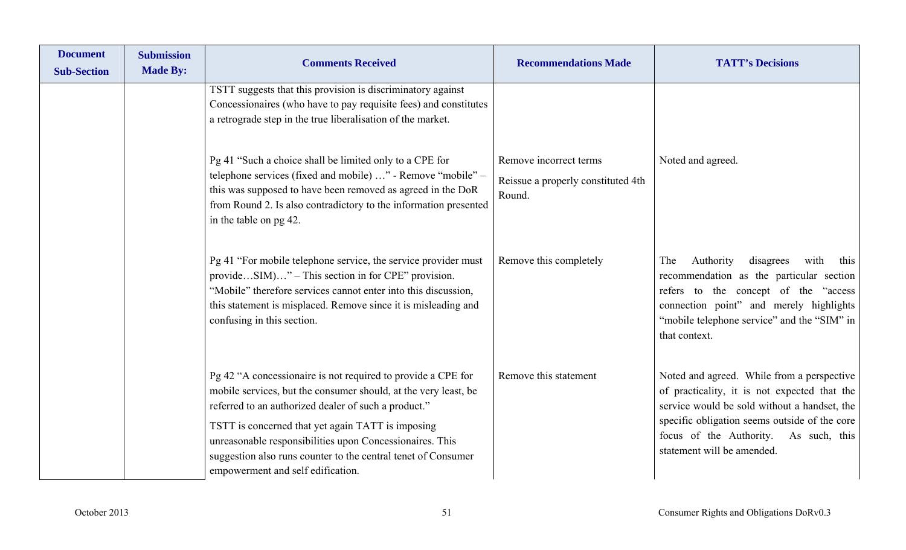| Document Sub-Section | Submission Made By: | Comments Received | Recommendations Made | TATT's Decisions |
|---|---|---|---|---|
| | | TSTT suggests that this provision is discriminatory against Concessionaires (who have to pay requisite fees) and constitutes a retrograde step in the true liberalisation of the market. | | |
| | | Pg 41 "Such a choice shall be limited only to a CPE for telephone services (fixed and mobile) …" - Remove "mobile" – this was supposed to have been removed as agreed in the DoR from Round 2. Is also contradictory to the information presented in the table on pg 42. | Remove incorrect terms<br><br>Reissue a properly constituted 4th Round. | Noted and agreed. |
| | | Pg 41 "For mobile telephone service, the service provider must provide…SIM)…" – This section in for CPE" provision. "Mobile" therefore services cannot enter into this discussion, this statement is misplaced. Remove since it is misleading and confusing in this section. | Remove this completely | The Authority disagrees with this recommendation as the particular section refers to the concept of the "access connection point" and merely highlights "mobile telephone service" and the "SIM" in that context. |
| | | Pg 42 "A concessionaire is not required to provide a CPE for mobile services, but the consumer should, at the very least, be referred to an authorized dealer of such a product."<br><br>TSTT is concerned that yet again TATT is imposing unreasonable responsibilities upon Concessionaires. This suggestion also runs counter to the central tenet of Consumer empowerment and self edification. | Remove this statement | Noted and agreed. While from a perspective of practicality, it is not expected that the service would be sold without a handset, the specific obligation seems outside of the core focus of the Authority. As such, this statement will be amended. |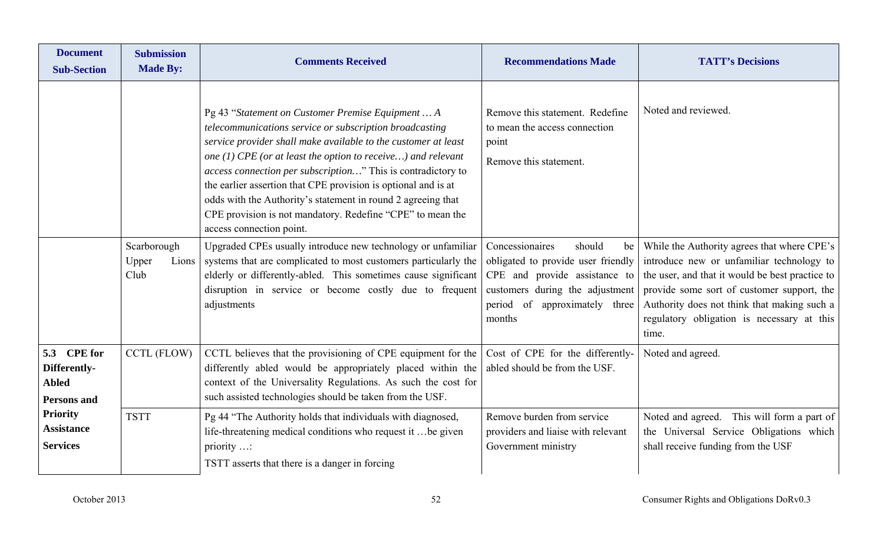| Document Sub-Section | Submission Made By: | Comments Received | Recommendations Made | TATT's Decisions |
|---|---|---|---|---|
| | | Pg 43 "*Statement on Customer Premise Equipment … A telecommunications service or subscription broadcasting service provider shall make available to the customer at least one (1) CPE (or at least the option to receive…) and relevant access connection per subscription…*" This is contradictory to the earlier assertion that CPE provision is optional and is at odds with the Authority's statement in round 2 agreeing that CPE provision is not mandatory. Redefine "CPE" to mean the access connection point. | Remove this statement. Redefine to mean the access connection point<br><br>Remove this statement. | Noted and reviewed. |
| | Scarborough Upper Lions Club | Upgraded CPEs usually introduce new technology or unfamiliar systems that are complicated to most customers particularly the elderly or differently-abled. This sometime cause significant disruption in service or become costly due to frequent adjustments | Concessionaires should be obligated to provide user friendly CPE and provide assistance to customers during the adjustment period of approximately three months | While the Authority agrees that where CPE's introduce new or unfamiliar technology to the user, and that it would be best practice to provide some sort of customer support, the Authority does not think that making such a regulatory obligation is necessary at this time. |
| **5.3 CPE for Differently-Abled Persons and Priority Assistance Services** | CCTL (FLOW) | CCTL believes that the provisioning of CPE equipment for the differently abled would be appropriately placed within the context of the Universality Regulations. As such the cost for such assisted technologies should be taken from the USF. | Cost of CPE for the differently-abled should be from the USF. | Noted and agreed. |
| | TSTT | Pg 44 "The Authority holds that individuals with diagnosed, life-threatening medical conditions who request it …be given priority …:<br>TSTT asserts that there is a danger in forcing | Remove burden from service providers and liaise with relevant Government ministry | Noted and agreed. This will form a part of the Universal Service Obligations which shall receive funding from the USF |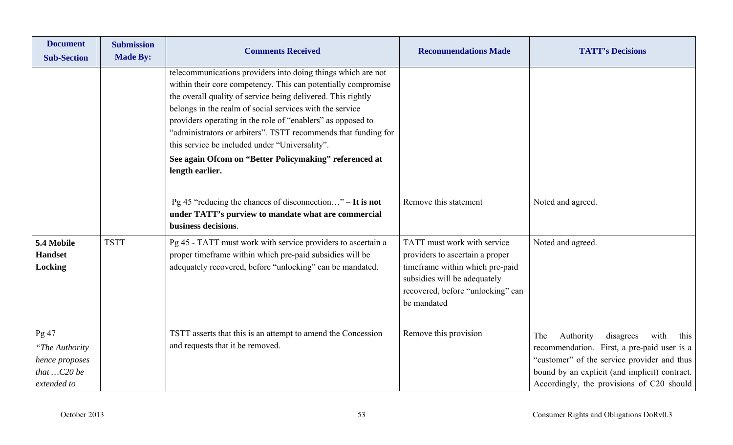| Document Sub-Section | Submission Made By: | Comments Received | Recommendations Made | TATT's Decisions |
|---|---|---|---|---|
| | | telecommunications providers into doing things which are not within their core competency. This can potentially compromise the overall quality of service being delivered. This rightly belongs in the realm of social services with the service providers operating in the role of "enablers" as opposed to "administrators or arbiters". TSTT recommends that funding for this service be included under "Universality". **See again Ofcom on "Better Policymaking" referenced at length earlier.** | | |
| | | Pg 45 "reducing the chances of disconnection…" – **It is not under TATT's purview to mandate what are commercial business decisions**. | Remove this statement | Noted and agreed. |
| **5.4 Mobile Handset Locking** | TSTT | Pg 45 - TATT must work with service providers to ascertain a proper timeframe within which pre-paid subsidies will be adequately recovered, before "unlocking" can be mandated. | TATT must work with service providers to ascertain a proper timeframe within which pre-paid subsidies will be adequately recovered, before "unlocking" can be mandated | Noted and agreed. |
| Pg 47 *"The Authority hence proposes that …C20 be extended to* | | TSTT asserts that this is an attempt to amend the Concession and requests that it be removed. | Remove this provision | The Authority disagrees with this recommendation. First, a pre-paid user is a "customer" of the service provider and thus bound by an explicit (and implicit) contract. Accordingly, the provisions of C20 should |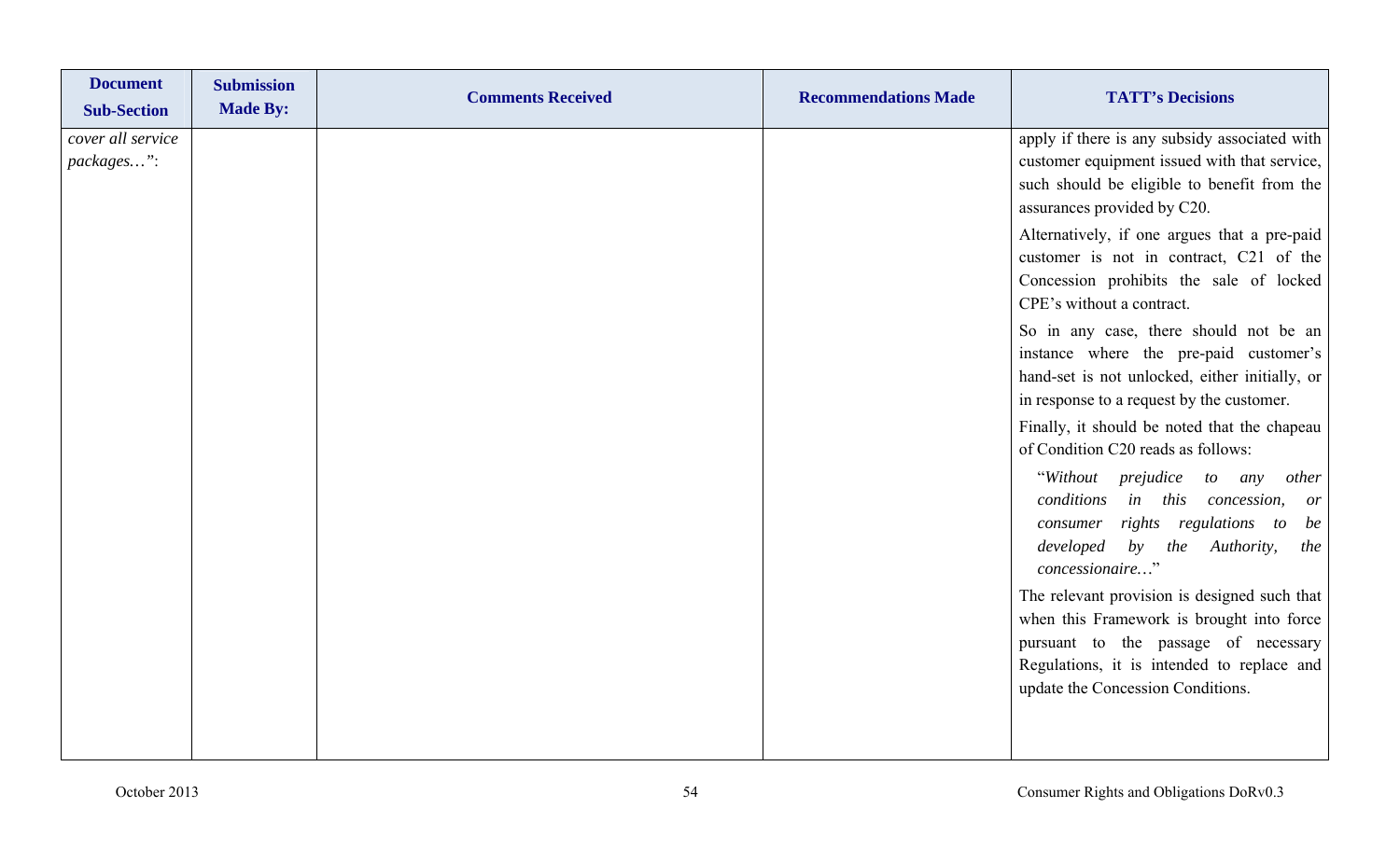| Document Sub-Section | Submission Made By: | Comments Received | Recommendations Made | TATT's Decisions |
|---|---|---|---|---|
| *cover all service packages…*": | | | | apply if there is any subsidy associated with customer equipment issued with that service, such should be eligible to benefit from the assurances provided by C20.<br><br>Alternatively, if one argues that a pre-paid customer is not in contract, C21 of the Concession prohibits the sale of locked CPE's without a contract.<br><br>So in any case, there should not be an instance where the pre-paid customer's hand-set is not unlocked, either initially, or in response to a request by the customer.<br><br>Finally, it should be noted that the chapeau of Condition C20 reads as follows:<br><br>"*Without prejudice to any other conditions in this concession, or consumer rights regulations to be developed by the Authority, the concessionaire…*"<br><br>The relevant provision is designed such that when this Framework is brought into force pursuant to the passage of necessary Regulations, it is intended to replace and update the Concession Conditions. |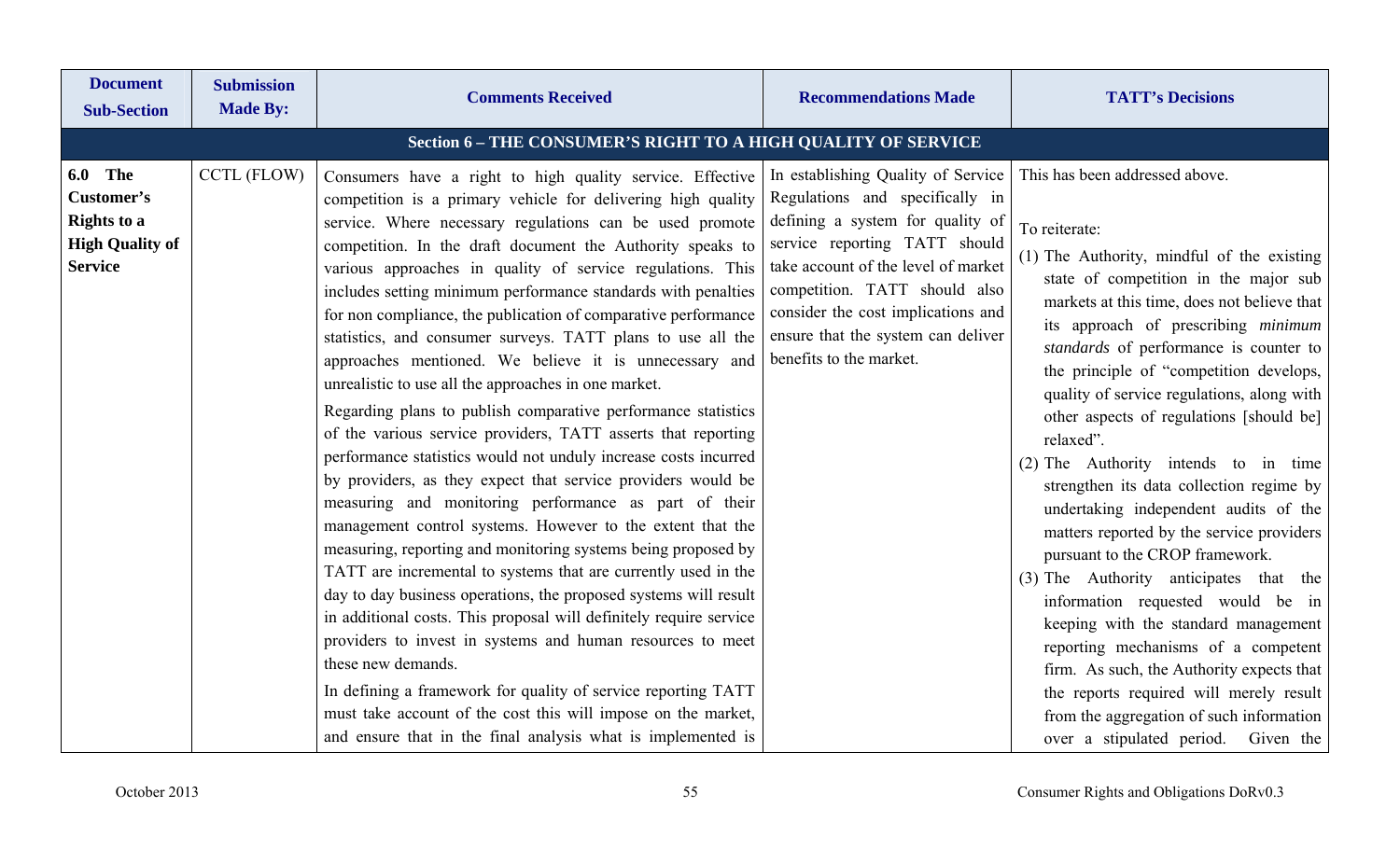| Document Sub-Section | Submission Made By: | Comments Received | Recommendations Made | TATT's Decisions |
|---|---|---|---|---|
| **Section 6 – THE CONSUMER'S RIGHT TO A HIGH QUALITY OF SERVICE** | | | | |
| **6.0 The Customer's Rights to a High Quality of Service** | CCTL (FLOW) | Consumers have a right to high quality service. Effective competition is a primary vehicle for delivering high quality service. Where necessary regulations can be used promote competition. In the draft document the Authority speaks to various approaches in quality of service regulations. This includes setting minimum performance standards with penalties for non compliance, the publication of comparative performance statistics, and consumer surveys. TATT plans to use all the approaches mentioned. We believe it is unnecessary and unrealistic to use all the approaches in one market.<br><br>Regarding plans to publish comparative performance statistics of the various service providers, TATT asserts that reporting performance statistics would not unduly increase costs incurred by providers, as they expect that service providers would be measuring and monitoring performance as part of their management control systems. However to the extent that the measuring, reporting and monitoring systems being proposed by TATT are incremental to systems that are currently used in the day to day business operations, the proposed systems will result in additional costs. This proposal will definitely require service providers to invest in systems and human resources to meet these new demands.<br><br>In defining a framework for quality of service reporting TATT must take account of the cost this will impose on the market, and ensure that in the final analysis what is implemented is | In establishing Quality of Service Regulations and specifically in defining a system for quality of service reporting TATT should take account of the level of market competition. TATT should also consider the cost implications and ensure that the system can deliver benefits to the market. | This has been addressed above.<br><br>To reiterate:<br>(1) The Authority, mindful of the existing state of competition in the major sub markets at this time, does not believe that its approach of prescribing *minimum standards* of performance is counter to the principle of "competition develops, quality of service regulations, along with other aspects of regulations [should be] relaxed".<br>(2) The Authority intends to in time strengthen its data collection regime by undertaking independent audits of the matters reported by the service providers pursuant to the CROP framework.<br>(3) The Authority anticipates that the information requested would be in keeping with the standard management reporting mechanisms of a competent firm. As such, the Authority expects that the reports required will merely result from the aggregation of such information over a stipulated period. Given the |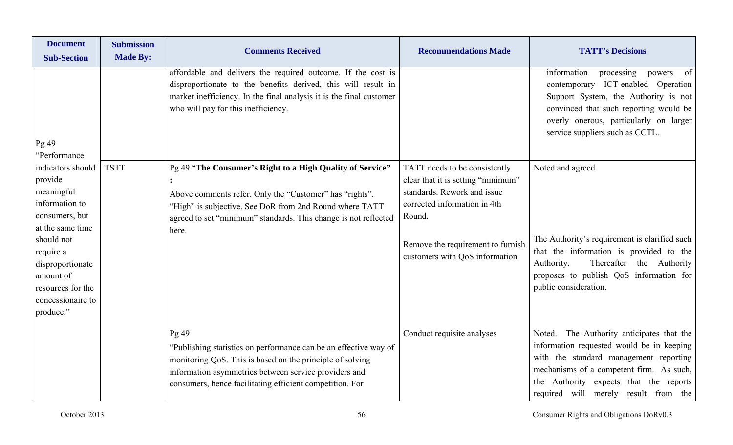| Document Sub-Section | Submission Made By: | Comments Received | Recommendations Made | TATT's Decisions |
|---|---|---|---|---|
| | | affordable and delivers the required outcome. If the cost is disproportionate to the benefits derived, this will result in market inefficiency. In the final analysis it is the final customer who will pay for this inefficiency. | | information processing powers of contemporary ICT-enabled Operation Support System, the Authority is not convinced that such reporting would be overly onerous, particularly on larger service suppliers such as CCTL. |
| Pg 49 "Performance indicators should provide meaningful information to consumers, but at the same time should not require a disproportionate amount of resources for the concessionaire to produce." | TSTT | Pg 49 "**The Consumer's Right to a High Quality of Service" :**<br><br>Above comments refer. Only the "Customer" has "rights". "High" is subjective. See DoR from 2nd Round where TATT agreed to set "minimum" standards. This change is not reflected here. | TATT needs to be consistently clear that it is setting "minimum" standards. Rework and issue corrected information in 4th Round.<br><br>Remove the requirement to furnish customers with QoS information | Noted and agreed.<br><br>The Authority's requirement is clarified such that the information is provided to the Authority. Thereafter the Authority proposes to publish QoS information for public consideration. |
| | | Pg 49<br>"Publishing statistics on performance can be an effective way of monitoring QoS. This is based on the principle of solving information asymmetries between service providers and consumers, hence facilitating efficient competition. For | Conduct requisite analyses | Noted. The Authority anticipates that the information requested would be in keeping with the standard management reporting mechanisms of a competent firm. As such, the Authority expects that the reports required will merely result from the |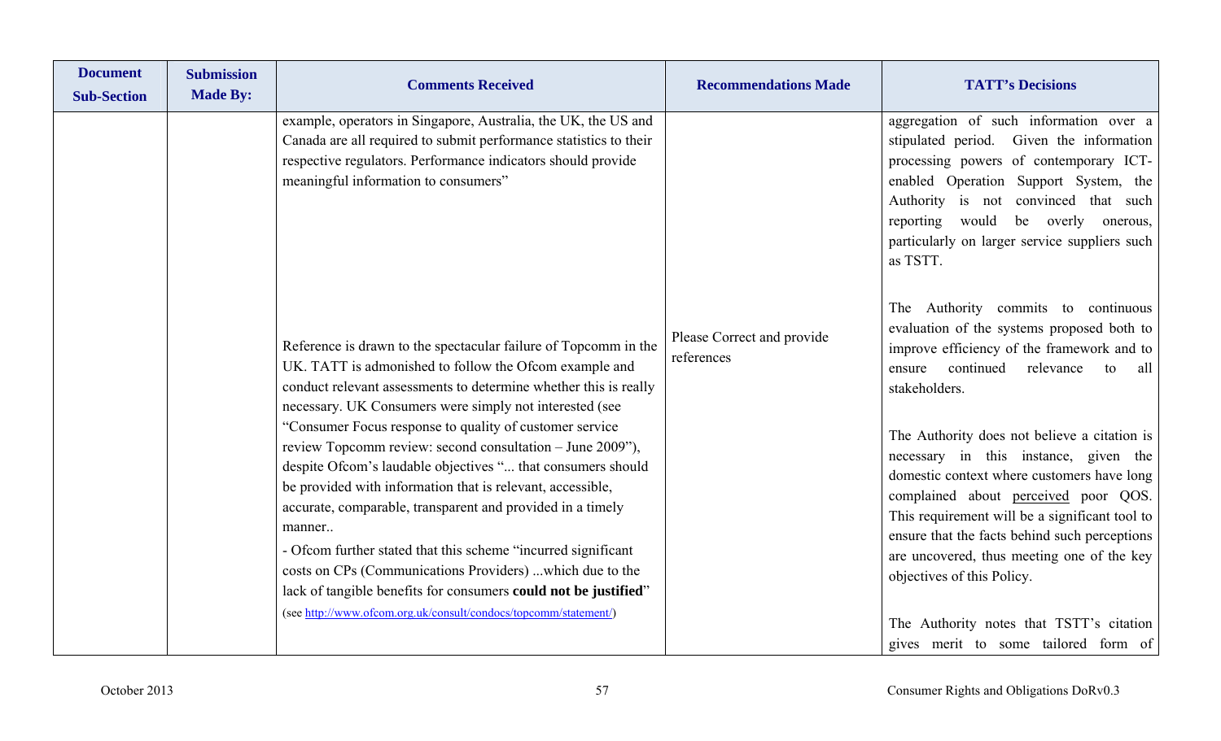| Document Sub-Section | Submission Made By: | Comments Received | Recommendations Made | TATT's Decisions |
|---|---|---|---|---|
| | | example, operators in Singapore, Australia, the UK, the US and Canada are all required to submit performance statistics to their respective regulators. Performance indicators should provide meaningful information to consumers" | | aggregation of such information over a stipulated period. Given the information processing powers of contemporary ICT-enabled Operation Support System, the Authority is not convinced that such reporting would be overly onerous, particularly on larger service suppliers such as TSTT.<br><br>The Authority commits to continuous evaluation of the systems proposed both to improve efficiency of the framework and to ensure continued relevance to all stakeholders. |
| | | Reference is drawn to the spectacular failure of Topcomm in the UK. TATT is admonished to follow the Ofcom example and conduct relevant assessments to determine whether this is really necessary. UK Consumers were simply not interested (see "Consumer Focus response to quality of customer service review Topcomm review: second consultation – June 2009"), despite Ofcom's laudable objectives "... that consumers should be provided with information that is relevant, accessible, accurate, comparable, transparent and provided in a timely manner..<br>- Ofcom further stated that this scheme "incurred significant costs on CPs (Communications Providers) ...which due to the lack of tangible benefits for consumers **could not be justified**"<br>(see http://www.ofcom.org.uk/consult/condocs/topcomm/statement/) | Please Correct and provide references | The Authority does not believe a citation is necessary in this instance, given the domestic context where customers have long complained about perceived poor QOS. This requirement will be a significant tool to ensure that the facts behind such perceptions are uncovered, thus meeting one of the key objectives of this Policy.<br><br>The Authority notes that TSTT's citation gives merit to some tailored form of |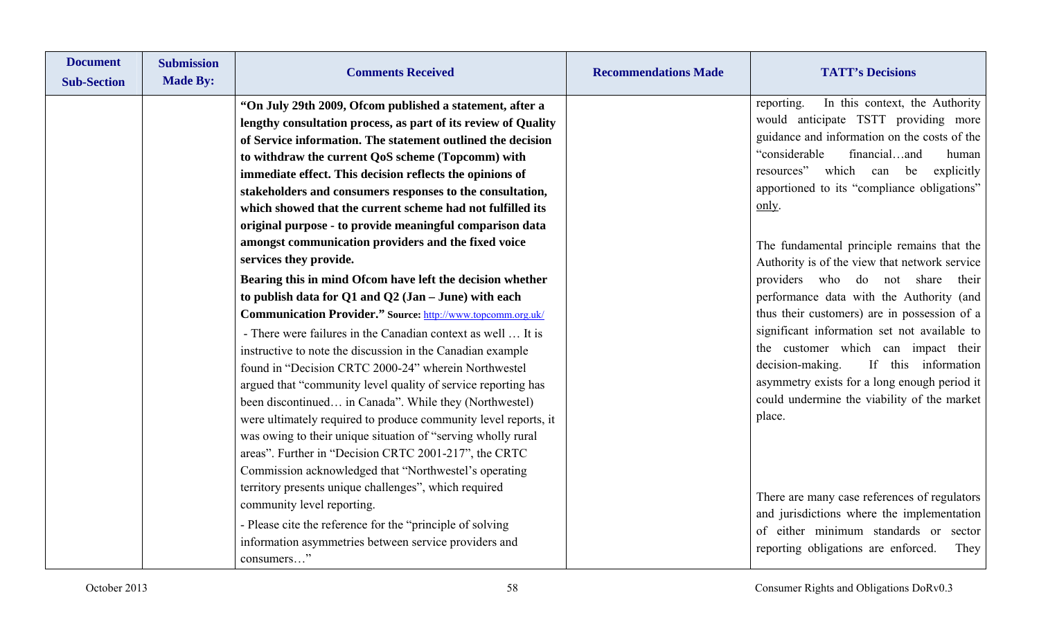| Document Sub-Section | Submission Made By: | Comments Received | Recommendations Made | TATT's Decisions |
|---|---|---|---|---|
| | | **"On July 29th 2009, Ofcom published a statement, after a lengthy consultation process, as part of its review of Quality of Service information. The statement outlined the decision to withdraw the current QoS scheme (Topcomm) with immediate effect. This decision reflects the opinions of stakeholders and consumers responses to the consultation, which showed that the current scheme had not fulfilled its original purpose - to provide meaningful comparison data amongst communication providers and the fixed voice services they provide.**<br>**Bearing this in mind Ofcom have left the decision whether to publish data for Q1 and Q2 (Jan – June) with each Communication Provider." Source:** http://www.topcomm.org.uk/<br>- There were failures in the Canadian context as well … It is instructive to note the discussion in the Canadian example found in "Decision CRTC 2000-24" wherein Northwestel argued that "community level quality of service reporting has been discontinued… in Canada". While they (Northwestel) were ultimately required to produce community level reports, it was owing to their unique situation of "serving wholly rural areas". Further in "Decision CRTC 2001-217", the CRTC Commission acknowledged that "Northwestel's operating territory presents unique challenges", which required community level reporting.<br>- Please cite the reference for the "principle of solving information asymmetries between service providers and consumers…" | | reporting. In this context, the Authority would anticipate TSTT providing more guidance and information on the costs of the "considerable financial…and human resources" which can be explicitly apportioned to its "compliance obligations" only.<br><br>The fundamental principle remains that the Authority is of the view that network service providers who do not share their performance data with the Authority (and thus their customers) are in possession of a significant information set not available to the customer which can impact their decision-making. If this information asymmetry exists for a long enough period it could undermine the viability of the market place.<br><br>There are many case references of regulators and jurisdictions where the implementation of either minimum standards or sector reporting obligations are enforced. They |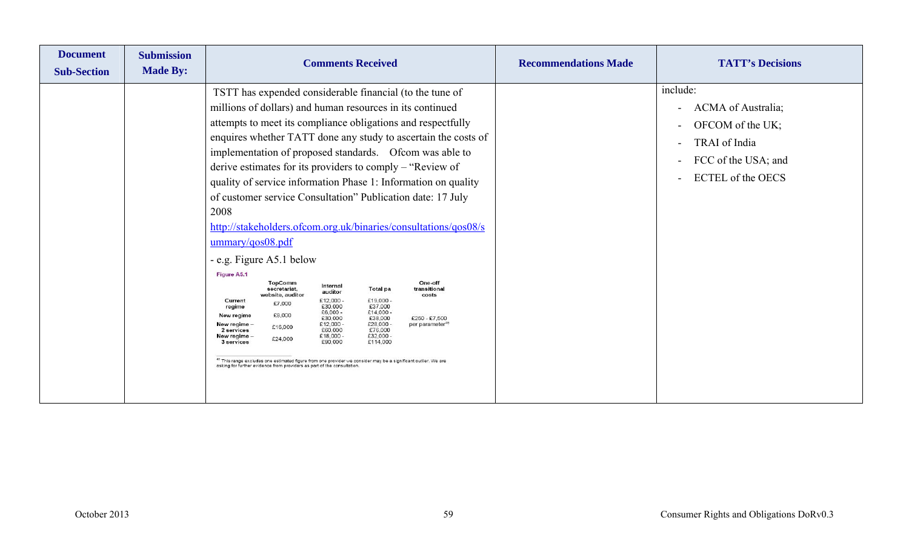| Document Sub-Section | Submission Made By: | Comments Received | Recommendations Made | TATT's Decisions |
|---|---|---|---|---|
| | | TSTT has expended considerable financial (to the tune of millions of dollars) and human resources in its continued attempts to meet its compliance obligations and respectfully enquires whether TATT done any study to ascertain the costs of implementation of proposed standards. Ofcom was able to derive estimates for its providers to comply – "Review of quality of service information Phase 1: Information on quality of customer service Consultation" Publication date: 17 July 2008 [http://stakeholders.ofcom.org.uk/binaries/consultations/qos08/summary/qos08.pdf](http://stakeholders.ofcom.org.uk/binaries/consultations/qos08/summary/qos08.pdf) <br><br> - e.g. Figure A5.1 below <br><br> **Figure A5.1** <br><br> \| \| TopComm secretariat, website, auditor \| Internal auditor \| Total pa \| One-off transitional costs \| <br> \| Current regime \| £7,000 \| £12,000 - £30,000 \| £19,000 - £37,000 \| \| <br> \| New regime \| £8,000 \| £6,000 - £30,000 \| £14,000 - £38,000 \| £250 - £7,500 per parameter[49] \| <br> \| New regime – 2 services \| £16,000 \| £12,000 - £60,000 \| £28,000 - £76,000 \| \| <br> \| New regime – 3 services \| £24,000 \| £18,000 - £90,000 \| £32,000 - £114,000 \| \| <br><br> [49] This range excludes one estimated figure from one provider we consider may be a significant outlier. We are asking for further evidence from providers as part of the consultation. | | include: <br> - ACMA of Australia; <br> - OFCOM of the UK; <br> - TRAI of India <br> - FCC of the USA; and <br> - ECTEL of the OECS |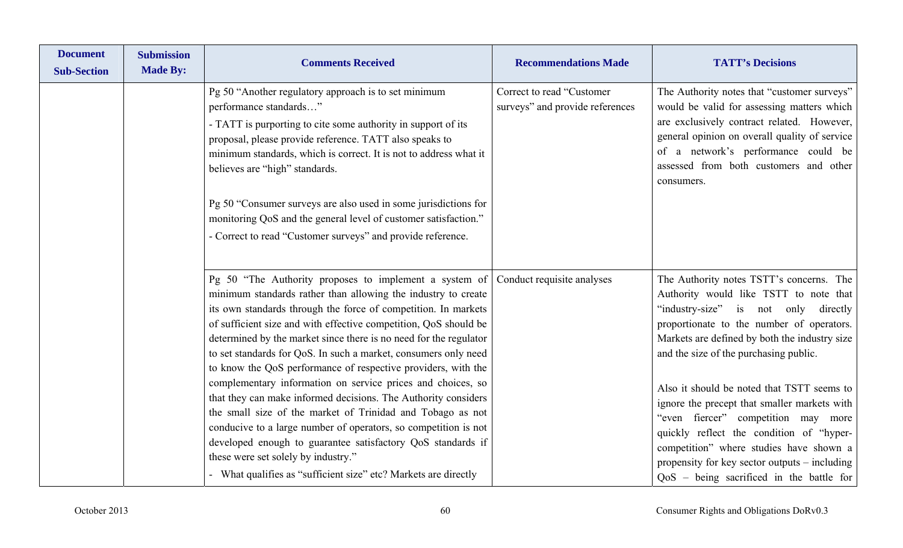| Document Sub-Section | Submission Made By: | Comments Received | Recommendations Made | TATT's Decisions |
|---|---|---|---|---|
| | | Pg 50 "Another regulatory approach is to set minimum performance standards…"<br><br>- TATT is purporting to cite some authority in support of its proposal, please provide reference. TATT also speaks to minimum standards, which is correct. It is not to address what it believes are "high" standards.<br><br>Pg 50 "Consumer surveys are also used in some jurisdictions for monitoring QoS and the general level of customer satisfaction."<br><br>- Correct to read "Customer surveys" and provide reference. | Correct to read "Customer surveys" and provide references | The Authority notes that "customer surveys" would be valid for assessing matters which are exclusively contract related. However, general opinion on overall quality of service of a network's performance could be assessed from both customers and other consumers. |
| | | Pg 50 "The Authority proposes to implement a system of minimum standards rather than allowing the industry to create its own standards through the force of competition. In markets of sufficient size and with effective competition, QoS should be determined by the market since there is no need for the regulator to set standards for QoS. In such a market, consumers only need to know the QoS performance of respective providers, with the complementary information on service prices and choices, so that they can make informed decisions. The Authority considers the small size of the market of Trinidad and Tobago as not conducive to a large number of operators, so competition is not developed enough to guarantee satisfactory QoS standards if these were set solely by industry."<br><br>- What qualifies as "sufficient size" etc? Markets are directly | Conduct requisite analyses | The Authority notes TSTT's concerns. The Authority would like TSTT to note that "industry-size" is not only directly proportionate to the number of operators. Markets are defined by both the industry size and the size of the purchasing public.<br><br>Also it should be noted that TSTT seems to ignore the precept that smaller markets with "even fiercer" competition may more quickly reflect the condition of "hyper-competition" where studies have shown a propensity for key sector outputs – including QoS – being sacrificed in the battle for |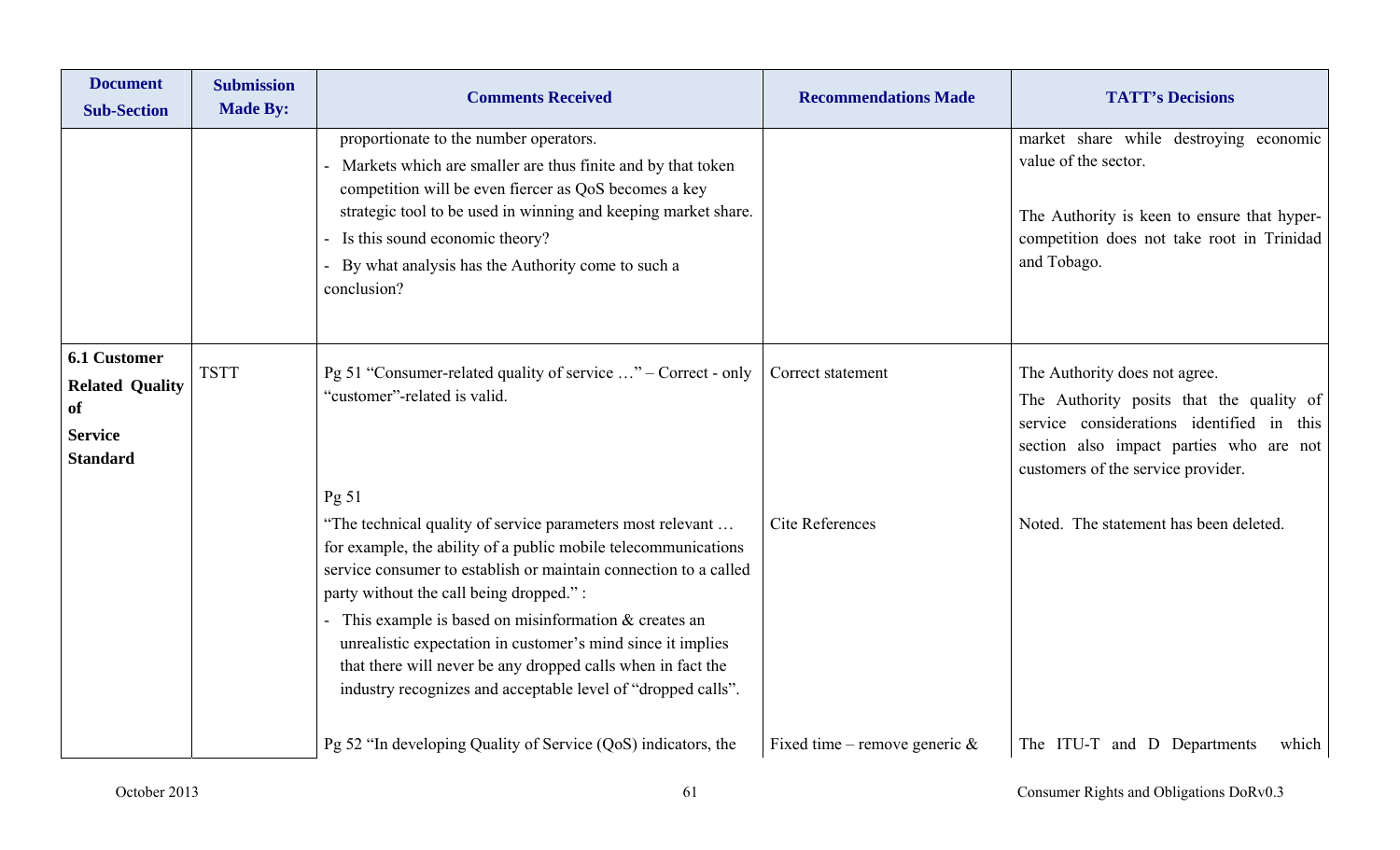| Document Sub-Section | Submission Made By: | Comments Received | Recommendations Made | TATT's Decisions |
|---|---|---|---|---|
| | | proportionate to the number operators.<br>- Markets which are smaller are thus finite and by that token competition will be even fiercer as QoS becomes a key strategic tool to be used in winning and keeping market share.<br>- Is this sound economic theory?<br>- By what analysis has the Authority come to such a conclusion? | | market share while destroying economic value of the sector.<br><br>The Authority is keen to ensure that hyper-competition does not take root in Trinidad and Tobago. |
| **6.1 Customer Related Quality of Service Standard** | TSTT | Pg 51 "Consumer-related quality of service …" – Correct - only "customer"-related is valid. | Correct statement | The Authority does not agree.<br>The Authority posits that the quality of service considerations identified in this section also impact parties who are not customers of the service provider. |
| | | Pg 51<br>"The technical quality of service parameters most relevant … for example, the ability of a public mobile telecommunications service consumer to establish or maintain connection to a called party without the call being dropped." :<br>- This example is based on misinformation & creates an unrealistic expectation in customer's mind since it implies that there will never be any dropped calls when in fact the industry recognizes and acceptable level of "dropped calls". | Cite References | Noted. The statement has been deleted. |
| | | Pg 52 "In developing Quality of Service (QoS) indicators, the | Fixed time – remove generic & | The ITU-T and D Departments which |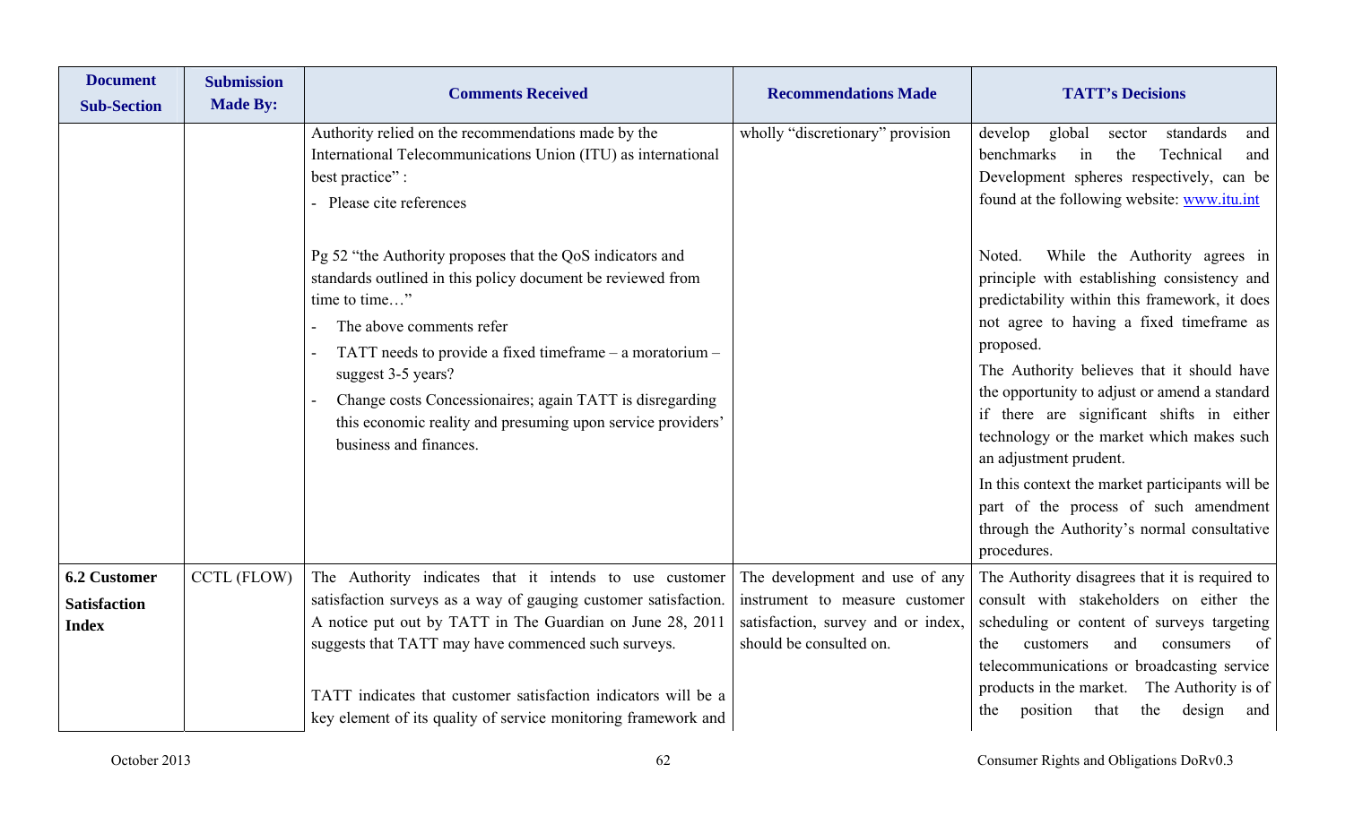| Document Sub-Section | Submission Made By: | Comments Received | Recommendations Made | TATT's Decisions |
|---|---|---|---|---|
| | | Authority relied on the recommendations made by the International Telecommunications Union (ITU) as international best practice" :<br>- Please cite references<br><br>Pg 52 "the Authority proposes that the QoS indicators and standards outlined in this policy document be reviewed from time to time…"<br>- The above comments refer<br>- TATT needs to provide a fixed timeframe – a moratorium – suggest 3-5 years?<br>- Change costs Concessionaires; again TATT is disregarding this economic reality and presuming upon service providers' business and finances. | wholly "discretionary" provision | develop global sector standards and benchmarks in the Technical and Development spheres respectively, can be found at the following website: www.itu.int<br><br>Noted. While the Authority agrees in principle with establishing consistency and predictability within this framework, it does not agree to having a fixed timeframe as proposed.<br>The Authority believes that it should have the opportunity to adjust or amend a standard if there are significant shifts in either technology or the market which makes such an adjustment prudent.<br>In this context the market participants will be part of the process of such amendment through the Authority's normal consultative procedures. |
| **6.2 Customer Satisfaction Index** | CCTL (FLOW) | The Authority indicates that it intends to use customer satisfaction surveys as a way of gauging customer satisfaction. A notice put out by TATT in The Guardian on June 28, 2011 suggests that TATT may have commenced such surveys.<br><br>TATT indicates that customer satisfaction indicators will be a key element of its quality of service monitoring framework and | The development and use of any instrument to measure customer satisfaction, survey and or index, should be consulted on. | The Authority disagrees that it is required to consult with stakeholders on either the scheduling or content of surveys targeting the customers and consumers of telecommunications or broadcasting service products in the market. The Authority is of the position that the design and |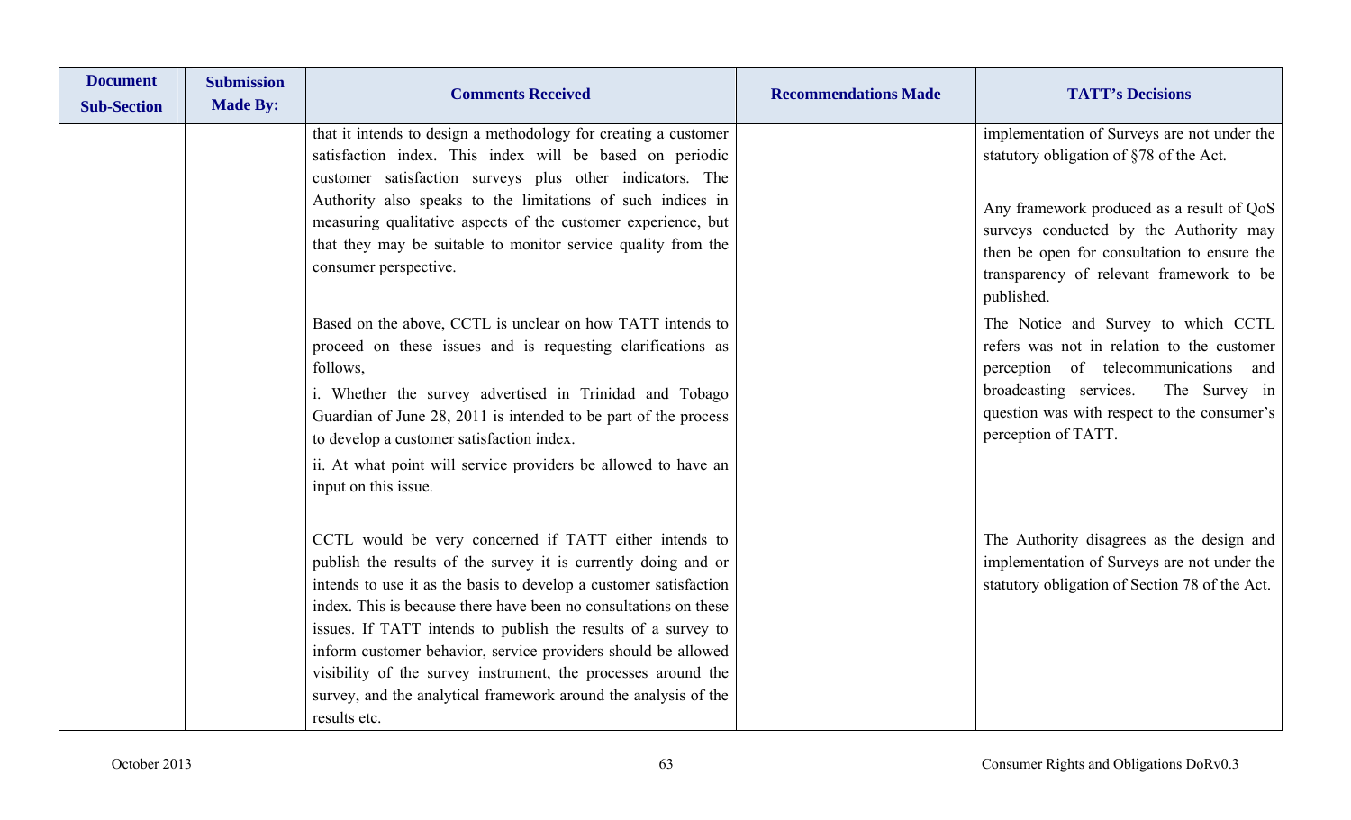| Document Sub-Section | Submission Made By: | Comments Received | Recommendations Made | TATT's Decisions |
|---|---|---|---|---|
| | | that it intends to design a methodology for creating a customer satisfaction index. This index will be based on periodic customer satisfaction surveys plus other indicators. The Authority also speaks to the limitations of such indices in measuring qualitative aspects of the customer experience, but that they may be suitable to monitor service quality from the consumer perspective. | | implementation of Surveys are not under the statutory obligation of §78 of the Act.<br><br>Any framework produced as a result of QoS surveys conducted by the Authority may then be open for consultation to ensure the transparency of relevant framework to be published. |
| | | Based on the above, CCTL is unclear on how TATT intends to proceed on these issues and is requesting clarifications as follows,<br>i. Whether the survey advertised in Trinidad and Tobago Guardian of June 28, 2011 is intended to be part of the process to develop a customer satisfaction index.<br>ii. At what point will service providers be allowed to have an input on this issue. | | The Notice and Survey to which CCTL refers was not in relation to the customer perception of telecommunications and broadcasting services. The Survey in question was with respect to the consumer's perception of TATT. |
| | | CCTL would be very concerned if TATT either intends to publish the results of the survey it is currently doing and or intends to use it as the basis to develop a customer satisfaction index. This is because there have been no consultations on these issues. If TATT intends to publish the results of a survey to inform customer behavior, service providers should be allowed visibility of the survey instrument, the processes around the survey, and the analytical framework around the analysis of the results etc. | | The Authority disagrees as the design and implementation of Surveys are not under the statutory obligation of Section 78 of the Act. |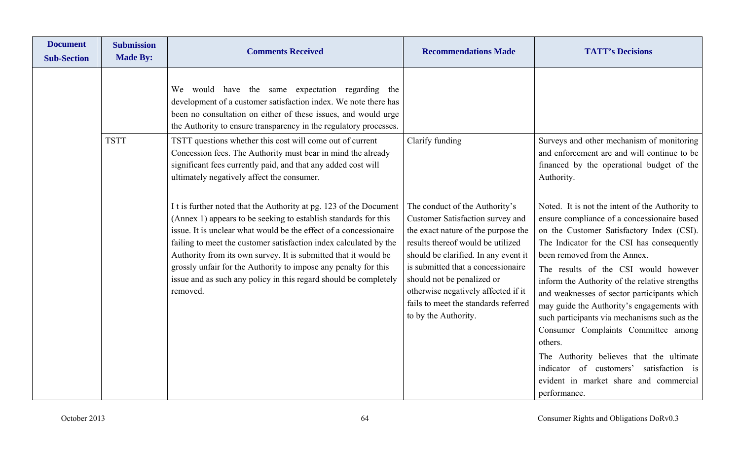| Document Sub-Section | Submission Made By: | Comments Received | Recommendations Made | TATT's Decisions |
|---|---|---|---|---|
| | | We would have the same expectation regarding the development of a customer satisfaction index. We note there has been no consultation on either of these issues, and would urge the Authority to ensure transparency in the regulatory processes. | | |
| | TSTT | TSTT questions whether this cost will come out of current Concession fees. The Authority must bear in mind the already significant fees currently paid, and that any added cost will ultimately negatively affect the consumer. | Clarify funding | Surveys and other mechanism of monitoring and enforcement are and will continue to be financed by the operational budget of the Authority. |
| | | I t is further noted that the Authority at pg. 123 of the Document (Annex 1) appears to be seeking to establish standards for this issue. It is unclear what would be the effect of a concessionaire failing to meet the customer satisfaction index calculated by the Authority from its own survey. It is submitted that it would be grossly unfair for the Authority to impose any penalty for this issue and as such any policy in this regard should be completely removed. | The conduct of the Authority's Customer Satisfaction survey and the exact nature of the purpose the results thereof would be utilized should be clarified. In any event it is submitted that a concessionaire should not be penalized or otherwise negatively affected if it fails to meet the standards referred to by the Authority. | Noted. It is not the intent of the Authority to ensure compliance of a concessionaire based on the Customer Satisfactory Index (CSI). The Indicator for the CSI has consequently been removed from the Annex.<br><br>The results of the CSI would however inform the Authority of the relative strengths and weaknesses of sector participants which may guide the Authority's engagements with such participants via mechanisms such as the Consumer Complaints Committee among others.<br><br>The Authority believes that the ultimate indicator of customers' satisfaction is evident in market share and commercial performance. |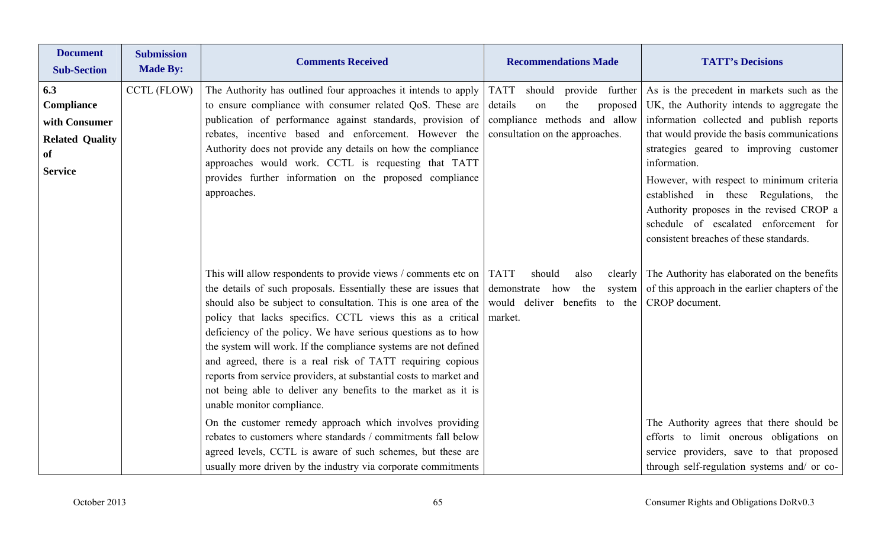| Document Sub-Section | Submission Made By: | Comments Received | Recommendations Made | TATT's Decisions |
|---|---|---|---|---|
| **6.3 Compliance with Consumer Related Quality of Service** | CCTL (FLOW) | The Authority has outlined four approaches it intends to apply to ensure compliance with consumer related QoS. These are publication of performance against standards, provision of rebates, incentive based and enforcement. However the Authority does not provide any details on how the compliance approaches would work. CCTL is requesting that TATT provides further information on the proposed compliance approaches. | TATT should provide further details on the proposed compliance methods and allow consultation on the approaches. | As is the precedent in markets such as the UK, the Authority intends to aggregate the information collected and publish reports that would provide the basis communications strategies geared to improving customer information.<br><br>However, with respect to minimum criteria established in these Regulations, the Authority proposes in the revised CROP a schedule of escalated enforcement for consistent breaches of these standards. |
| | | This will allow respondents to provide views / comments etc on the details of such proposals. Essentially these are issues that should also be subject to consultation. This is one area of the policy that lacks specifics. CCTL views this as a critical deficiency of the policy. We have serious questions as to how the system will work. If the compliance systems are not defined and agreed, there is a real risk of TATT requiring copious reports from service providers, at substantial costs to market and not being able to deliver any benefits to the market as it is unable monitor compliance.<br><br>On the customer remedy approach which involves providing rebates to customers where standards / commitments fall below agreed levels, CCTL is aware of such schemes, but these are usually more driven by the industry via corporate commitments | TATT should also clearly demonstrate how the system would deliver benefits to the market. | The Authority has elaborated on the benefits of this approach in the earlier chapters of the CROP document.<br><br>The Authority agrees that there should be efforts to limit onerous obligations on service providers, save to that proposed through self-regulation systems and/ or co- |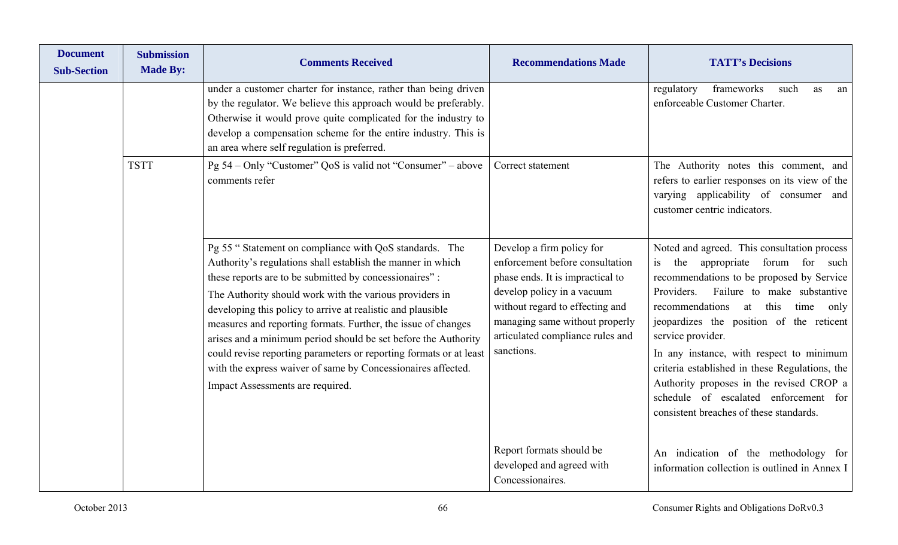| Document Sub-Section | Submission Made By: | Comments Received | Recommendations Made | TATT's Decisions |
|---|---|---|---|---|
| | | under a customer charter for instance, rather than being driven by the regulator. We believe this approach would be preferably. Otherwise it would prove quite complicated for the industry to develop a compensation scheme for the entire industry. This is an area where self regulation is preferred. | | regulatory frameworks such as an enforceable Customer Charter. |
| | TSTT | Pg 54 – Only "Customer" QoS is valid not "Consumer" – above comments refer | Correct statement | The Authority notes this comment, and refers to earlier responses on its view of the varying applicability of consumer and customer centric indicators. |
| | | Pg 55 " Statement on compliance with QoS standards. The Authority's regulations shall establish the manner in which these reports are to be submitted by concessionaires" :<br>The Authority should work with the various providers in developing this policy to arrive at realistic and plausible measures and reporting formats. Further, the issue of changes arises and a minimum period should be set before the Authority could revise reporting parameters or reporting formats or at least with the express waiver of same by Concessionaires affected.<br>Impact Assessments are required. | Develop a firm policy for enforcement before consultation phase ends. It is impractical to develop policy in a vacuum without regard to effecting and managing same without properly articulated compliance rules and sanctions. | Noted and agreed. This consultation process is the appropriate forum for such recommendations to be proposed by Service Providers. Failure to make substantive recommendations at this time only jeopardizes the position of the reticent service provider.<br>In any instance, with respect to minimum criteria established in these Regulations, the Authority proposes in the revised CROP a schedule of escalated enforcement for consistent breaches of these standards. |
| | | | Report formats should be developed and agreed with Concessionaires. | An indication of the methodology for information collection is outlined in Annex I |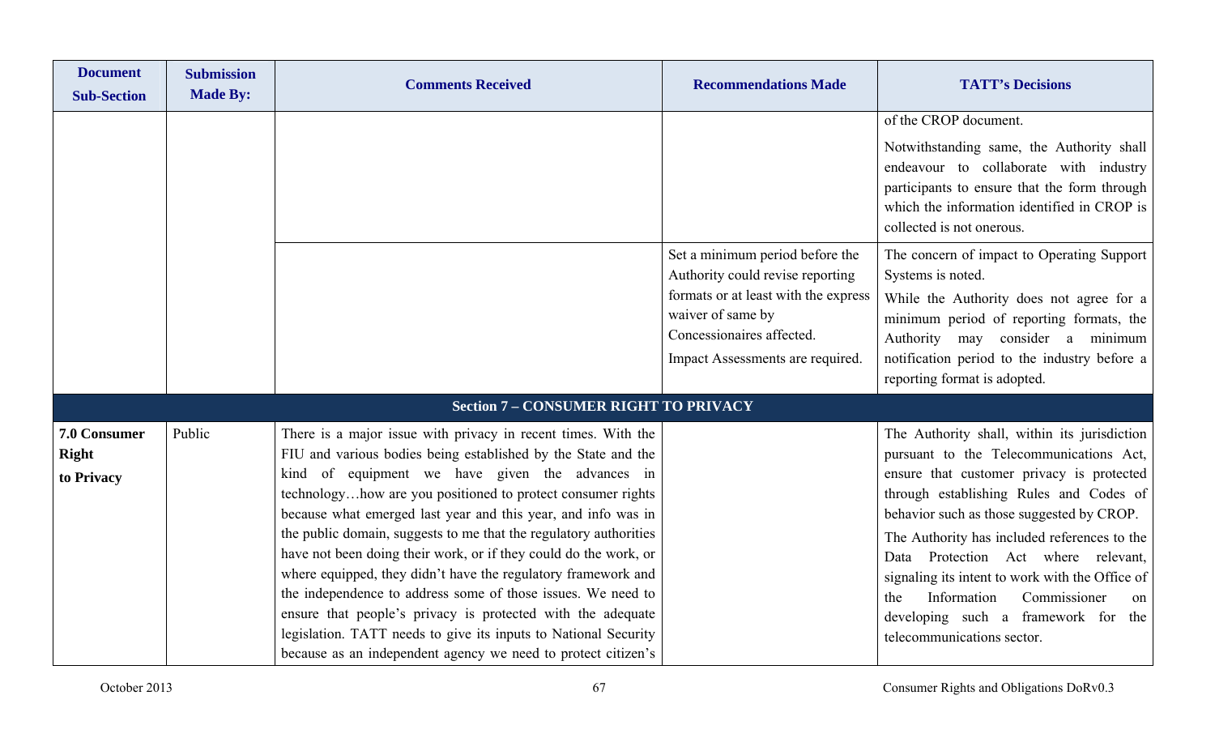| Document Sub-Section | Submission Made By: | Comments Received | Recommendations Made | TATT's Decisions |
|---|---|---|---|---|
| | | | | of the CROP document.<br>Notwithstanding same, the Authority shall endeavour to collaborate with industry participants to ensure that the form through which the information identified in CROP is collected is not onerous. |
| | | | Set a minimum period before the Authority could revise reporting formats or at least with the express waiver of same by Concessionaires affected.<br>Impact Assessments are required. | The concern of impact to Operating Support Systems is noted.<br>While the Authority does not agree for a minimum period of reporting formats, the Authority may consider a minimum notification period to the industry before a reporting format is adopted. |
| **Section 7 – CONSUMER RIGHT TO PRIVACY** | | | | |
| **7.0 Consumer Right to Privacy** | Public | There is a major issue with privacy in recent times. With the FIU and various bodies being established by the State and the kind of equipment we have given the advances in technology…how are you positioned to protect consumer rights because what emerged last year and this year, and info was in the public domain, suggests to me that the regulatory authorities have not been doing their work, or if they could do the work, or where equipped, they didn't have the regulatory framework and the independence to address some of those issues. We need to ensure that people's privacy is protected with the adequate legislation. TATT needs to give its inputs to National Security because as an independent agency we need to protect citizen's | | The Authority shall, within its jurisdiction pursuant to the Telecommunications Act, ensure that customer privacy is protected through establishing Rules and Codes of behavior such as those suggested by CROP.<br>The Authority has included references to the Data Protection Act where relevant, signaling its intent to work with the Office of the Information Commissioner on developing such a framework for the telecommunications sector. |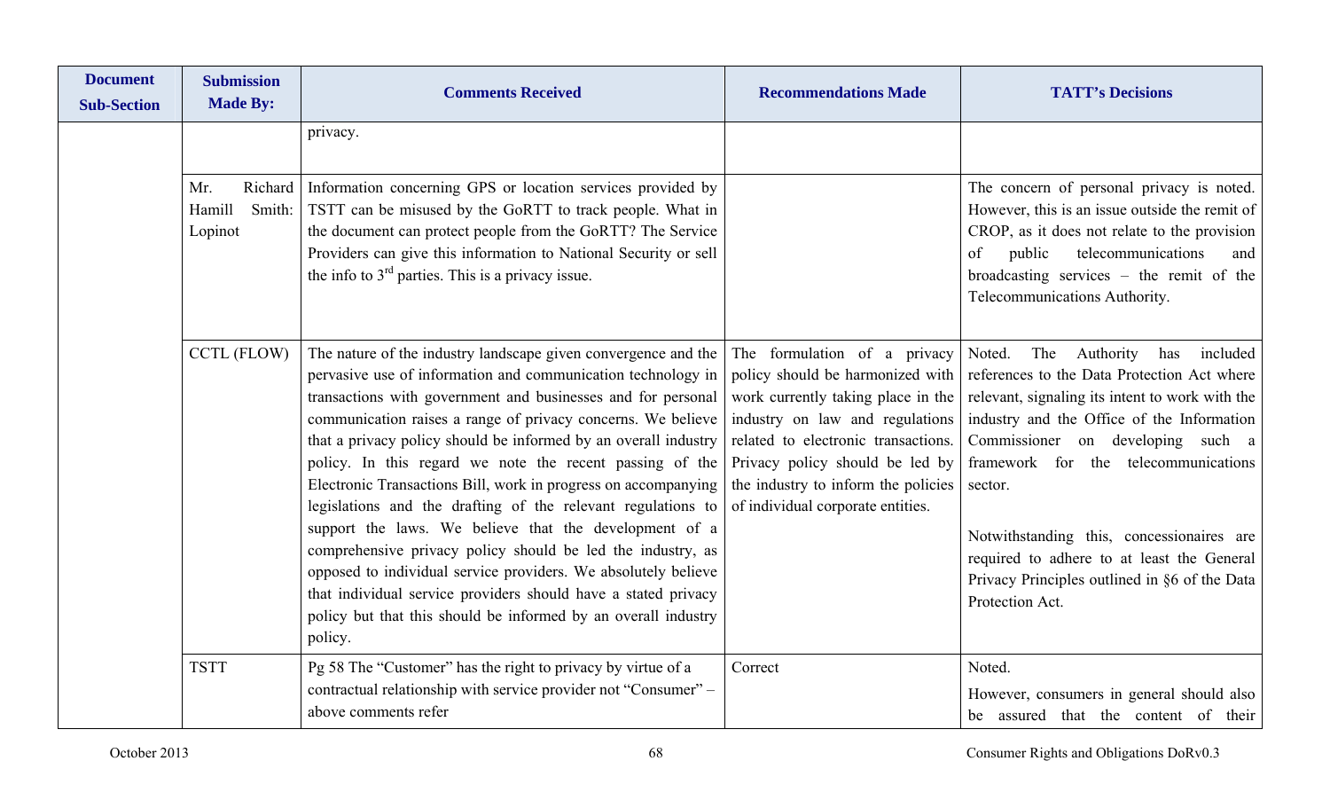| Document Sub-Section | Submission Made By: | Comments Received | Recommendations Made | TATT's Decisions |
|---|---|---|---|---|
| | | privacy. | | |
| | Mr. Richard Hamill Smith: Lopinot | Information concerning GPS or location services provided by TSTT can be misused by the GoRTT to track people. What in the document can protect people from the GoRTT? The Service Providers can give this information to National Security or sell the info to 3rd parties. This is a privacy issue. | | The concern of personal privacy is noted. However, this is an issue outside the remit of CROP, as it does not relate to the provision of public telecommunications and broadcasting services – the remit of the Telecommunications Authority. |
| | CCTL (FLOW) | The nature of the industry landscape given convergence and the pervasive use of information and communication technology in transactions with government and businesses and for personal communication raises a range of privacy concerns. We believe that a privacy policy should be informed by an overall industry policy. In this regard we note the recent passing of the Electronic Transactions Bill, work in progress on accompanying legislations and the drafting of the relevant regulations to support the laws. We believe that the development of a comprehensive privacy policy should be led the industry, as opposed to individual service providers. We absolutely believe that individual service providers should have a stated privacy policy but that this should be informed by an overall industry policy. | The formulation of a privacy policy should be harmonized with work currently taking place in the industry on law and regulations related to electronic transactions. Privacy policy should be led by the industry to inform the policies of individual corporate entities. | Noted. The Authority has included references to the Data Protection Act where relevant, signaling its intent to work with the industry and the Office of the Information Commissioner on developing such a framework for the telecommunications sector.<br><br>Notwithstanding this, concessionaires are required to adhere to at least the General Privacy Principles outlined in §6 of the Data Protection Act. |
| | TSTT | Pg 58 The "Customer" has the right to privacy by virtue of a contractual relationship with service provider not "Consumer" – above comments refer | Correct | Noted.<br>However, consumers in general should also be assured that the content of their |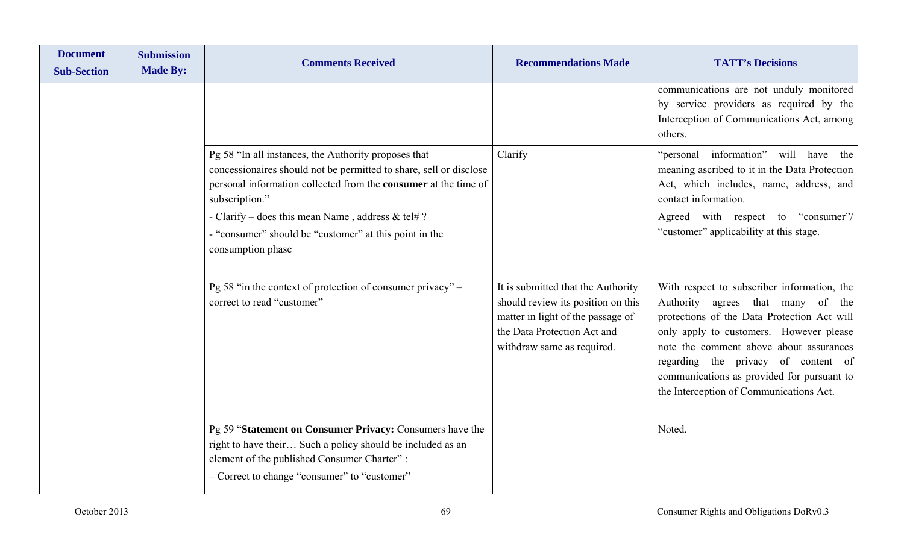| Document Sub-Section | Submission Made By: | Comments Received | Recommendations Made | TATT's Decisions |
|---|---|---|---|---|
| | | | | communications are not unduly monitored by service providers as required by the Interception of Communications Act, among others. |
| | | Pg 58 "In all instances, the Authority proposes that concessionaires should not be permitted to share, sell or disclose personal information collected from the **consumer** at the time of subscription."<br>- Clarify – does this mean Name , address & tel# ?<br>- "consumer" should be "customer" at this point in the consumption phase | Clarify | "personal information" will have the meaning ascribed to it in the Data Protection Act, which includes, name, address, and contact information.<br>Agreed with respect to "consumer"/ "customer" applicability at this stage. |
| | | Pg 58 "in the context of protection of consumer privacy" – correct to read "customer" | It is submitted that the Authority should review its position on this matter in light of the passage of the Data Protection Act and withdraw same as required. | With respect to subscriber information, the Authority agrees that many of the protections of the Data Protection Act will only apply to customers. However please note the comment above about assurances regarding the privacy of content of communications as provided for pursuant to the Interception of Communications Act. |
| | | Pg 59 "**Statement on Consumer Privacy:** Consumers have the right to have their… Such a policy should be included as an element of the published Consumer Charter" :<br>– Correct to change "consumer" to "customer" | | Noted. |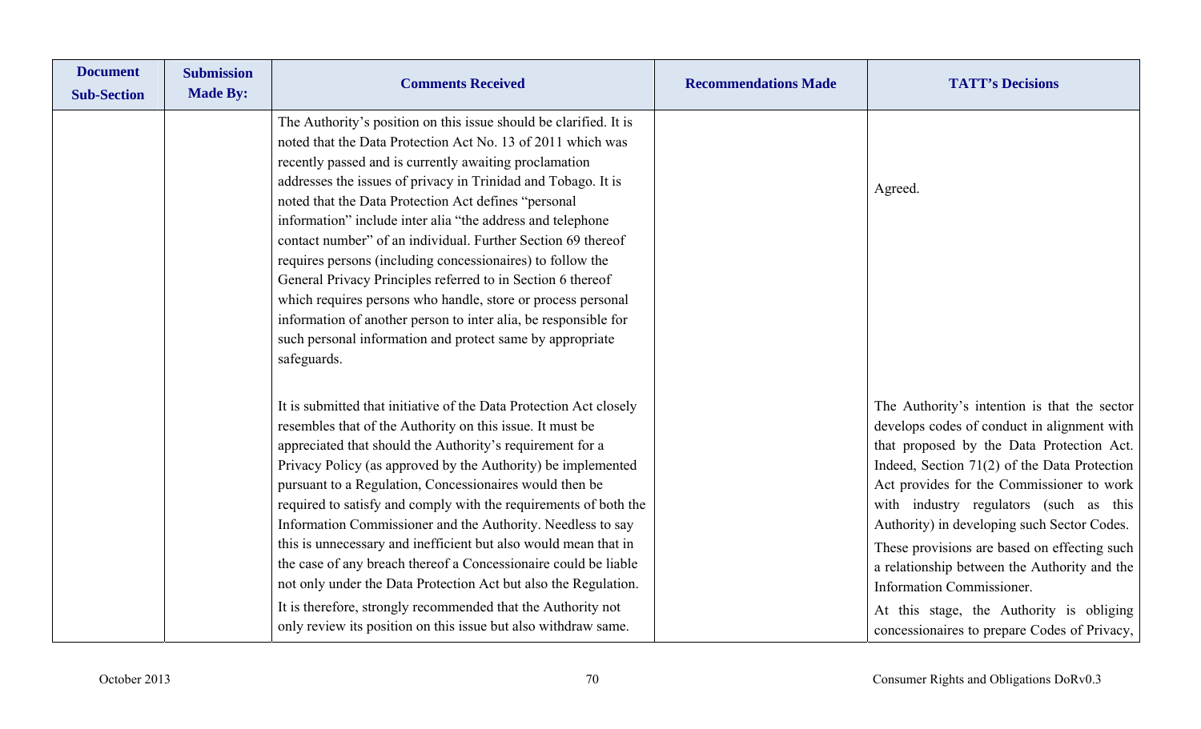| Document Sub-Section | Submission Made By: | Comments Received | Recommendations Made | TATT's Decisions |
|---|---|---|---|---|
| | | The Authority's position on this issue should be clarified. It is noted that the Data Protection Act No. 13 of 2011 which was recently passed and is currently awaiting proclamation addresses the issues of privacy in Trinidad and Tobago. It is noted that the Data Protection Act defines "personal information" include inter alia "the address and telephone contact number" of an individual. Further Section 69 thereof requires persons (including concessionaires) to follow the General Privacy Principles referred to in Section 6 thereof which requires persons who handle, store or process personal information of another person to inter alia, be responsible for such personal information and protect same by appropriate safeguards. | | Agreed. |
| | | It is submitted that initiative of the Data Protection Act closely resembles that of the Authority on this issue. It must be appreciated that should the Authority's requirement for a Privacy Policy (as approved by the Authority) be implemented pursuant to a Regulation, Concessionaires would then be required to satisfy and comply with the requirements of both the Information Commissioner and the Authority. Needless to say this is unnecessary and inefficient but also would mean that in the case of any breach thereof a Concessionaire could be liable not only under the Data Protection Act but also the Regulation.<br>It is therefore, strongly recommended that the Authority not only review its position on this issue but also withdraw same. | | The Authority's intention is that the sector develops codes of conduct in alignment with that proposed by the Data Protection Act. Indeed, Section 71(2) of the Data Protection Act provides for the Commissioner to work with industry regulators (such as this Authority) in developing such Sector Codes.<br>These provisions are based on effecting such a relationship between the Authority and the Information Commissioner.<br>At this stage, the Authority is obliging concessionaires to prepare Codes of Privacy, |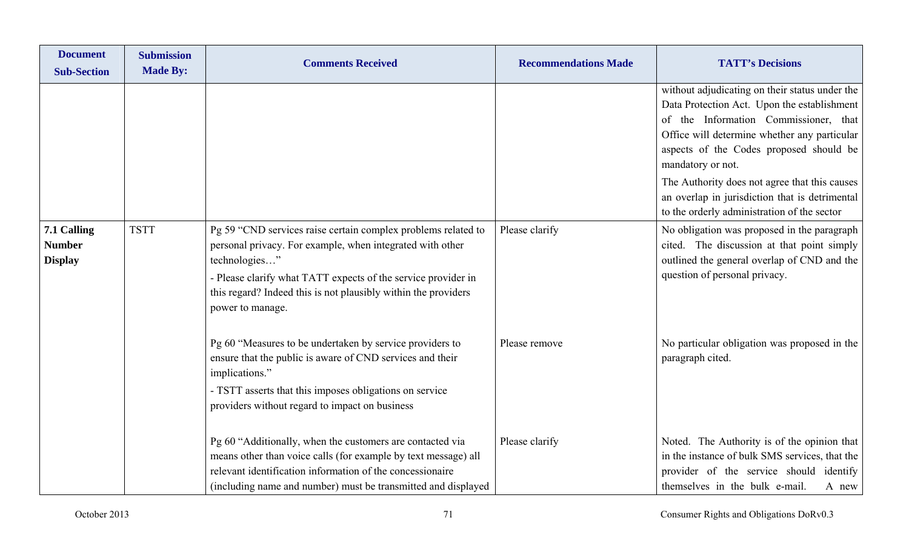| Document Sub-Section | Submission Made By: | Comments Received | Recommendations Made | TATT's Decisions |
|---|---|---|---|---|
| | | | | without adjudicating on their status under the Data Protection Act. Upon the establishment of the Information Commissioner, that Office will determine whether any particular aspects of the Codes proposed should be mandatory or not.<br>The Authority does not agree that this causes an overlap in jurisdiction that is detrimental to the orderly administration of the sector |
| **7.1 Calling Number Display** | TSTT | Pg 59 "CND services raise certain complex problems related to personal privacy. For example, when integrated with other technologies…"<br>- Please clarify what TATT expects of the service provider in this regard? Indeed this is not plausibly within the providers power to manage. | Please clarify | No obligation was proposed in the paragraph cited. The discussion at that point simply outlined the general overlap of CND and the question of personal privacy. |
| | | Pg 60 "Measures to be undertaken by service providers to ensure that the public is aware of CND services and their implications."<br>- TSTT asserts that this imposes obligations on service providers without regard to impact on business | Please remove | No particular obligation was proposed in the paragraph cited. |
| | | Pg 60 "Additionally, when the customers are contacted via means other than voice calls (for example by text message) all relevant identification information of the concessionaire (including name and number) must be transmitted and displayed | Please clarify | Noted. The Authority is of the opinion that in the instance of bulk SMS services, that the provider of the service should identify themselves in the bulk e-mail. A new |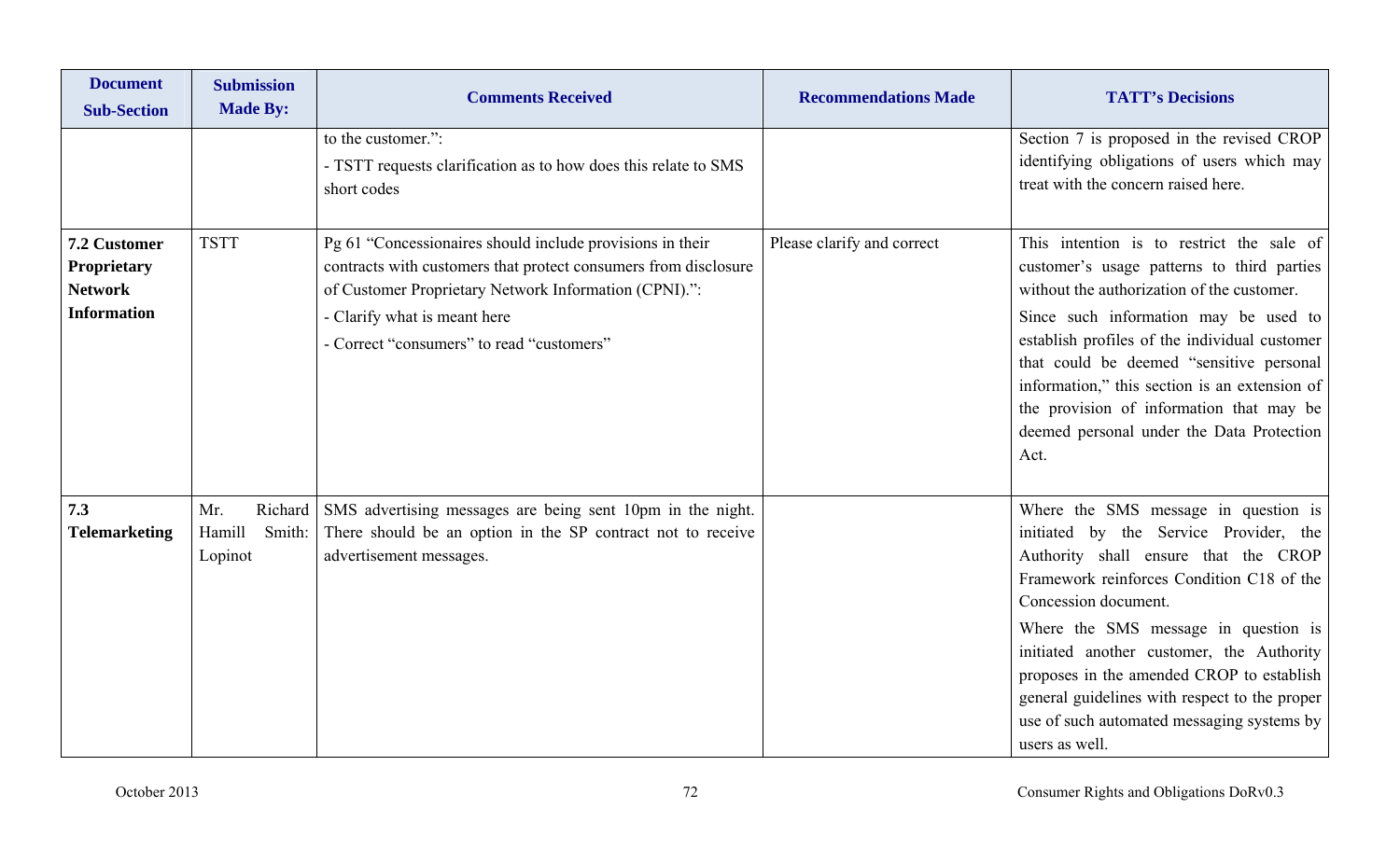| Document Sub-Section | Submission Made By: | Comments Received | Recommendations Made | TATT's Decisions |
|---|---|---|---|---|
| | | to the customer.":<br>- TSTT requests clarification as to how does this relate to SMS short codes | | Section 7 is proposed in the revised CROP identifying obligations of users which may treat with the concern raised here. |
| **7.2 Customer Proprietary Network Information** | TSTT | Pg 61 "Concessionaires should include provisions in their contracts with customers that protect consumers from disclosure of Customer Proprietary Network Information (CPNI).":<br>- Clarify what is meant here<br>- Correct "consumers" to read "customers" | Please clarify and correct | This intention is to restrict the sale of customer's usage patterns to third parties without the authorization of the customer.<br>Since such information may be used to establish profiles of the individual customer that could be deemed "sensitive personal information," this section is an extension of the provision of information that may be deemed personal under the Data Protection Act. |
| **7.3 Telemarketing** | Mr. Richard Hamill Smith: Lopinot | SMS advertising messages are being sent 10pm in the night. There should be an option in the SP contract not to receive advertisement messages. | | Where the SMS message in question is initiated by the Service Provider, the Authority shall ensure that the CROP Framework reinforces Condition C18 of the Concession document.<br>Where the SMS message in question is initiated another customer, the Authority proposes in the amended CROP to establish general guidelines with respect to the proper use of such automated messaging systems by users as well. |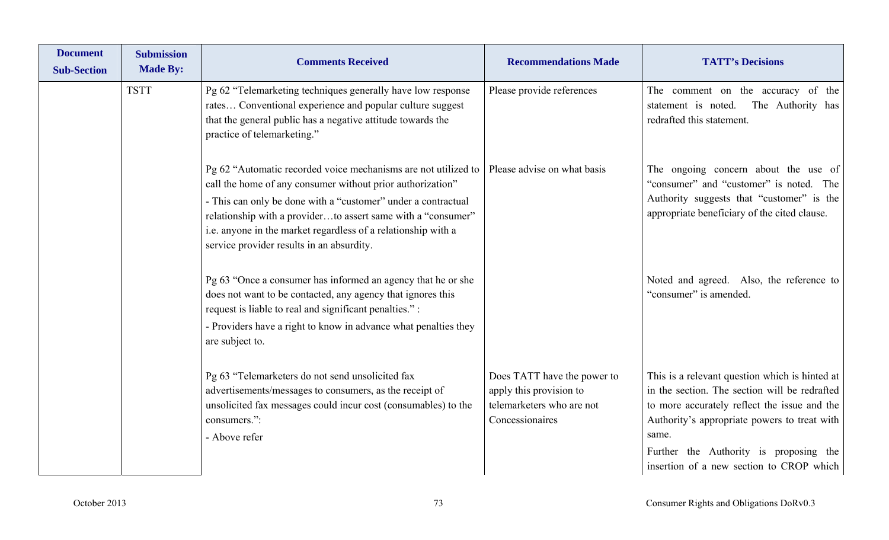| Document Sub-Section | Submission Made By: | Comments Received | Recommendations Made | TATT's Decisions |
|---|---|---|---|---|
| | TSTT | Pg 62 "Telemarketing techniques generally have low response rates… Conventional experience and popular culture suggest that the general public has a negative attitude towards the practice of telemarketing." | Please provide references | The comment on the accuracy of the statement is noted. The Authority has redrafted this statement. |
| | | Pg 62 "Automatic recorded voice mechanisms are not utilized to call the home of any consumer without prior authorization"<br>- This can only be done with a "customer" under a contractual relationship with a provider…to assert same with a "consumer" i.e. anyone in the market regardless of a relationship with a service provider results in an absurdity. | Please advise on what basis | The ongoing concern about the use of "consumer" and "customer" is noted. The Authority suggests that "customer" is the appropriate beneficiary of the cited clause. |
| | | Pg 63 "Once a consumer has informed an agency that he or she does not want to be contacted, any agency that ignores this request is liable to real and significant penalties." :<br>- Providers have a right to know in advance what penalties they are subject to. | | Noted and agreed. Also, the reference to "consumer" is amended. |
| | | Pg 63 "Telemarketers do not send unsolicited fax advertisements/messages to consumers, as the receipt of unsolicited fax messages could incur cost (consumables) to the consumers.":<br>- Above refer | Does TATT have the power to apply this provision to telemarketers who are not Concessionaires | This is a relevant question which is hinted at in the section. The section will be redrafted to more accurately reflect the issue and the Authority's appropriate powers to treat with same.<br>Further the Authority is proposing the insertion of a new section to CROP which |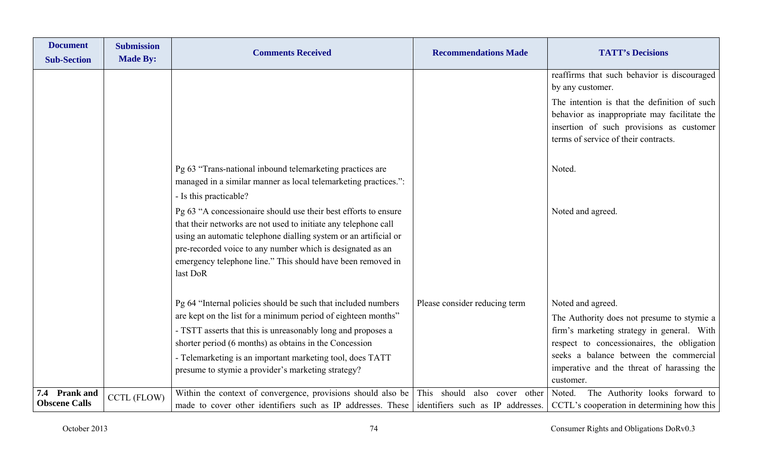| Document Sub-Section | Submission Made By: | Comments Received | Recommendations Made | TATT's Decisions |
|---|---|---|---|---|
| | | | | reaffirms that such behavior is discouraged by any customer.<br>The intention is that the definition of such behavior as inappropriate may facilitate the insertion of such provisions as customer terms of service of their contracts. |
| | | Pg 63 "Trans-national inbound telemarketing practices are managed in a similar manner as local telemarketing practices.":<br>- Is this practicable? | | Noted. |
| | | Pg 63 "A concessionaire should use their best efforts to ensure that their networks are not used to initiate any telephone call using an automatic telephone dialling system or an artificial or pre-recorded voice to any number which is designated as an emergency telephone line." This should have been removed in last DoR | | Noted and agreed. |
| | | Pg 64 "Internal policies should be such that included numbers are kept on the list for a minimum period of eighteen months"<br>- TSTT asserts that this is unreasonably long and proposes a shorter period (6 months) as obtains in the Concession<br>- Telemarketing is an important marketing tool, does TATT presume to stymie a provider's marketing strategy? | Please consider reducing term | Noted and agreed.<br>The Authority does not presume to stymie a firm's marketing strategy in general. With respect to concessionaires, the obligation seeks a balance between the commercial imperative and the threat of harassing the customer. |
| **7.4 Prank and Obscene Calls** | CCTL (FLOW) | Within the context of convergence, provisions should also be made to cover other identifiers such as IP addresses. These | This should also cover other identifiers such as IP addresses. | Noted. The Authority looks forward to CCTL's cooperation in determining how this |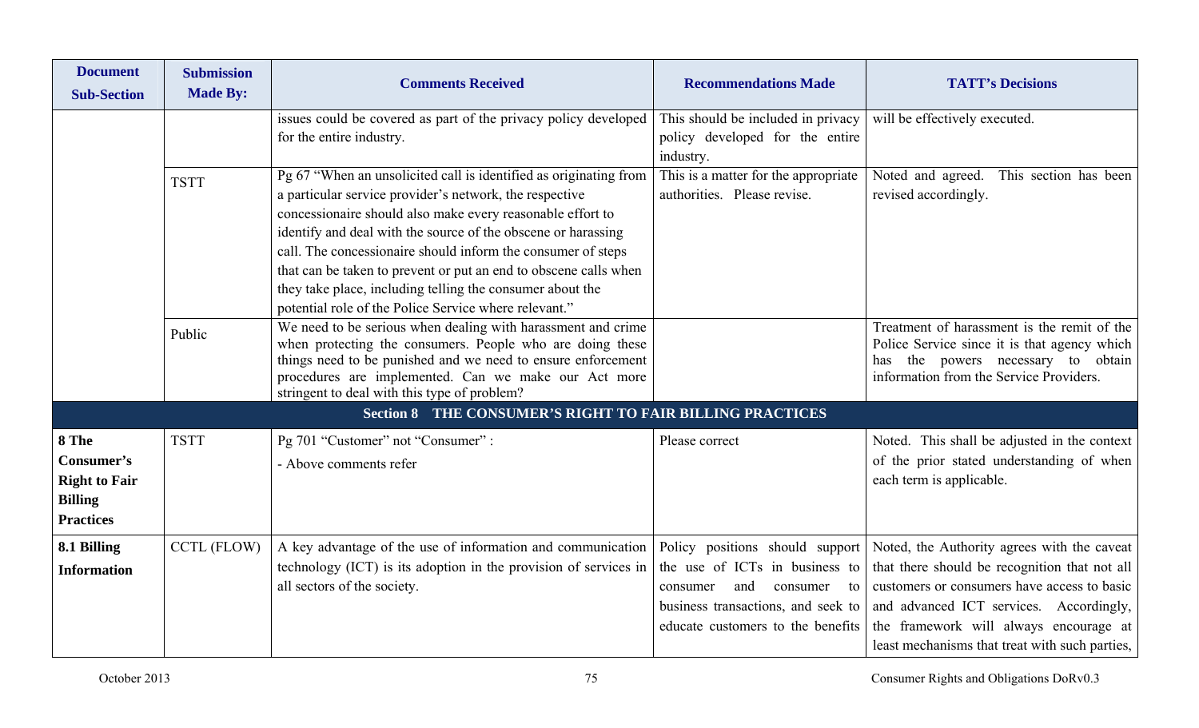| Document Sub-Section | Submission Made By: | Comments Received | Recommendations Made | TATT's Decisions |
|---|---|---|---|---|
| | | issues could be covered as part of the privacy policy developed for the entire industry. | This should be included in privacy policy developed for the entire industry. | will be effectively executed. |
| | TSTT | Pg 67 "When an unsolicited call is identified as originating from a particular service provider's network, the respective concessionaire should also make every reasonable effort to identify and deal with the source of the obscene or harassing call. The concessionaire should inform the consumer of steps that can be taken to prevent or put an end to obscene calls when they take place, including telling the consumer about the potential role of the Police Service where relevant." | This is a matter for the appropriate authorities. Please revise. | Noted and agreed. This section has been revised accordingly. |
| | Public | We need to be serious when dealing with harassment and crime when protecting the consumers. People who are doing these things need to be punished and we need to ensure enforcement procedures are implemented. Can we make our Act more stringent to deal with this type of problem? | | Treatment of harassment is the remit of the Police Service since it is that agency which has the powers necessary to obtain information from the Service Providers. |
| **Section 8 THE CONSUMER'S RIGHT TO FAIR BILLING PRACTICES** | | | | |
| **8 The Consumer's Right to Fair Billing Practices** | TSTT | Pg 701 "Customer" not "Consumer" :<br>- Above comments refer | Please correct | Noted. This shall be adjusted in the context of the prior stated understanding of when each term is applicable. |
| **8.1 Billing Information** | CCTL (FLOW) | A key advantage of the use of information and communication technology (ICT) is its adoption in the provision of services in all sectors of the society. | Policy positions should support the use of ICTs in business to consumer and consumer to business transactions, and seek to educate customers to the benefits | Noted, the Authority agrees with the caveat that there should be recognition that not all customers or consumers have access to basic and advanced ICT services. Accordingly, the framework will always encourage at least mechanisms that treat with such parties, |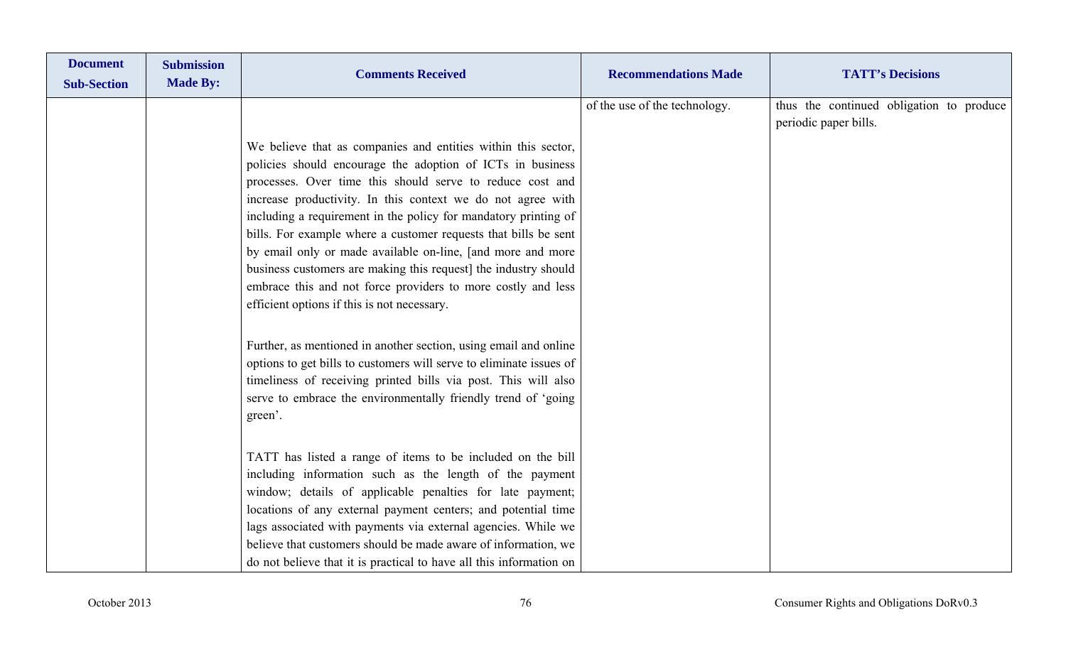| Document Sub-Section | Submission Made By: | Comments Received | Recommendations Made | TATT's Decisions |
|---|---|---|---|---|
| | | We believe that as companies and entities within this sector, policies should encourage the adoption of ICTs in business processes. Over time this should serve to reduce cost and increase productivity. In this context we do not agree with including a requirement in the policy for mandatory printing of bills. For example where a customer requests that bills be sent by email only or made available on-line, [and more and more business customers are making this request] the industry should embrace this and not force providers to more costly and less efficient options if this is not necessary.<br><br>Further, as mentioned in another section, using email and online options to get bills to customers will serve to eliminate issues of timeliness of receiving printed bills via post. This will also serve to embrace the environmentally friendly trend of 'going green'.<br><br>TATT has listed a range of items to be included on the bill including information such as the length of the payment window; details of applicable penalties for late payment; locations of any external payment centers; and potential time lags associated with payments via external agencies. While we believe that customers should be made aware of information, we do not believe that it is practical to have all this information on | of the use of the technology. | thus the continued obligation to produce periodic paper bills. |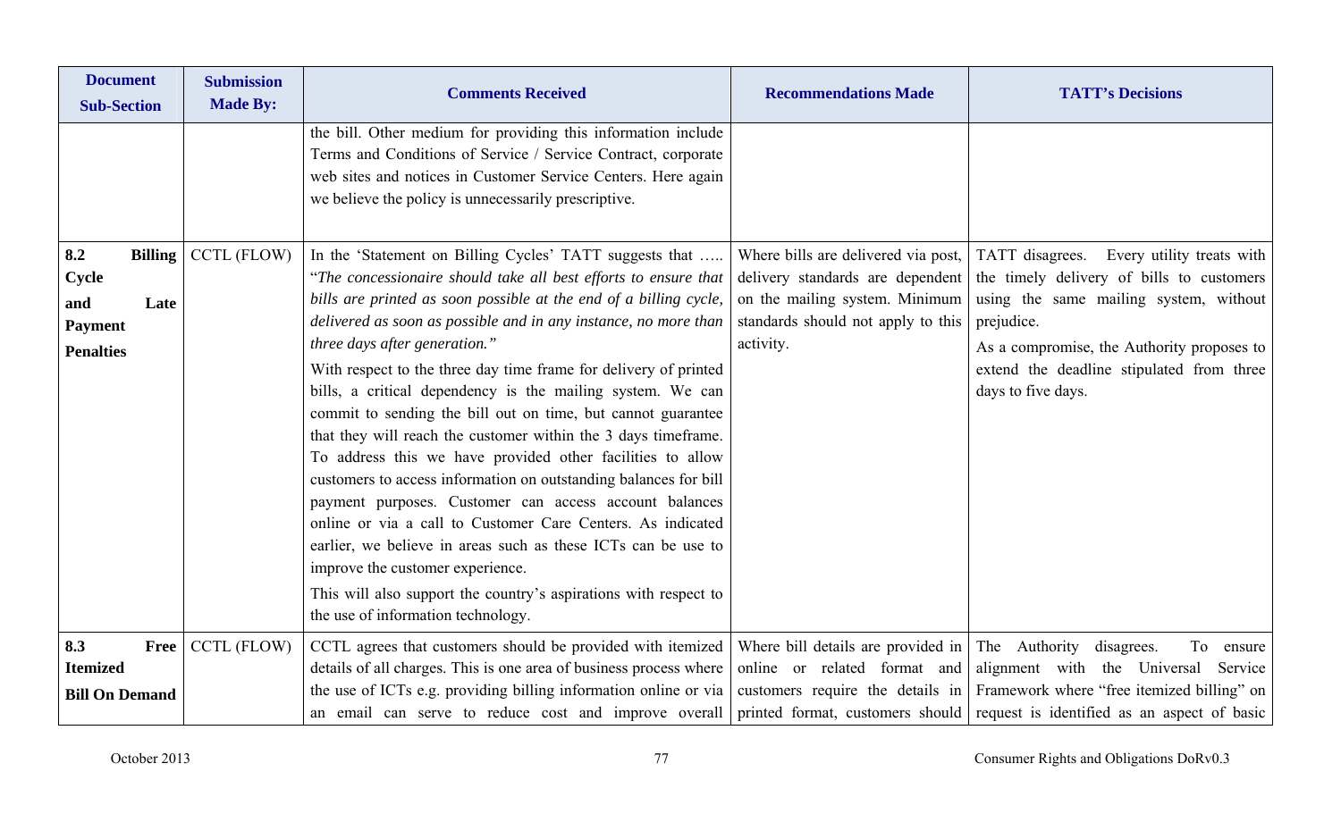| Document Sub-Section | Submission Made By: | Comments Received | Recommendations Made | TATT's Decisions |
|---|---|---|---|---|
| | | the bill. Other medium for providing this information include Terms and Conditions of Service / Service Contract, corporate web sites and notices in Customer Service Centers. Here again we believe the policy is unnecessarily prescriptive. | | |
| **8.2 Billing Cycle and Late Payment Penalties** | CCTL (FLOW) | In the 'Statement on Billing Cycles' TATT suggests that ….. "*The concessionaire should take all best efforts to ensure that bills are printed as soon possible at the end of a billing cycle, delivered as soon as possible and in any instance, no more than three days after generation.*"<br><br>With respect to the three day time frame for delivery of printed bills, a critical dependency is the mailing system. We can commit to sending the bill out on time, but cannot guarantee that they will reach the customer within the 3 days timeframe. To address this we have provided other facilities to allow customers to access information on outstanding balances for bill payment purposes. Customer can access account balances online or via a call to Customer Care Centers. As indicated earlier, we believe in areas such as these ICTs can be use to improve the customer experience.<br><br>This will also support the country's aspirations with respect to the use of information technology. | Where bills are delivered via post, delivery standards are dependent on the mailing system. Minimum standards should not apply to this activity. | TATT disagrees. Every utility treats with the timely delivery of bills to customers using the same mailing system, without prejudice.<br><br>As a compromise, the Authority proposes to extend the deadline stipulated from three days to five days. |
| **8.3 Free Itemized Bill On Demand** | CCTL (FLOW) | CCTL agrees that customers should be provided with itemized details of all charges. This is one area of business process where the use of ICTs e.g. providing billing information online or via an email can serve to reduce cost and improve overall | Where bill details are provided in online or related format and customers require the details in printed format, customers should | The Authority disagrees. To ensure alignment with the Universal Service Framework where "free itemized billing" on request is identified as an aspect of basic |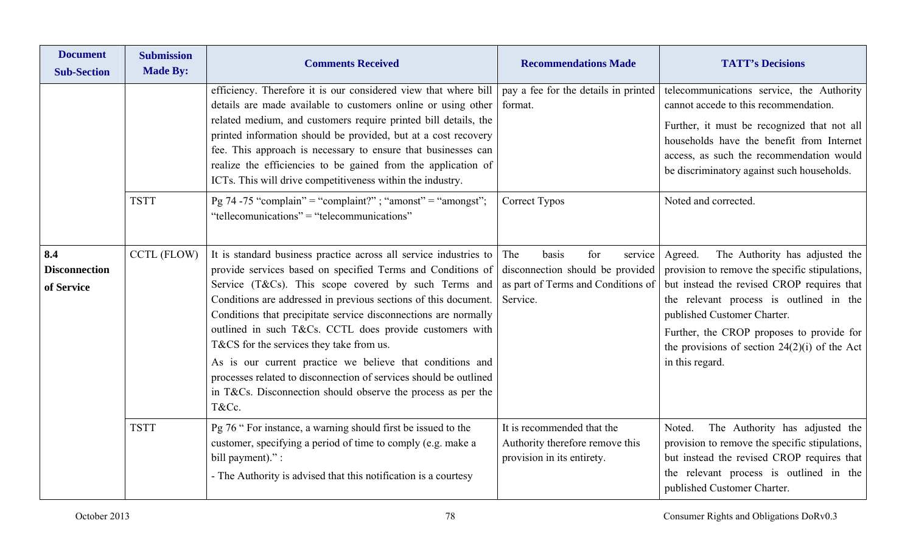| Document Sub-Section | Submission Made By: | Comments Received | Recommendations Made | TATT's Decisions |
|---|---|---|---|---|
| | | efficiency. Therefore it is our considered view that where bill details are made available to customers online or using other related medium, and customers require printed bill details, the printed information should be provided, but at a cost recovery fee. This approach is necessary to ensure that businesses can realize the efficiencies to be gained from the application of ICTs. This will drive competitiveness within the industry. | pay a fee for the details in printed format. | telecommunications service, the Authority cannot accede to this recommendation.<br><br>Further, it must be recognized that not all households have the benefit from Internet access, as such the recommendation would be discriminatory against such households. |
| | TSTT | Pg 74 -75 "complain" = "complaint?" ; "amonst" = "amongst"; "tellecomunications" = "telecommunications" | Correct Typos | Noted and corrected. |
| **8.4 Disconnection of Service** | CCTL (FLOW) | It is standard business practice across all service industries to provide services based on specified Terms and Conditions of Service (T&Cs). This scope covered by such Terms and Conditions are addressed in previous sections of this document. Conditions that precipitate service disconnections are normally outlined in such T&Cs. CCTL does provide customers with T&CS for the services they take from us.<br><br>As is our current practice we believe that conditions and processes related to disconnection of services should be outlined in T&Cs. Disconnection should observe the process as per the T&Cc. | The basis for service disconnection should be provided as part of Terms and Conditions of Service. | Agreed. The Authority has adjusted the provision to remove the specific stipulations, but instead the revised CROP requires that the relevant process is outlined in the published Customer Charter.<br><br>Further, the CROP proposes to provide for the provisions of section 24(2)(i) of the Act in this regard. |
| | TSTT | Pg 76 " For instance, a warning should first be issued to the customer, specifying a period of time to comply (e.g. make a bill payment)." :<br><br>- The Authority is advised that this notification is a courtesy | It is recommended that the Authority therefore remove this provision in its entirety. | Noted. The Authority has adjusted the provision to remove the specific stipulations, but instead the revised CROP requires that the relevant process is outlined in the published Customer Charter. |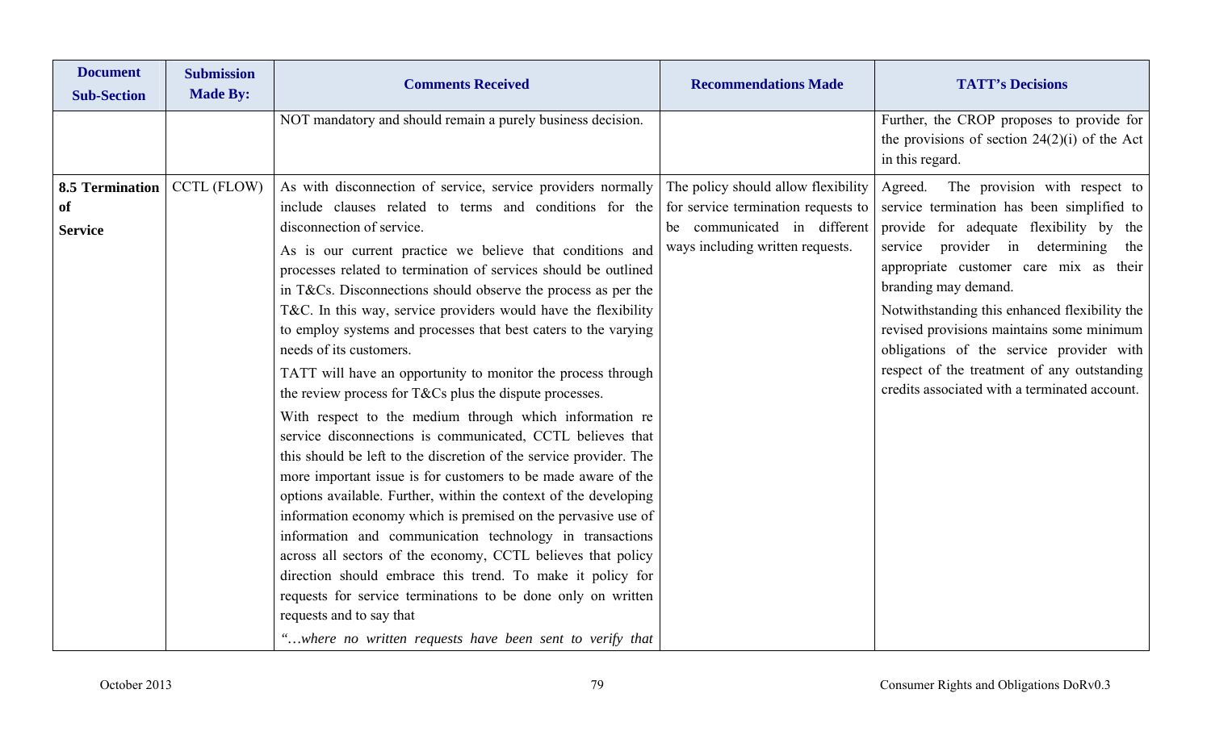| Document Sub-Section | Submission Made By: | Comments Received | Recommendations Made | TATT's Decisions |
|---|---|---|---|---|
| | | NOT mandatory and should remain a purely business decision. | | Further, the CROP proposes to provide for the provisions of section 24(2)(i) of the Act in this regard. |
| **8.5 Termination of Service** | CCTL (FLOW) | As with disconnection of service, service providers normally include clauses related to terms and conditions for the disconnection of service.<br><br>As is our current practice we believe that conditions and processes related to termination of services should be outlined in T&Cs. Disconnections should observe the process as per the T&C. In this way, service providers would have the flexibility to employ systems and processes that best caters to the varying needs of its customers.<br><br>TATT will have an opportunity to monitor the process through the review process for T&Cs plus the dispute processes.<br><br>With respect to the medium through which information re service disconnections is communicated, CCTL believes that this should be left to the discretion of the service provider. The more important issue is for customers to be made aware of the options available. Further, within the context of the developing information economy which is premised on the pervasive use of information and communication technology in transactions across all sectors of the economy, CCTL believes that policy direction should embrace this trend. To make it policy for requests for service terminations to be done only on written requests and to say that<br><br>*"…where no written requests have been sent to verify that* | The policy should allow flexibility for service termination requests to be communicated in different ways including written requests. | Agreed. The provision with respect to service termination has been simplified to provide for adequate flexibility by the service provider in determining the appropriate customer care mix as their branding may demand.<br><br>Notwithstanding this enhanced flexibility the revised provisions maintains some minimum obligations of the service provider with respect of the treatment of any outstanding credits associated with a terminated account. |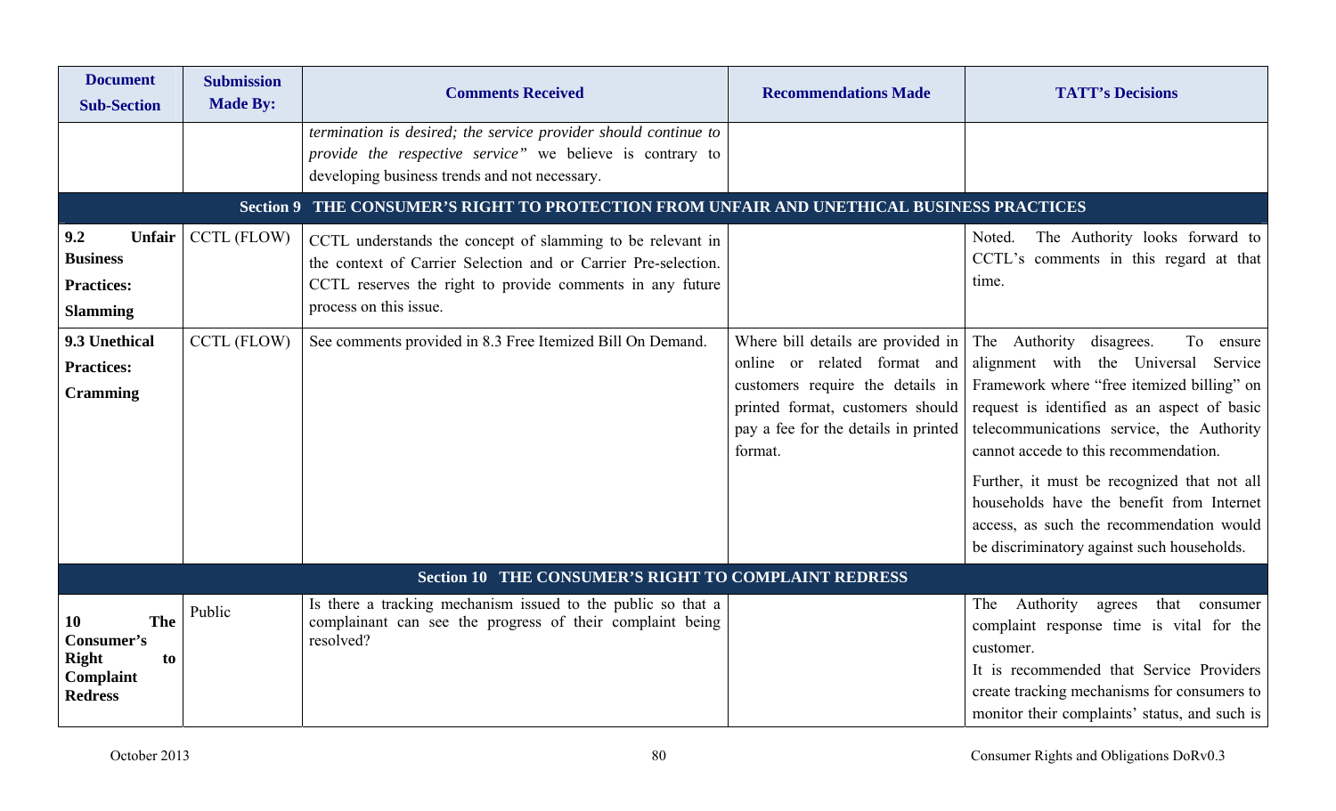| Document Sub-Section | Submission Made By: | Comments Received | Recommendations Made | TATT's Decisions |
|---|---|---|---|---|
| | | *termination is desired; the service provider should continue to provide the respective service"* we believe is contrary to developing business trends and not necessary. | | |
| **Section 9 THE CONSUMER'S RIGHT TO PROTECTION FROM UNFAIR AND UNETHICAL BUSINESS PRACTICES** | | | | |
| **9.2 Unfair Business Practices: Slamming** | CCTL (FLOW) | CCTL understands the concept of slamming to be relevant in the context of Carrier Selection and or Carrier Pre-selection. CCTL reserves the right to provide comments in any future process on this issue. | | Noted. The Authority looks forward to CCTL's comments in this regard at that time. |
| **9.3 Unethical Practices: Cramming** | CCTL (FLOW) | See comments provided in 8.3 Free Itemized Bill On Demand. | Where bill details are provided in online or related format and customers require the details in printed format, customers should pay a fee for the details in printed format. | The Authority disagrees. To ensure alignment with the Universal Service Framework where "free itemized billing" on request is identified as an aspect of basic telecommunications service, the Authority cannot accede to this recommendation.<br><br>Further, it must be recognized that not all households have the benefit from Internet access, as such the recommendation would be discriminatory against such households. |
| **Section 10 THE CONSUMER'S RIGHT TO COMPLAINT REDRESS** | | | | |
| **10 The Consumer's Right to Complaint Redress** | Public | Is there a tracking mechanism issued to the public so that a complainant can see the progress of their complaint being resolved? | | The Authority agrees that consumer complaint response time is vital for the customer.<br>It is recommended that Service Providers create tracking mechanisms for consumers to monitor their complaints' status, and such is |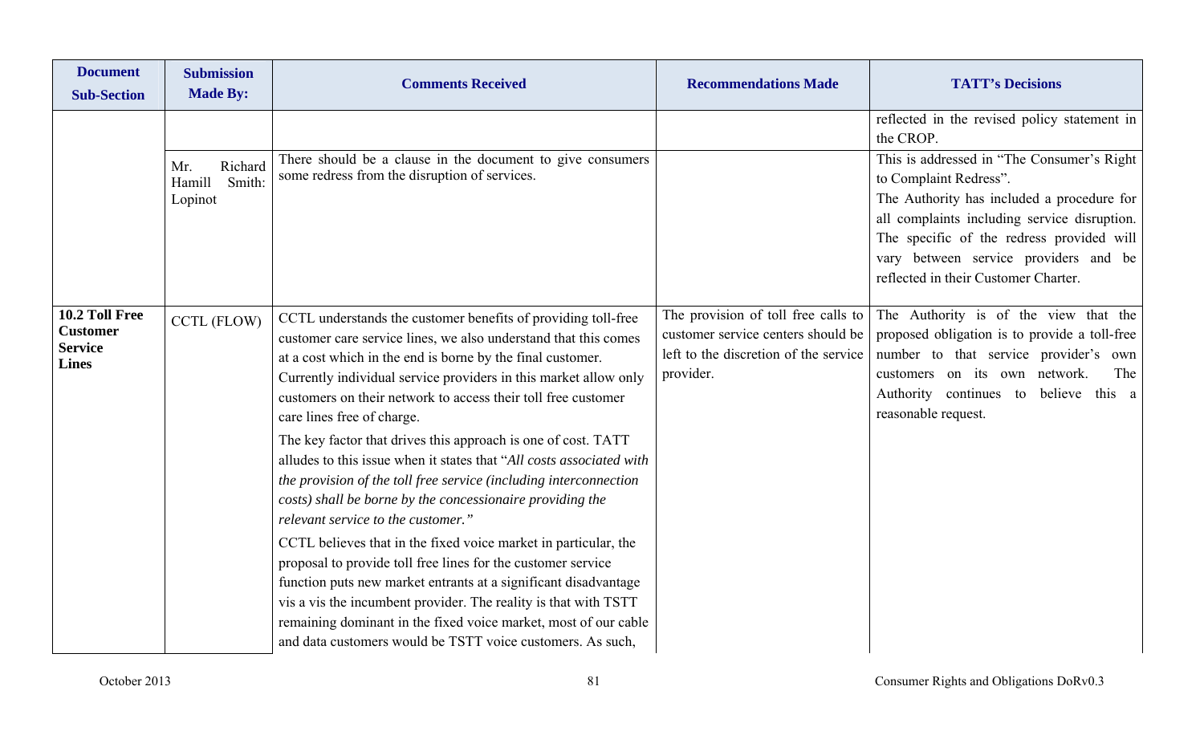| Document Sub-Section | Submission Made By: | Comments Received | Recommendations Made | TATT's Decisions |
|---|---|---|---|---|
| | | | | reflected in the revised policy statement in the CROP. |
| | Mr. Richard Hamill Smith: Lopinot | There should be a clause in the document to give consumers some redress from the disruption of services. | | This is addressed in "The Consumer's Right to Complaint Redress".<br>The Authority has included a procedure for all complaints including service disruption. The specific of the redress provided will vary between service providers and be reflected in their Customer Charter. |
| **10.2 Toll Free Customer Service Lines** | CCTL (FLOW) | CCTL understands the customer benefits of providing toll-free customer care service lines, we also understand that this comes at a cost which in the end is borne by the final customer. Currently individual service providers in this market allow only customers on their network to access their toll free customer care lines free of charge.<br>The key factor that drives this approach is one of cost. TATT alludes to this issue when it states that "*All costs associated with the provision of the toll free service (including interconnection costs) shall be borne by the concessionaire providing the relevant service to the customer.*"<br>CCTL believes that in the fixed voice market in particular, the proposal to provide toll free lines for the customer service function puts new market entrants at a significant disadvantage vis a vis the incumbent provider. The reality is that with TSTT remaining dominant in the fixed voice market, most of our cable and data customers would be TSTT voice customers. As such, | The provision of toll free calls to customer service centers should be left to the discretion of the service provider. | The Authority is of the view that the proposed obligation is to provide a toll-free number to that service provider's own customers on its own network. The Authority continues to believe this a reasonable request. |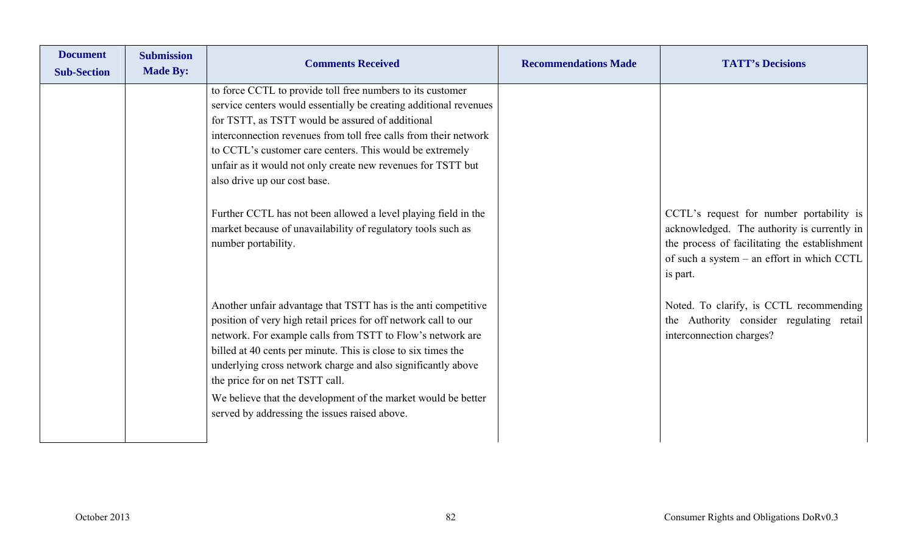| Document Sub-Section | Submission Made By: | Comments Received | Recommendations Made | TATT's Decisions |
|---|---|---|---|---|
| | | to force CCTL to provide toll free numbers to its customer service centers would essentially be creating additional revenues for TSTT, as TSTT would be assured of additional interconnection revenues from toll free calls from their network to CCTL's customer care centers. This would be extremely unfair as it would not only create new revenues for TSTT but also drive up our cost base. | | |
| | | Further CCTL has not been allowed a level playing field in the market because of unavailability of regulatory tools such as number portability. | | CCTL's request for number portability is acknowledged. The authority is currently in the process of facilitating the establishment of such a system – an effort in which CCTL is part. |
| | | Another unfair advantage that TSTT has is the anti competitive position of very high retail prices for off network call to our network. For example calls from TSTT to Flow's network are billed at 40 cents per minute. This is close to six times the underlying cross network charge and also significantly above the price for on net TSTT call.<br><br>We believe that the development of the market would be better served by addressing the issues raised above. | | Noted. To clarify, is CCTL recommending the Authority consider regulating retail interconnection charges? |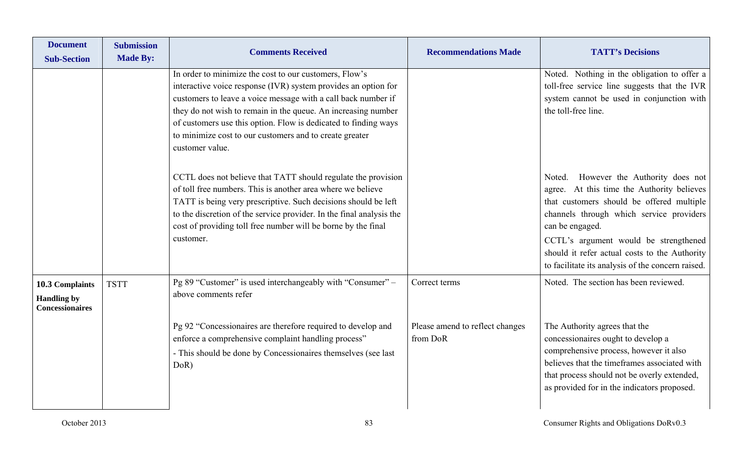| Document Sub-Section | Submission Made By: | Comments Received | Recommendations Made | TATT's Decisions |
|---|---|---|---|---|
| | | In order to minimize the cost to our customers, Flow's interactive voice response (IVR) system provides an option for customers to leave a voice message with a call back number if they do not wish to remain in the queue. An increasing number of customers use this option. Flow is dedicated to finding ways to minimize cost to our customers and to create greater customer value. | | Noted. Nothing in the obligation to offer a toll-free service line suggests that the IVR system cannot be used in conjunction with the toll-free line. |
| | | CCTL does not believe that TATT should regulate the provision of toll free numbers. This is another area where we believe TATT is being very prescriptive. Such decisions should be left to the discretion of the service provider. In the final analysis the cost of providing toll free number will be borne by the final customer. | | Noted. However the Authority does not agree. At this time the Authority believes that customers should be offered multiple channels through which service providers can be engaged.<br>CCTL's argument would be strengthened should it refer actual costs to the Authority to facilitate its analysis of the concern raised. |
| **10.3 Complaints Handling by Concessionaires** | TSTT | Pg 89 "Customer" is used interchangeably with "Consumer" – above comments refer | Correct terms | Noted. The section has been reviewed. |
| | | Pg 92 "Concessionaires are therefore required to develop and enforce a comprehensive complaint handling process"<br>- This should be done by Concessionaires themselves (see last DoR) | Please amend to reflect changes from DoR | The Authority agrees that the concessionaires ought to develop a comprehensive process, however it also believes that the timeframes associated with that process should not be overly extended, as provided for in the indicators proposed. |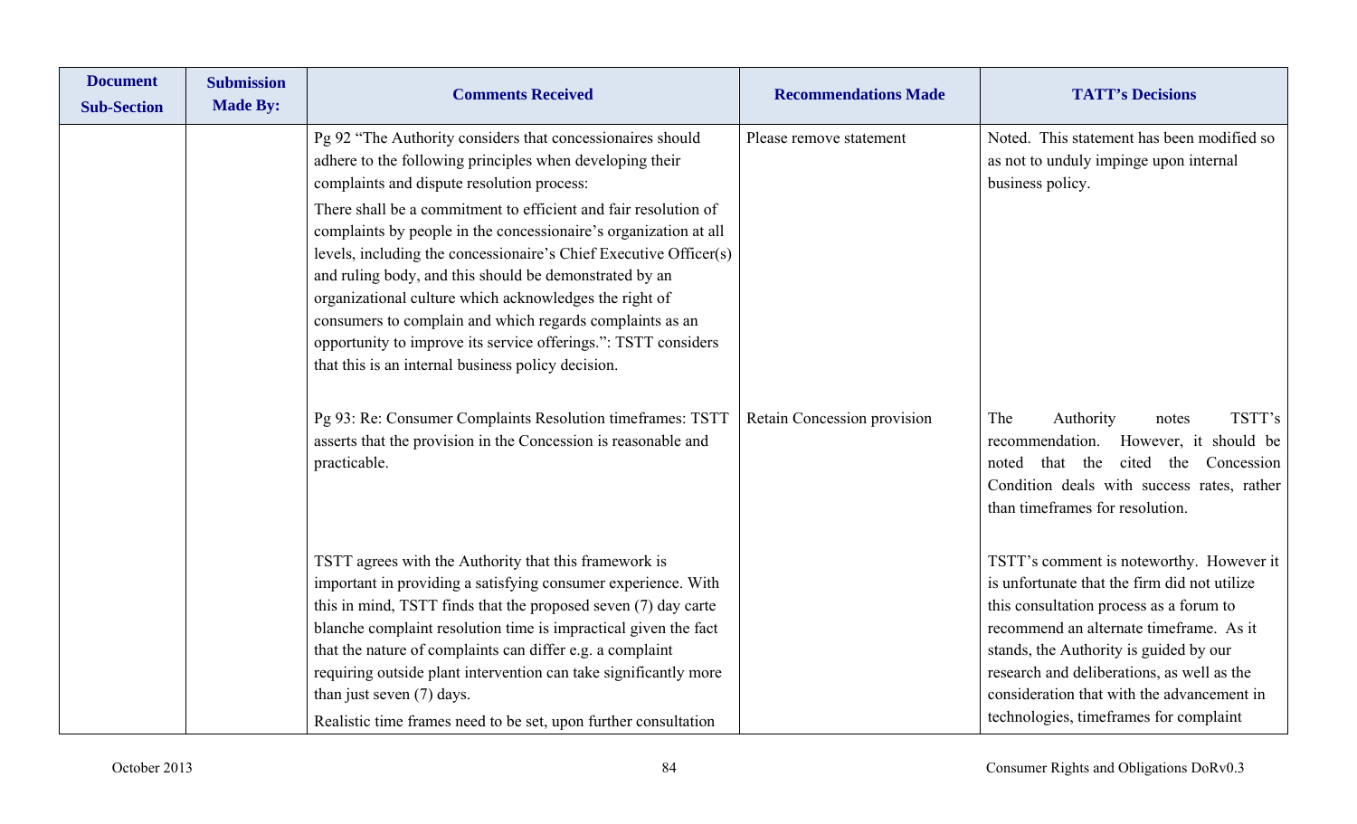| Document Sub-Section | Submission Made By: | Comments Received | Recommendations Made | TATT's Decisions |
|---|---|---|---|---|
| | | Pg 92 "The Authority considers that concessionaires should adhere to the following principles when developing their complaints and dispute resolution process:<br>There shall be a commitment to efficient and fair resolution of complaints by people in the concessionaire's organization at all levels, including the concessionaire's Chief Executive Officer(s) and ruling body, and this should be demonstrated by an organizational culture which acknowledges the right of consumers to complain and which regards complaints as an opportunity to improve its service offerings.": TSTT considers that this is an internal business policy decision. | Please remove statement | Noted. This statement has been modified so as not to unduly impinge upon internal business policy. |
| | | Pg 93: Re: Consumer Complaints Resolution timeframes: TSTT asserts that the provision in the Concession is reasonable and practicable. | Retain Concession provision | The Authority notes TSTT's recommendation. However, it should be noted that the cited the Concession Condition deals with success rates, rather than timeframes for resolution. |
| | | TSTT agrees with the Authority that this framework is important in providing a satisfying consumer experience. With this in mind, TSTT finds that the proposed seven (7) day carte blanche complaint resolution time is impractical given the fact that the nature of complaints can differ e.g. a complaint requiring outside plant intervention can take significantly more than just seven (7) days.<br>Realistic time frames need to be set, upon further consultation | | TSTT's comment is noteworthy. However it is unfortunate that the firm did not utilize this consultation process as a forum to recommend an alternate timeframe. As it stands, the Authority is guided by our research and deliberations, as well as the consideration that with the advancement in technologies, timeframes for complaint |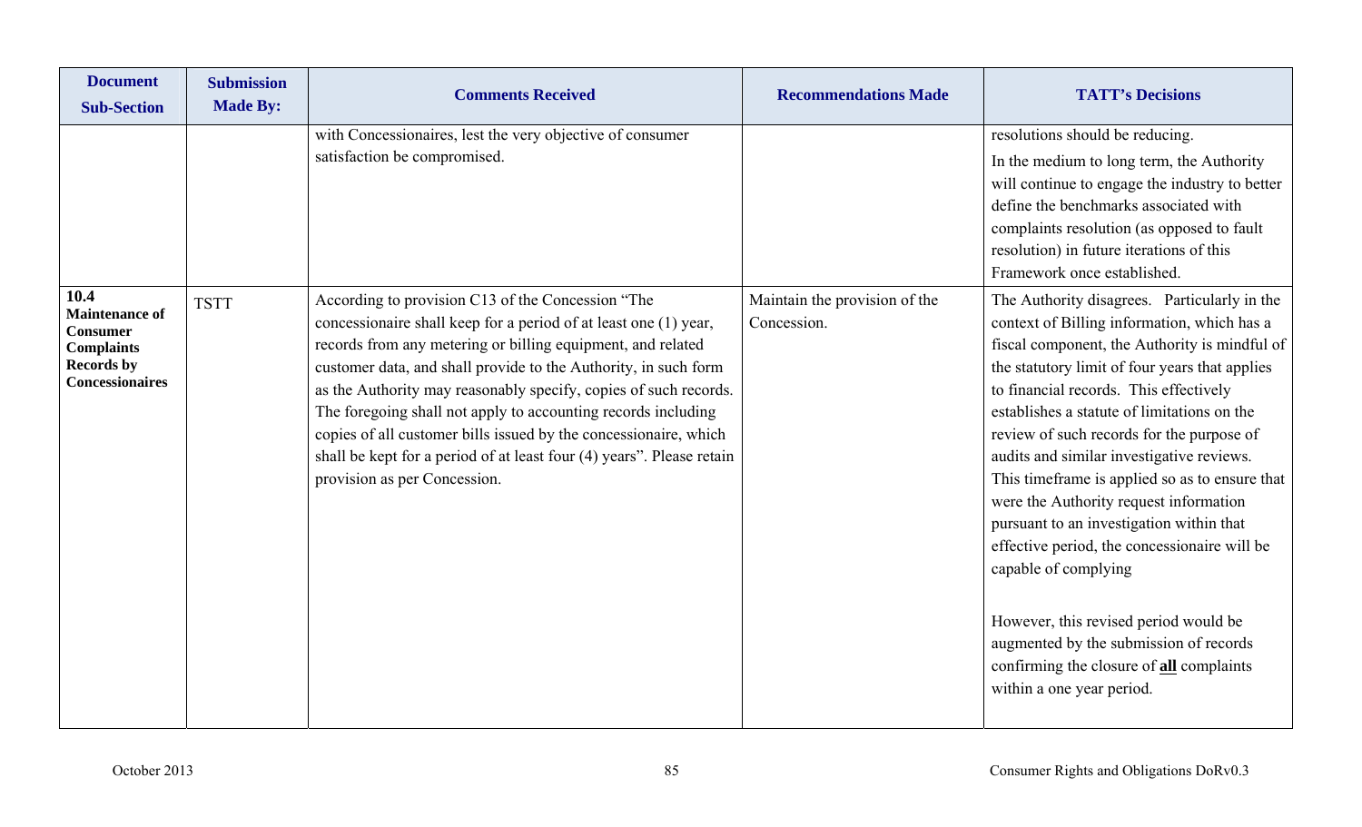| Document Sub-Section | Submission Made By: | Comments Received | Recommendations Made | TATT's Decisions |
|---|---|---|---|---|
| | | with Concessionaires, lest the very objective of consumer satisfaction be compromised. | | resolutions should be reducing.<br>In the medium to long term, the Authority will continue to engage the industry to better define the benchmarks associated with complaints resolution (as opposed to fault resolution) in future iterations of this Framework once established. |
| **10.4 Maintenance of Consumer Complaints Records by Concessionaires** | TSTT | According to provision C13 of the Concession "The concessionaire shall keep for a period of at least one (1) year, records from any metering or billing equipment, and related customer data, and shall provide to the Authority, in such form as the Authority may reasonably specify, copies of such records. The foregoing shall not apply to accounting records including copies of all customer bills issued by the concessionaire, which shall be kept for a period of at least four (4) years". Please retain provision as per Concession. | Maintain the provision of the Concession. | The Authority disagrees. Particularly in the context of Billing information, which has a fiscal component, the Authority is mindful of the statutory limit of four years that applies to financial records. This effectively establishes a statute of limitations on the review of such records for the purpose of audits and similar investigative reviews. This timeframe is applied so as to ensure that were the Authority request information pursuant to an investigation within that effective period, the concessionaire will be capable of complying<br><br>However, this revised period would be augmented by the submission of records confirming the closure of **all** complaints within a one year period. |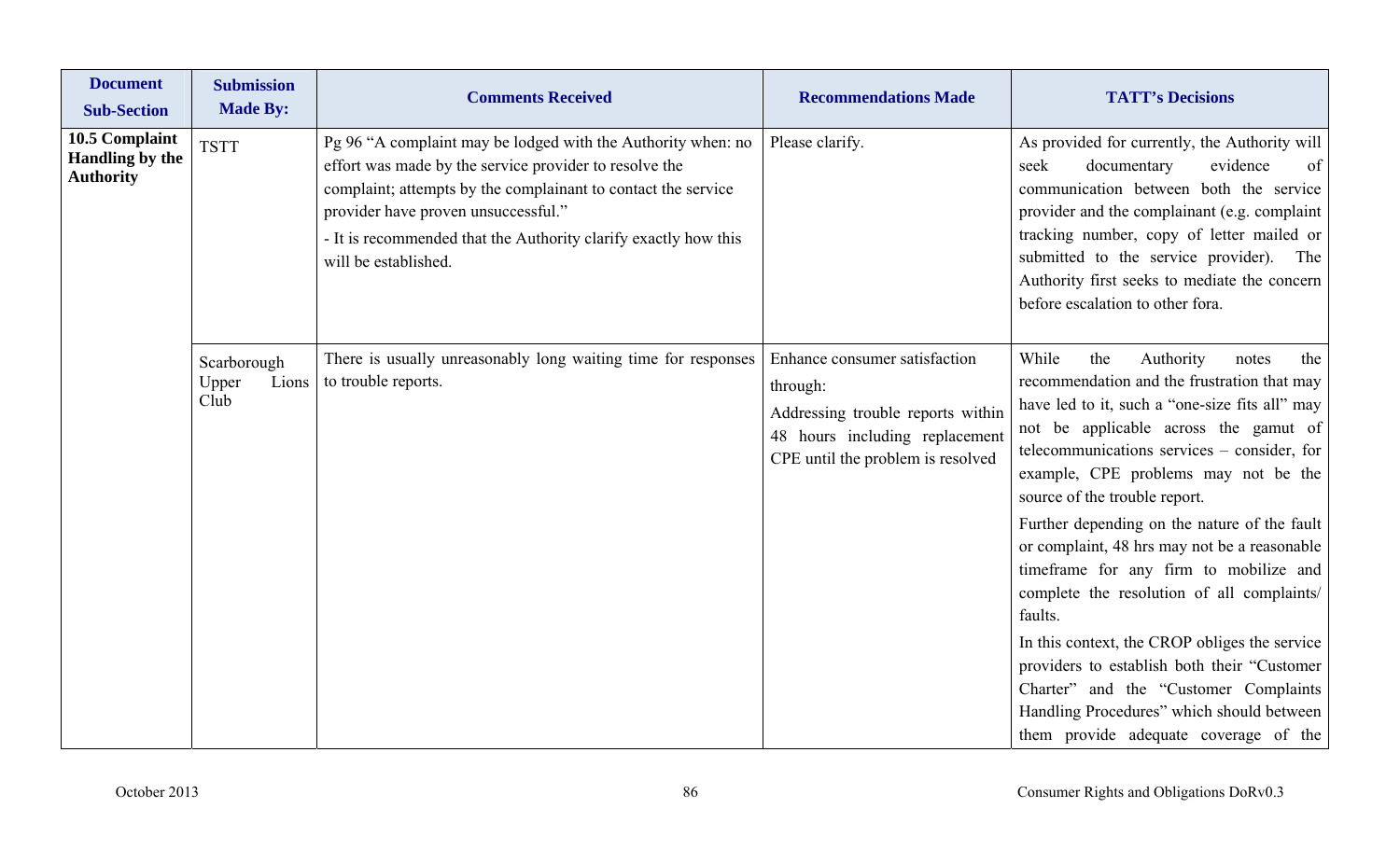| Document Sub-Section | Submission Made By: | Comments Received | Recommendations Made | TATT's Decisions |
|---|---|---|---|---|
| **10.5 Complaint Handling by the Authority** | TSTT | Pg 96 "A complaint may be lodged with the Authority when: no effort was made by the service provider to resolve the complaint; attempts by the complainant to contact the service provider have proven unsuccessful."<br>- It is recommended that the Authority clarify exactly how this will be established. | Please clarify. | As provided for currently, the Authority will seek documentary evidence of communication between both the service provider and the complainant (e.g. complaint tracking number, copy of letter mailed or submitted to the service provider). The Authority first seeks to mediate the concern before escalation to other fora. |
| | Scarborough Upper Lions Club | There is usually unreasonably long waiting time for responses to trouble reports. | Enhance consumer satisfaction through:<br>Addressing trouble reports within 48 hours including replacement CPE until the problem is resolved | While the Authority notes the recommendation and the frustration that may have led to it, such a "one-size fits all" may not be applicable across the gamut of telecommunications services – consider, for example, CPE problems may not be the source of the trouble report.<br>Further depending on the nature of the fault or complaint, 48 hrs may not be a reasonable timeframe for any firm to mobilize and complete the resolution of all complaints/ faults.<br>In this context, the CROP obliges the service providers to establish both their "Customer Charter" and the "Customer Complaints Handling Procedures" which should between them provide adequate coverage of the |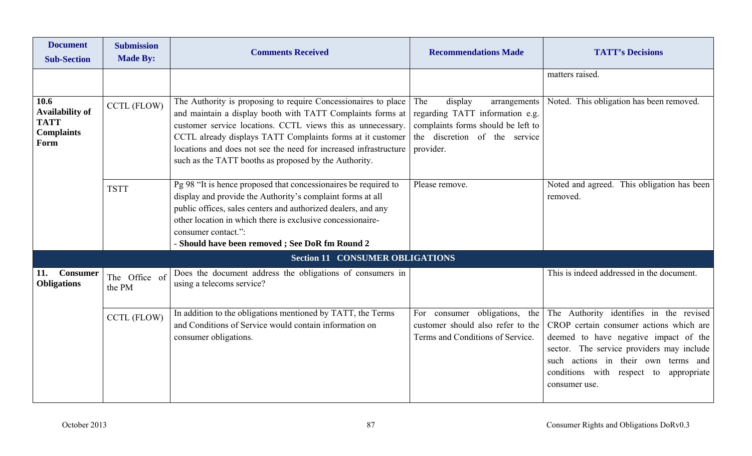| Document Sub-Section | Submission Made By: | Comments Received | Recommendations Made | TATT's Decisions |
|---|---|---|---|---|
| | | | | matters raised. |
| **10.6 Availability of TATT Complaints Form** | CCTL (FLOW) | The Authority is proposing to require Concessionaires to place and maintain a display booth with TATT Complaints forms at customer service locations. CCTL views this as unnecessary. CCTL already displays TATT Complaints forms at it customer locations and does not see the need for increased infrastructure such as the TATT booths as proposed by the Authority. | The display arrangements regarding TATT information e.g. complaints forms should be left to the discretion of the service provider. | Noted. This obligation has been removed. |
| | TSTT | Pg 98 "It is hence proposed that concessionaires be required to display and provide the Authority's complaint forms at all public offices, sales centers and authorized dealers, and any other location in which there is exclusive concessionaire-consumer contact.":<br>- **Should have been removed ; See DoR fm Round 2** | Please remove. | Noted and agreed. This obligation has been removed. |
| | | **Section 11 CONSUMER OBLIGATIONS** | | |
| **11. Consumer Obligations** | The Office of the PM | Does the document address the obligations of consumers in using a telecoms service? | | This is indeed addressed in the document. |
| | CCTL (FLOW) | In addition to the obligations mentioned by TATT, the Terms and Conditions of Service would contain information on consumer obligations. | For consumer obligations, the customer should also refer to the Terms and Conditions of Service. | The Authority identifies in the revised CROP certain consumer actions which are deemed to have negative impact of the sector. The service providers may include such actions in their own terms and conditions with respect to appropriate consumer use. |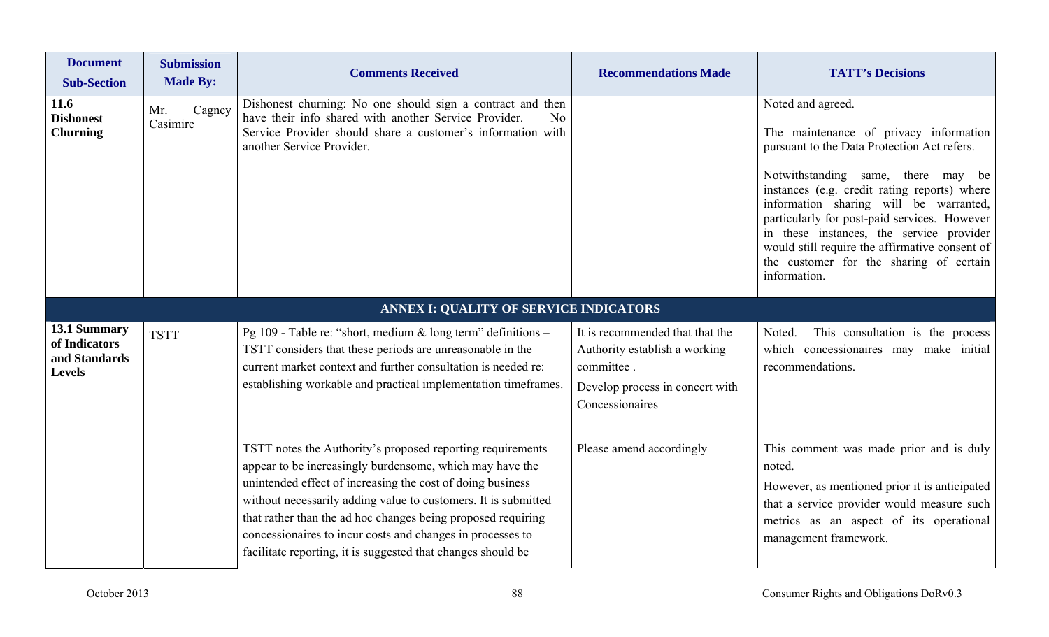| Document Sub-Section | Submission Made By: | Comments Received | Recommendations Made | TATT's Decisions |
|---|---|---|---|---|
| **11.6 Dishonest Churning** | Mr. Cagney Casimire | Dishonest churning: No one should sign a contract and then have their info shared with another Service Provider. No Service Provider should share a customer's information with another Service Provider. | | Noted and agreed.<br><br>The maintenance of privacy information pursuant to the Data Protection Act refers.<br><br>Notwithstanding same, there may be instances (e.g. credit rating reports) where information sharing will be warranted, particularly for post-paid services. However in these instances, the service provider would still require the affirmative consent of the customer for the sharing of certain information. |
| **ANNEX I: QUALITY OF SERVICE INDICATORS** | | | | |
| **13.1 Summary of Indicators and Standards Levels** | TSTT | Pg 109 - Table re: "short, medium & long term" definitions – TSTT considers that these periods are unreasonable in the current market context and further consultation is needed re: establishing workable and practical implementation timeframes. | It is recommended that that the Authority establish a working committee .<br><br>Develop process in concert with Concessionaires | Noted. This consultation is the process which concessionaires may make initial recommendations. |
| | | TSTT notes the Authority's proposed reporting requirements appear to be increasingly burdensome, which may have the unintended effect of increasing the cost of doing business without necessarily adding value to customers. It is submitted that rather than the ad hoc changes being proposed requiring concessionaires to incur costs and changes in processes to facilitate reporting, it is suggested that changes should be | Please amend accordingly | This comment was made prior and is duly noted.<br><br>However, as mentioned prior it is anticipated that a service provider would measure such metrics as an aspect of its operational management framework. |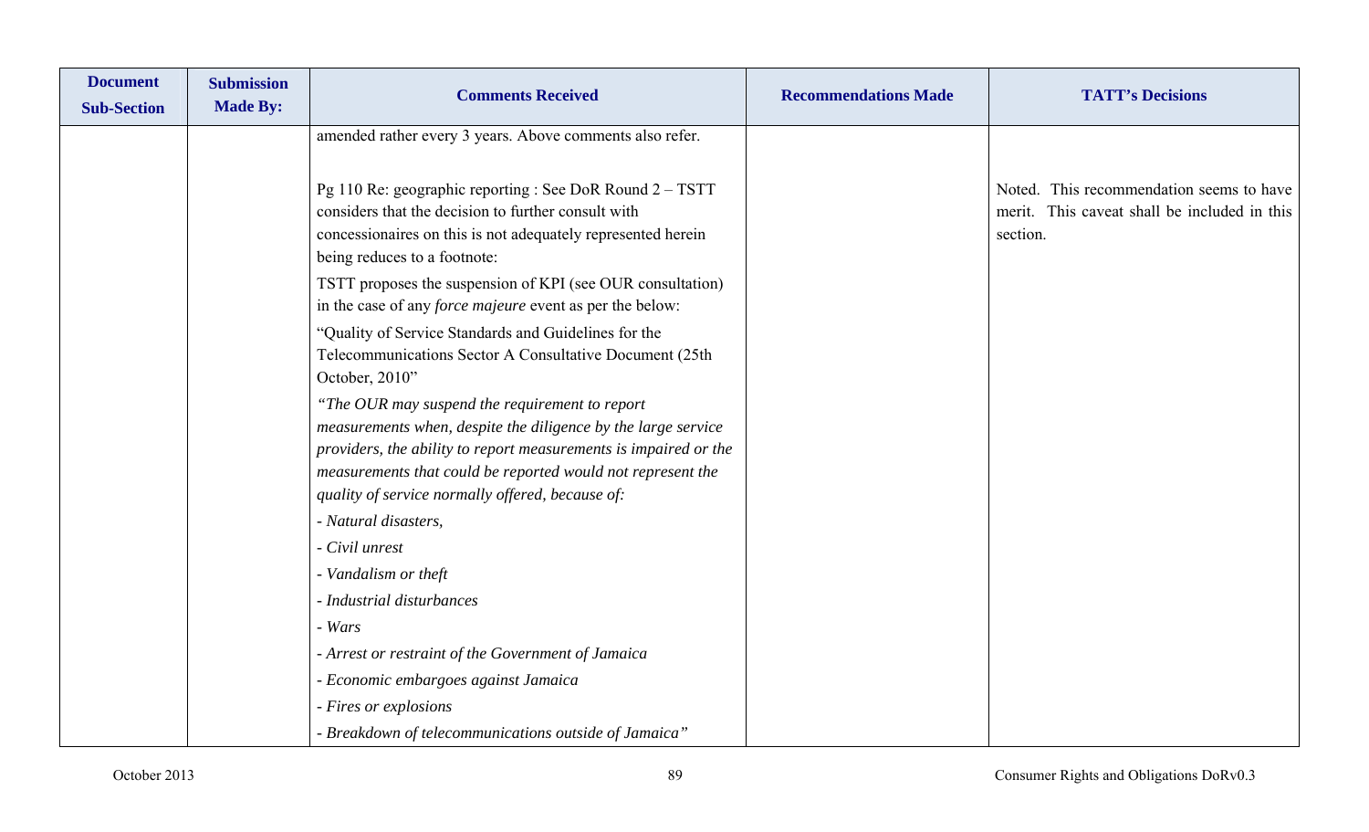| Document Sub-Section | Submission Made By: | Comments Received | Recommendations Made | TATT's Decisions |
|---|---|---|---|---|
| | | amended rather every 3 years. Above comments also refer. | | |
| | | Pg 110 Re: geographic reporting : See DoR Round 2 – TSTT considers that the decision to further consult with concessionaires on this is not adequately represented herein being reduces to a footnote:<br><br>TSTT proposes the suspension of KPI (see OUR consultation) in the case of any *force majeure* event as per the below:<br><br>"Quality of Service Standards and Guidelines for the Telecommunications Sector A Consultative Document (25th October, 2010"<br><br>*"The OUR may suspend the requirement to report measurements when, despite the diligence by the large service providers, the ability to report measurements is impaired or the measurements that could be reported would not represent the quality of service normally offered, because of:*<br><br>*- Natural disasters,*<br><br>*- Civil unrest*<br><br>*- Vandalism or theft*<br><br>*- Industrial disturbances*<br><br>*- Wars*<br><br>*- Arrest or restraint of the Government of Jamaica*<br><br>*- Economic embargoes against Jamaica*<br><br>*- Fires or explosions*<br><br>*- Breakdown of telecommunications outside of Jamaica"* | | Noted. This recommendation seems to have merit. This caveat shall be included in this section. |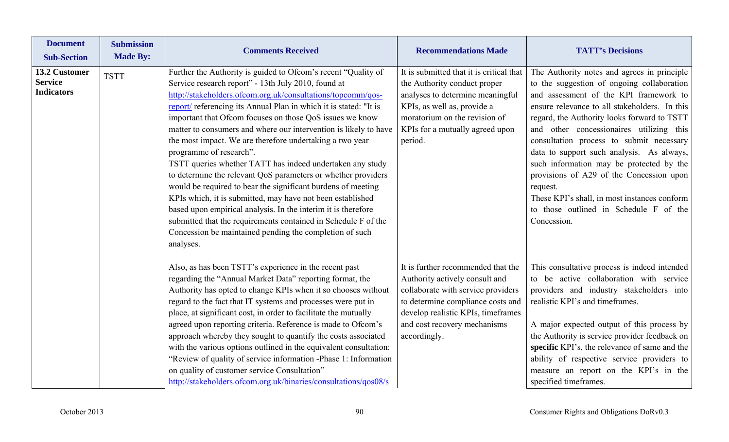| Document Sub-Section | Submission Made By: | Comments Received | Recommendations Made | TATT's Decisions |
|---|---|---|---|---|
| **13.2 Customer Service Indicators** | TSTT | Further the Authority is guided to Ofcom's recent "Quality of Service research report" - 13th July 2010, found at http://stakeholders.ofcom.org.uk/consultations/topcomm/qos-report/ referencing its Annual Plan in which it is stated: "It is important that Ofcom focuses on those QoS issues we know matter to consumers and where our intervention is likely to have the most impact. We are therefore undertaking a two year programme of research".<br>TSTT queries whether TATT has indeed undertaken any study to determine the relevant QoS parameters or whether providers would be required to bear the significant burdens of meeting KPIs which, it is submitted, may have not been established based upon empirical analysis. In the interim it is therefore submitted that the requirements contained in Schedule F of the Concession be maintained pending the completion of such analyses. | It is submitted that it is critical that the Authority conduct proper analyses to determine meaningful KPIs, as well as, provide a moratorium on the revision of KPIs for a mutually agreed upon period. | The Authority notes and agrees in principle to the suggestion of ongoing collaboration and assessment of the KPI framework to ensure relevance to all stakeholders. In this regard, the Authority looks forward to TSTT and other concessionaires utilizing this consultation process to submit necessary data to support such analysis. As always, such information may be protected by the provisions of A29 of the Concession upon request.<br>These KPI's shall, in most instances conform to those outlined in Schedule F of the Concession. |
| | | Also, as has been TSTT's experience in the recent past regarding the "Annual Market Data" reporting format, the Authority has opted to change KPIs when it so chooses without regard to the fact that IT systems and processes were put in place, at significant cost, in order to facilitate the mutually agreed upon reporting criteria. Reference is made to Ofcom's approach whereby they sought to quantify the costs associated with the various options outlined in the equivalent consultation: "Review of quality of service information -Phase 1: Information on quality of customer service Consultation"<br>http://stakeholders.ofcom.org.uk/binaries/consultations/qos08/s | It is further recommended that the Authority actively consult and collaborate with service providers to determine compliance costs and develop realistic KPIs, timeframes and cost recovery mechanisms accordingly. | This consultative process is indeed intended to be active collaboration with service providers and industry stakeholders into realistic KPI's and timeframes.<br><br>A major expected output of this process by the Authority is service provider feedback on **specific** KPI's, the relevance of same and the ability of respective service providers to measure an report on the KPI's in the specified timeframes. |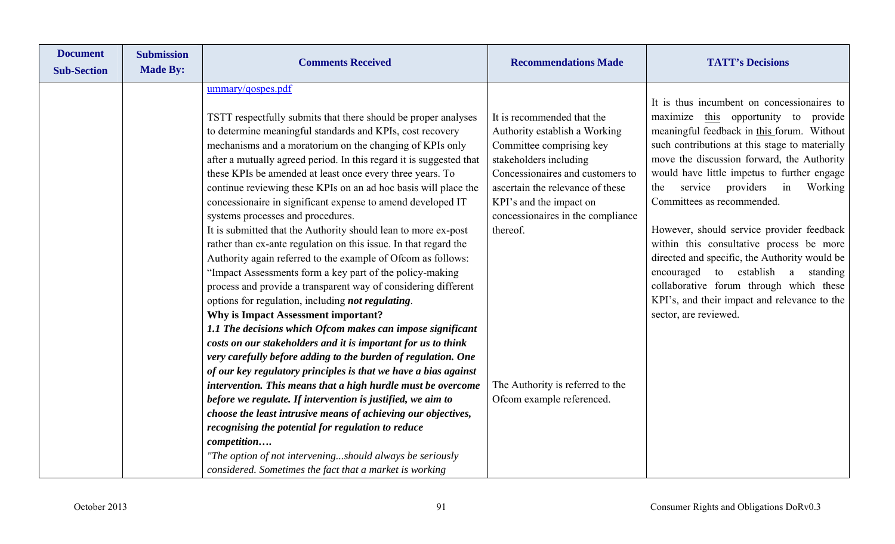| Document Sub-Section | Submission Made By: | Comments Received | Recommendations Made | TATT's Decisions |
|---|---|---|---|---|
| | | ummary/qospes.pdf<br><br>TSTT respectfully submits that there should be proper analyses to determine meaningful standards and KPIs, cost recovery mechanisms and a moratorium on the changing of KPIs only after a mutually agreed period. In this regard it is suggested that these KPIs be amended at least once every three years. To continue reviewing these KPIs on an ad hoc basis will place the concessionaire in significant expense to amend developed IT systems processes and procedures.<br>It is submitted that the Authority should lean to more ex-post rather than ex-ante regulation on this issue. In that regard the Authority again referred to the example of Ofcom as follows: "Impact Assessments form a key part of the policy-making process and provide a transparent way of considering different options for regulation, including ***not regulating***.<br>**Why is Impact Assessment important?**<br>***1.1 The decisions which Ofcom makes can impose significant costs on our stakeholders and it is important for us to think very carefully before adding to the burden of regulation. One of our key regulatory principles is that we have a bias against intervention. This means that a high hurdle must be overcome before we regulate. If intervention is justified, we aim to choose the least intrusive means of achieving our objectives, recognising the potential for regulation to reduce competition….***<br>*"The option of not intervening...should always be seriously considered. Sometimes the fact that a market is working* | It is recommended that the Authority establish a Working Committee comprising key stakeholders including Concessionaires and customers to ascertain the relevance of these KPI's and the impact on concessionaires in the compliance thereof.<br><br>The Authority is referred to the Ofcom example referenced. | It is thus incumbent on concessionaires to maximize this opportunity to provide meaningful feedback in this forum. Without such contributions at this stage to materially move the discussion forward, the Authority would have little impetus to further engage the service providers in Working Committees as recommended.<br><br>However, should service provider feedback within this consultative process be more directed and specific, the Authority would be encouraged to establish a standing collaborative forum through which these KPI's, and their impact and relevance to the sector, are reviewed. |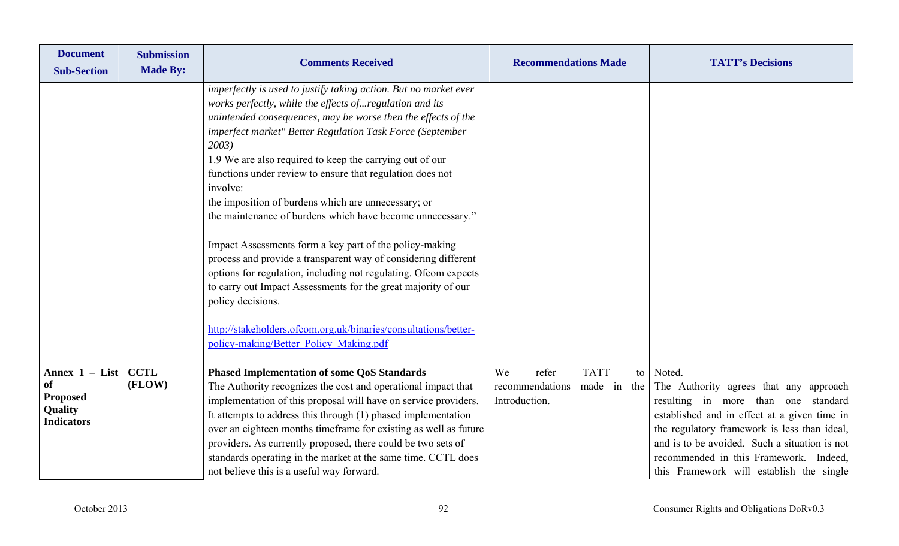| Document Sub-Section | Submission Made By: | Comments Received | Recommendations Made | TATT's Decisions |
|---|---|---|---|---|
| | | *imperfectly is used to justify taking action. But no market ever works perfectly, while the effects of...regulation and its unintended consequences, may be worse then the effects of the imperfect market" Better Regulation Task Force (September 2003)*<br>1.9 We are also required to keep the carrying out of our functions under review to ensure that regulation does not involve:<br>the imposition of burdens which are unnecessary; or<br>the maintenance of burdens which have become unnecessary."<br><br>Impact Assessments form a key part of the policy-making process and provide a transparent way of considering different options for regulation, including not regulating. Ofcom expects to carry out Impact Assessments for the great majority of our policy decisions.<br><br>[http://stakeholders.ofcom.org.uk/binaries/consultations/better-policy-making/Better_Policy_Making.pdf](http://stakeholders.ofcom.org.uk/binaries/consultations/better-policy-making/Better_Policy_Making.pdf) | | |
| **Annex 1 – List of Proposed Quality Indicators** | **CCTL (FLOW)** | **Phased Implementation of some QoS Standards**<br>The Authority recognizes the cost and operational impact that implementation of this proposal will have on service providers. It attempts to address this through (1) phased implementation over an eighteen months timeframe for existing as well as future providers. As currently proposed, there could be two sets of standards operating in the market at the same time. CCTL does not believe this is a useful way forward. | We refer TATT to recommendations made in the Introduction. | Noted.<br>The Authority agrees that any approach resulting in more than one standard established and in effect at a given time in the regulatory framework is less than ideal, and is to be avoided. Such a situation is not recommended in this Framework. Indeed, this Framework will establish the single |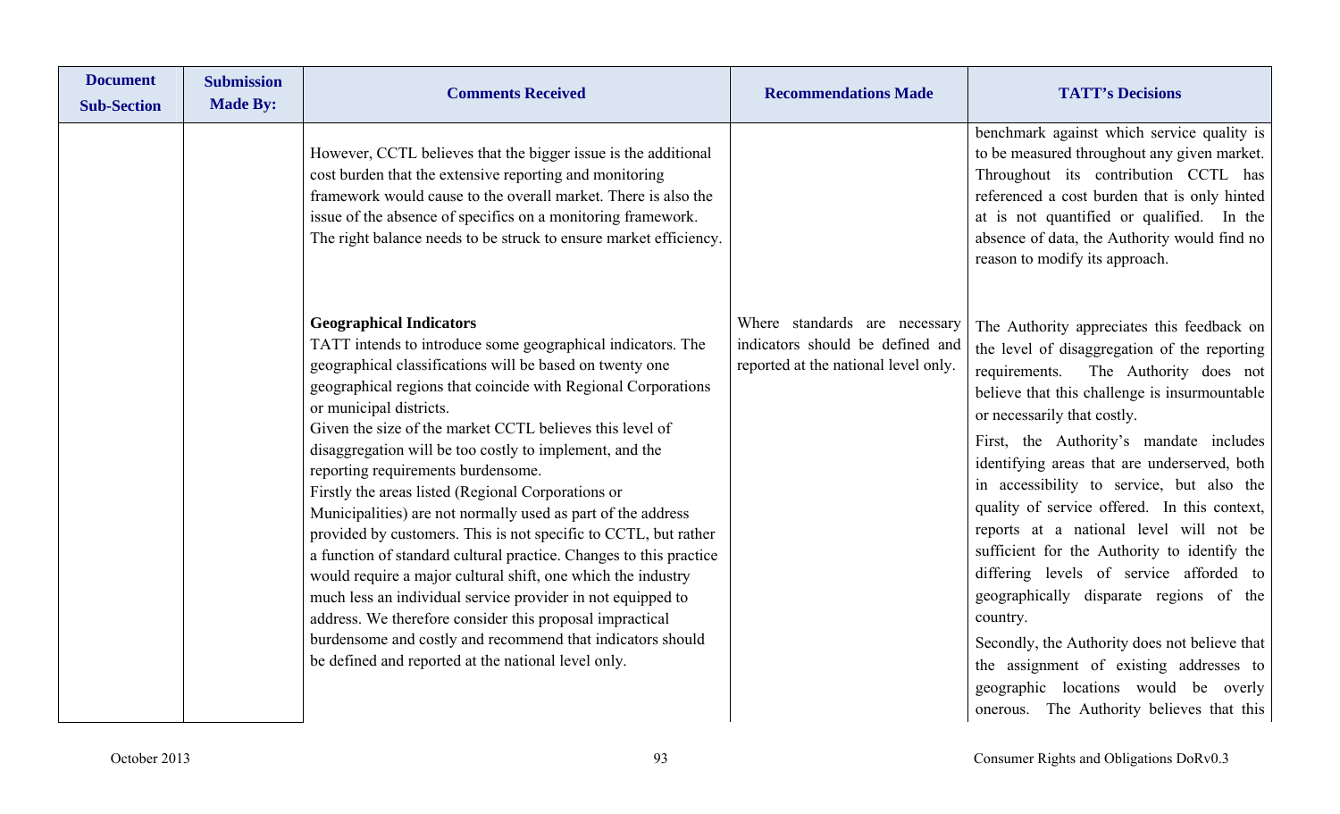| Document Sub-Section | Submission Made By: | Comments Received | Recommendations Made | TATT's Decisions |
|---|---|---|---|---|
| | | However, CCTL believes that the bigger issue is the additional cost burden that the extensive reporting and monitoring framework would cause to the overall market. There is also the issue of the absence of specifics on a monitoring framework. The right balance needs to be struck to ensure market efficiency. | | benchmark against which service quality is to be measured throughout any given market. Throughout its contribution CCTL has referenced a cost burden that is only hinted at is not quantified or qualified. In the absence of data, the Authority would find no reason to modify its approach. |
| | | **Geographical Indicators**<br>TATT intends to introduce some geographical indicators. The geographical classifications will be based on twenty one geographical regions that coincide with Regional Corporations or municipal districts.<br>Given the size of the market CCTL believes this level of disaggregation will be too costly to implement, and the reporting requirements burdensome.<br>Firstly the areas listed (Regional Corporations or Municipalities) are not normally used as part of the address provided by customers. This is not specific to CCTL, but rather a function of standard cultural practice. Changes to this practice would require a major cultural shift, one which the industry much less an individual service provider in not equipped to address. We therefore consider this proposal impractical burdensome and costly and recommend that indicators should be defined and reported at the national level only. | Where standards are necessary indicators should be defined and reported at the national level only. | The Authority appreciates this feedback on the level of disaggregation of the reporting requirements. The Authority does not believe that this challenge is insurmountable or necessarily that costly.<br>First, the Authority's mandate includes identifying areas that are underserved, both in accessibility to service, but also the quality of service offered. In this context, reports at a national level will not be sufficient for the Authority to identify the differing levels of service afforded to geographically disparate regions of the country.<br>Secondly, the Authority does not believe that the assignment of existing addresses to geographic locations would be overly onerous. The Authority believes that this |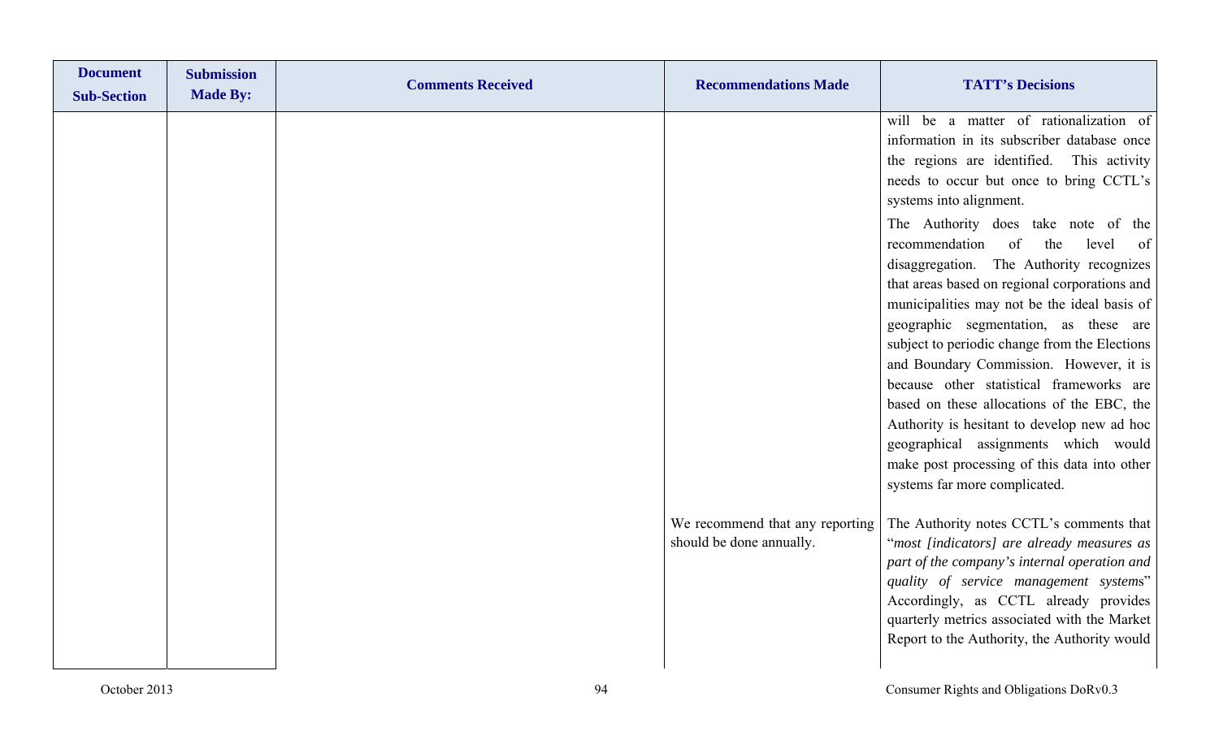| Document Sub-Section | Submission Made By: | Comments Received | Recommendations Made | TATT's Decisions |
|---|---|---|---|---|
| | | | | will be a matter of rationalization of information in its subscriber database once the regions are identified. This activity needs to occur but once to bring CCTL's systems into alignment.<br><br>The Authority does take note of the recommendation of the level of disaggregation. The Authority recognizes that areas based on regional corporations and municipalities may not be the ideal basis of geographic segmentation, as these are subject to periodic change from the Elections and Boundary Commission. However, it is because other statistical frameworks are based on these allocations of the EBC, the Authority is hesitant to develop new ad hoc geographical assignments which would make post processing of this data into other systems far more complicated. |
| | | | We recommend that any reporting should be done annually. | The Authority notes CCTL's comments that "*most [indicators] are already measures as part of the company's internal operation and quality of service management systems*" Accordingly, as CCTL already provides quarterly metrics associated with the Market Report to the Authority, the Authority would |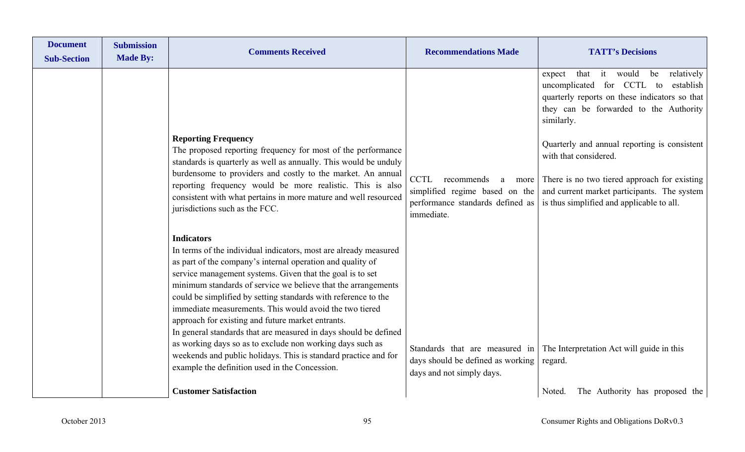| Document Sub-Section | Submission Made By: | Comments Received | Recommendations Made | TATT's Decisions |
|---|---|---|---|---|
| | | | | expect that it would be relatively uncomplicated for CCTL to establish quarterly reports on these indicators so that they can be forwarded to the Authority similarly. |
| | | **Reporting Frequency**<br>The proposed reporting frequency for most of the performance standards is quarterly as well as annually. This would be unduly burdensome to providers and costly to the market. An annual reporting frequency would be more realistic. This is also consistent with what pertains in more mature and well resourced jurisdictions such as the FCC. | CCTL recommends a more simplified regime based on the performance standards defined as immediate. | Quarterly and annual reporting is consistent with that considered.<br><br>There is no two tiered approach for existing and current market participants. The system is thus simplified and applicable to all. |
| | | **Indicators**<br>In terms of the individual indicators, most are already measured as part of the company's internal operation and quality of service management systems. Given that the goal is to set minimum standards of service we believe that the arrangements could be simplified by setting standards with reference to the immediate measurements. This would avoid the two tiered approach for existing and future market entrants.<br>In general standards that are measured in days should be defined as working days so as to exclude non working days such as weekends and public holidays. This is standard practice and for example the definition used in the Concession. | Standards that are measured in days should be defined as working days and not simply days. | The Interpretation Act will guide in this regard. |
| | | **Customer Satisfaction** | | Noted. The Authority has proposed the |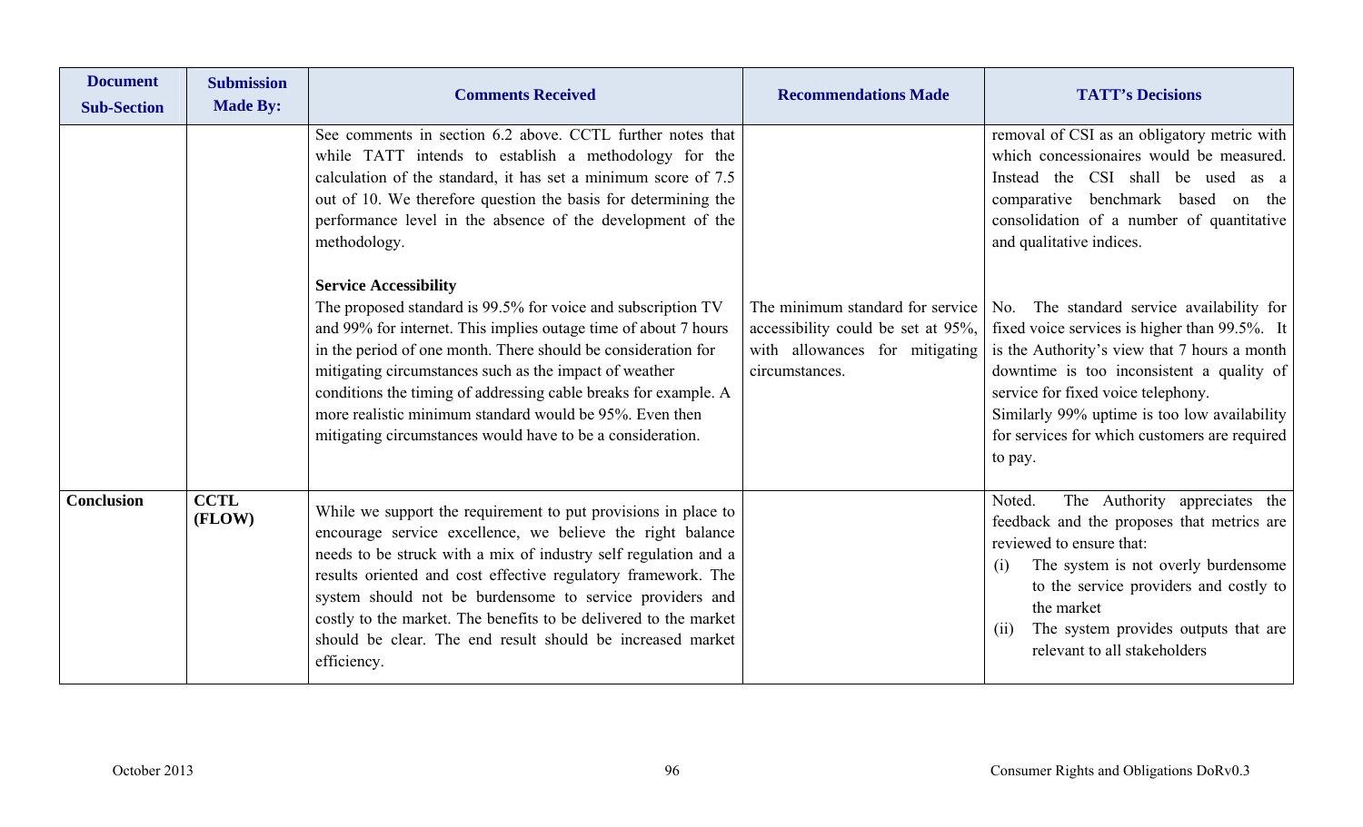| Document Sub-Section | Submission Made By: | Comments Received | Recommendations Made | TATT's Decisions |
|---|---|---|---|---|
| | | See comments in section 6.2 above. CCTL further notes that while TATT intends to establish a methodology for the calculation of the standard, it has set a minimum score of 7.5 out of 10. We therefore question the basis for determining the performance level in the absence of the development of the methodology. | | removal of CSI as an obligatory metric with which concessionaires would be measured. Instead the CSI shall be used as a comparative benchmark based on the consolidation of a number of quantitative and qualitative indices. |
| | | **Service Accessibility**<br>The proposed standard is 99.5% for voice and subscription TV and 99% for internet. This implies outage time of about 7 hours in the period of one month. There should be consideration for mitigating circumstances such as the impact of weather conditions the timing of addressing cable breaks for example. A more realistic minimum standard would be 95%. Even then mitigating circumstances would have to be a consideration. | The minimum standard for service accessibility could be set at 95%, with allowances for mitigating circumstances. | No. The standard service availability for fixed voice services is higher than 99.5%. It is the Authority's view that 7 hours a month downtime is too inconsistent a quality of service for fixed voice telephony.<br>Similarly 99% uptime is too low availability for services for which customers are required to pay. |
| **Conclusion** | **CCTL (FLOW)** | While we support the requirement to put provisions in place to encourage service excellence, we believe the right balance needs to be struck with a mix of industry self regulation and a results oriented and cost effective regulatory framework. The system should not be burdensome to service providers and costly to the market. The benefits to be delivered to the market should be clear. The end result should be increased market efficiency. | | Noted. The Authority appreciates the feedback and the proposes that metrics are reviewed to ensure that:<br>(i) The system is not overly burdensome to the service providers and costly to the market<br>(ii) The system provides outputs that are relevant to all stakeholders |